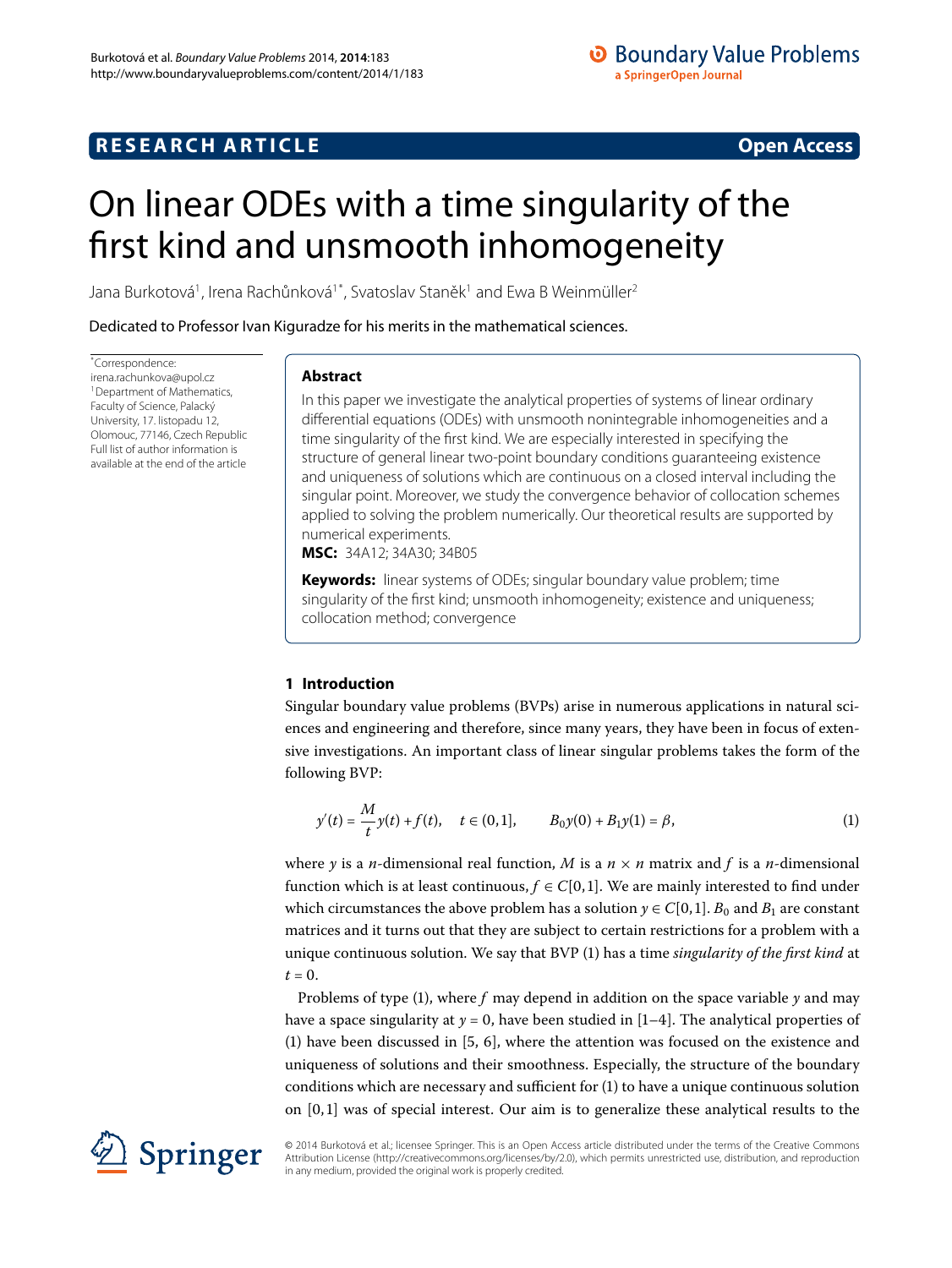RESEARCH ARTICLE

Open Access

# On linear ODEs with a time singularity of the first kind and unsmooth inhomogeneity

Jana Burkotová[1], Irena Rachůnková[1*], Svatoslav Staněk[1] and Ewa B Weinmüller[2]

Dedicated to Professor Ivan Kiguradze for his merits in the mathematical sciences.

*Correspondence: irena.rachunkova@upol.cz
[1]Department of Mathematics, Faculty of Science, Palacký University, 17. listopadu 12, Olomouc, 77146, Czech Republic
Full list of author information is available at the end of the article

## Abstract

In this paper we investigate the analytical properties of systems of linear ordinary differential equations (ODEs) with unsmooth nonintegrable inhomogeneities and a time singularity of the first kind. We are especially interested in specifying the structure of general linear two-point boundary conditions guaranteeing existence and uniqueness of solutions which are continuous on a closed interval including the singular point. Moreover, we study the convergence behavior of collocation schemes applied to solving the problem numerically. Our theoretical results are supported by numerical experiments.

**MSC:** 34A12; 34A30; 34B05

**Keywords:** linear systems of ODEs; singular boundary value problem; time singularity of the first kind; unsmooth inhomogeneity; existence and uniqueness; collocation method; convergence

## 1 Introduction

Singular boundary value problems (BVPs) arise in numerous applications in natural sciences and engineering and therefore, since many years, they have been in focus of extensive investigations. An important class of linear singular problems takes the form of the following BVP:

$$y'(t) = \frac{M}{t}y(t) + f(t), \quad t \in (0,1], \qquad B_0 y(0) + B_1 y(1) = \beta, \tag{1}$$

where $y$ is a $n$-dimensional real function, $M$ is a $n \times n$ matrix and $f$ is a $n$-dimensional function which is at least continuous, $f \in C[0,1]$. We are mainly interested to find under which circumstances the above problem has a solution $y \in C[0,1]$. $B_0$ and $B_1$ are constant matrices and it turns out that they are subject to certain restrictions for a problem with a unique continuous solution. We say that BVP (1) has a time *singularity of the first kind* at $t = 0$.

Problems of type (1), where $f$ may depend in addition on the space variable $y$ and may have a space singularity at $y = 0$, have been studied in [1–4]. The analytical properties of (1) have been discussed in [5, 6], where the attention was focused on the existence and uniqueness of solutions and their smoothness. Especially, the structure of the boundary conditions which are necessary and sufficient for (1) to have a unique continuous solution on $[0,1]$ was of special interest. Our aim is to generalize these analytical results to the

© 2014 Burkotová et al.; licensee Springer. This is an Open Access article distributed under the terms of the Creative Commons Attribution License (http://creativecommons.org/licenses/by/2.0), which permits unrestricted use, distribution, and reproduction in any medium, provided the original work is properly credited.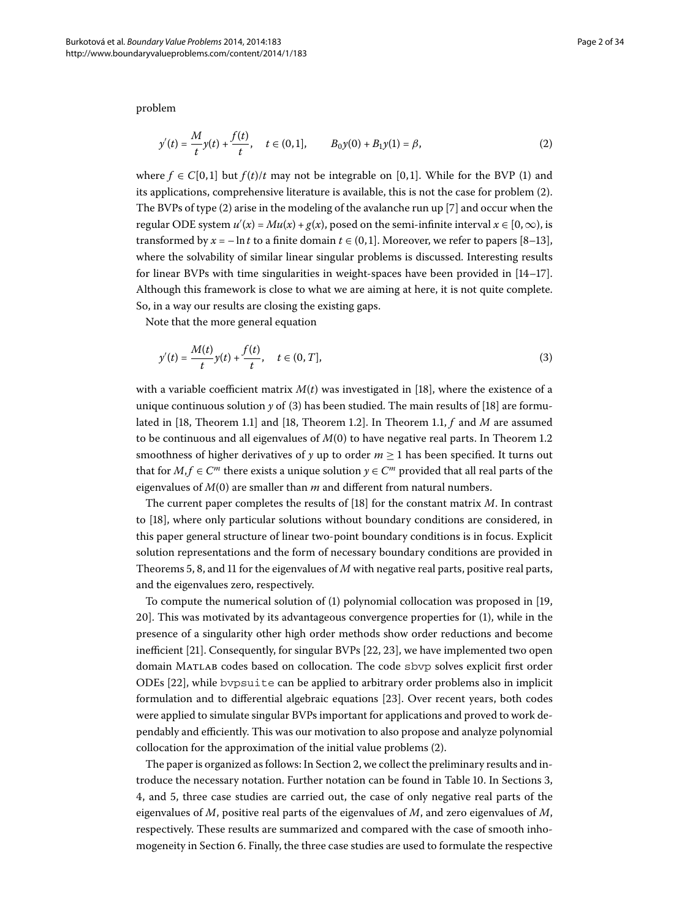problem

$$y'(t) = \frac{M}{t}y(t) + \frac{f(t)}{t}, \quad t \in (0,1], \qquad B_0 y(0) + B_1 y(1) = \beta, \tag{2}$$

where $f \in C[0,1]$ but $f(t)/t$ may not be integrable on $[0,1]$. While for the BVP (1) and its applications, comprehensive literature is available, this is not the case for problem (2). The BVPs of type (2) arise in the modeling of the avalanche run up [7] and occur when the regular ODE system $u'(x) = Mu(x) + g(x)$, posed on the semi-infinite interval $x \in [0,\infty)$, is transformed by $x = -\ln t$ to a finite domain $t \in (0,1]$. Moreover, we refer to papers [8–13], where the solvability of similar linear singular problems is discussed. Interesting results for linear BVPs with time singularities in weight-spaces have been provided in [14–17]. Although this framework is close to what we are aiming at here, it is not quite complete. So, in a way our results are closing the existing gaps.

Note that the more general equation

$$y'(t) = \frac{M(t)}{t}y(t) + \frac{f(t)}{t}, \quad t \in (0,T], \tag{3}$$

with a variable coefficient matrix $M(t)$ was investigated in [18], where the existence of a unique continuous solution $y$ of (3) has been studied. The main results of [18] are formulated in [18, Theorem 1.1] and [18, Theorem 1.2]. In Theorem 1.1, $f$ and $M$ are assumed to be continuous and all eigenvalues of $M(0)$ to have negative real parts. In Theorem 1.2 smoothness of higher derivatives of $y$ up to order $m \geq 1$ has been specified. It turns out that for $M, f \in C^m$ there exists a unique solution $y \in C^m$ provided that all real parts of the eigenvalues of $M(0)$ are smaller than $m$ and different from natural numbers.

The current paper completes the results of [18] for the constant matrix $M$. In contrast to [18], where only particular solutions without boundary conditions are considered, in this paper general structure of linear two-point boundary conditions is in focus. Explicit solution representations and the form of necessary boundary conditions are provided in Theorems 5, 8, and 11 for the eigenvalues of $M$ with negative real parts, positive real parts, and the eigenvalues zero, respectively.

To compute the numerical solution of (1) polynomial collocation was proposed in [19, 20]. This was motivated by its advantageous convergence properties for (1), while in the presence of a singularity other high order methods show order reductions and become inefficient [21]. Consequently, for singular BVPs [22, 23], we have implemented two open domain MATLAB codes based on collocation. The code `sbvp` solves explicit first order ODEs [22], while `bvpsuite` can be applied to arbitrary order problems also in implicit formulation and to differential algebraic equations [23]. Over recent years, both codes were applied to simulate singular BVPs important for applications and proved to work dependably and efficiently. This was our motivation to also propose and analyze polynomial collocation for the approximation of the initial value problems (2).

The paper is organized as follows: In Section 2, we collect the preliminary results and introduce the necessary notation. Further notation can be found in Table 10. In Sections 3, 4, and 5, three case studies are carried out, the case of only negative real parts of the eigenvalues of $M$, positive real parts of the eigenvalues of $M$, and zero eigenvalues of $M$, respectively. These results are summarized and compared with the case of smooth inhomogeneity in Section 6. Finally, the three case studies are used to formulate the respective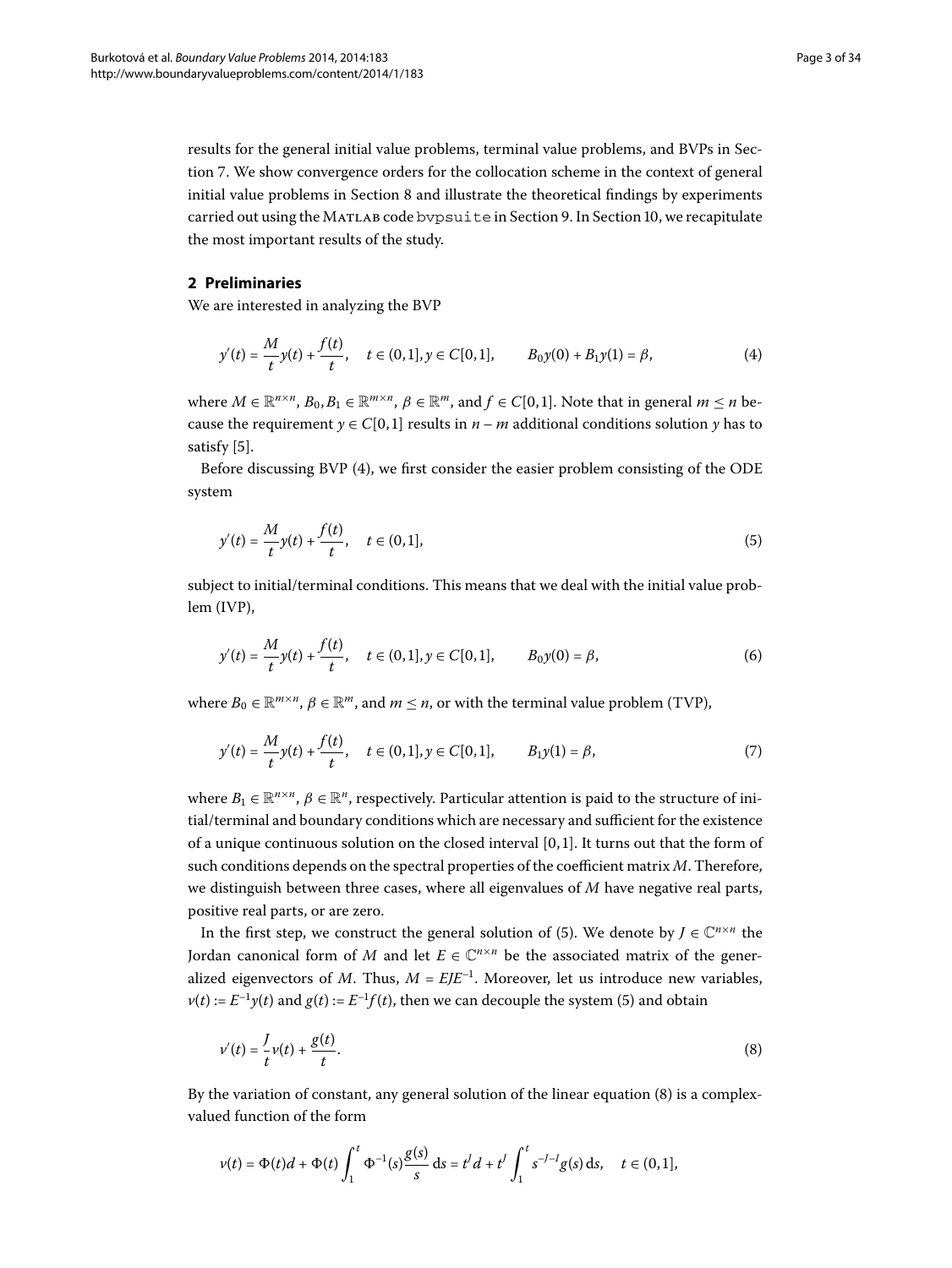results for the general initial value problems, terminal value problems, and BVPs in Section 7. We show convergence orders for the collocation scheme in the context of general initial value problems in Section 8 and illustrate the theoretical findings by experiments carried out using the MATLAB code `bvpsuite` in Section 9. In Section 10, we recapitulate the most important results of the study.

## 2 Preliminaries

We are interested in analyzing the BVP

$$y'(t) = \frac{M}{t}y(t) + \frac{f(t)}{t}, \quad t \in (0,1], y \in C[0,1], \qquad B_0 y(0) + B_1 y(1) = \beta, \tag{4}$$

where $M \in \mathbb{R}^{n\times n}$, $B_0, B_1 \in \mathbb{R}^{m\times n}$, $\beta \in \mathbb{R}^m$, and $f \in C[0,1]$. Note that in general $m \le n$ because the requirement $y \in C[0,1]$ results in $n - m$ additional conditions solution $y$ has to satisfy [5].

Before discussing BVP (4), we first consider the easier problem consisting of the ODE system

$$y'(t) = \frac{M}{t}y(t) + \frac{f(t)}{t}, \quad t \in (0,1], \tag{5}$$

subject to initial/terminal conditions. This means that we deal with the initial value problem (IVP),

$$y'(t) = \frac{M}{t}y(t) + \frac{f(t)}{t}, \quad t \in (0,1], y \in C[0,1], \qquad B_0 y(0) = \beta, \tag{6}$$

where $B_0 \in \mathbb{R}^{m\times n}$, $\beta \in \mathbb{R}^m$, and $m \le n$, or with the terminal value problem (TVP),

$$y'(t) = \frac{M}{t}y(t) + \frac{f(t)}{t}, \quad t \in (0,1], y \in C[0,1], \qquad B_1 y(1) = \beta, \tag{7}$$

where $B_1 \in \mathbb{R}^{n\times n}$, $\beta \in \mathbb{R}^n$, respectively. Particular attention is paid to the structure of initial/terminal and boundary conditions which are necessary and sufficient for the existence of a unique continuous solution on the closed interval $[0,1]$. It turns out that the form of such conditions depends on the spectral properties of the coefficient matrix $M$. Therefore, we distinguish between three cases, where all eigenvalues of $M$ have negative real parts, positive real parts, or are zero.

In the first step, we construct the general solution of (5). We denote by $J \in \mathbb{C}^{n\times n}$ the Jordan canonical form of $M$ and let $E \in \mathbb{C}^{n\times n}$ be the associated matrix of the generalized eigenvectors of $M$. Thus, $M = EJE^{-1}$. Moreover, let us introduce new variables, $v(t) := E^{-1}y(t)$ and $g(t) := E^{-1}f(t)$, then we can decouple the system (5) and obtain

$$v'(t) = \frac{J}{t}v(t) + \frac{g(t)}{t}. \tag{8}$$

By the variation of constant, any general solution of the linear equation (8) is a complex-valued function of the form

$$v(t) = \Phi(t)d + \Phi(t)\int_1^t \Phi^{-1}(s)\frac{g(s)}{s}\,\mathrm{d}s = t^J d + t^J \int_1^t s^{-J-I} g(s)\,\mathrm{d}s, \quad t \in (0,1],$$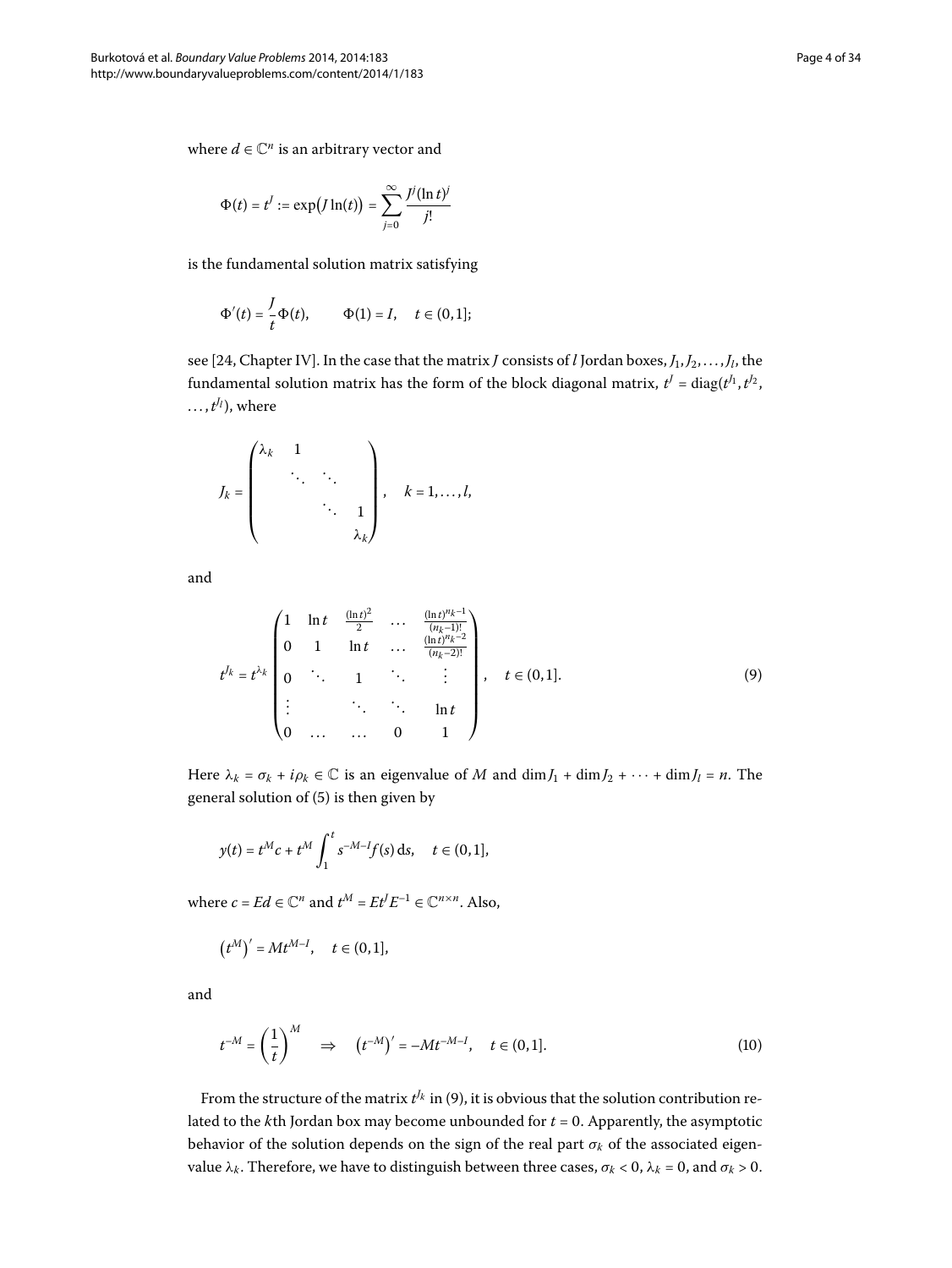where $d \in \mathbb{C}^n$ is an arbitrary vector and

$$\Phi(t) = t^J := \exp\bigl(J \ln(t)\bigr) = \sum_{j=0}^{\infty} \frac{J^j (\ln t)^j}{j!}$$

is the fundamental solution matrix satisfying

$$\Phi'(t) = \frac{J}{t}\Phi(t), \qquad \Phi(1) = I, \quad t \in (0,1];$$

see [24, Chapter IV]. In the case that the matrix $J$ consists of $l$ Jordan boxes, $J_1, J_2, \dots, J_l$, the fundamental solution matrix has the form of the block diagonal matrix, $t^J = \operatorname{diag}(t^{J_1}, t^{J_2}, \dots, t^{J_l})$, where

$$J_k = \begin{pmatrix} \lambda_k & 1 & & \\ & \ddots & \ddots & \\ & & \ddots & 1 \\ & & & \lambda_k \end{pmatrix}, \quad k = 1, \dots, l,$$

and

$$t^{J_k} = t^{\lambda_k} \begin{pmatrix} 1 & \ln t & \frac{(\ln t)^2}{2} & \dots & \frac{(\ln t)^{n_k - 1}}{(n_k - 1)!} \\ 0 & 1 & \ln t & \dots & \frac{(\ln t)^{n_k - 2}}{(n_k - 2)!} \\ 0 & \ddots & 1 & \ddots & \vdots \\ \vdots & & \ddots & \ddots & \ln t \\ 0 & \dots & \dots & 0 & 1 \end{pmatrix}, \quad t \in (0,1]. \tag{9}$$

Here $\lambda_k = \sigma_k + i\rho_k \in \mathbb{C}$ is an eigenvalue of $M$ and $\dim J_1 + \dim J_2 + \cdots + \dim J_l = n$. The general solution of (5) is then given by

$$y(t) = t^M c + t^M \int_1^t s^{-M-I} f(s)\, \mathrm{d}s, \quad t \in (0,1],$$

where $c = Ed \in \mathbb{C}^n$ and $t^M = E t^J E^{-1} \in \mathbb{C}^{n \times n}$. Also,

$$\bigl(t^M\bigr)' = M t^{M-I}, \quad t \in (0,1],$$

and

$$t^{-M} = \left(\frac{1}{t}\right)^M \quad \Rightarrow \quad \bigl(t^{-M}\bigr)' = -M t^{-M-I}, \quad t \in (0,1]. \tag{10}$$

From the structure of the matrix $t^{J_k}$ in (9), it is obvious that the solution contribution related to the $k$th Jordan box may become unbounded for $t = 0$. Apparently, the asymptotic behavior of the solution depends on the sign of the real part $\sigma_k$ of the associated eigenvalue $\lambda_k$. Therefore, we have to distinguish between three cases, $\sigma_k < 0$, $\lambda_k = 0$, and $\sigma_k > 0$.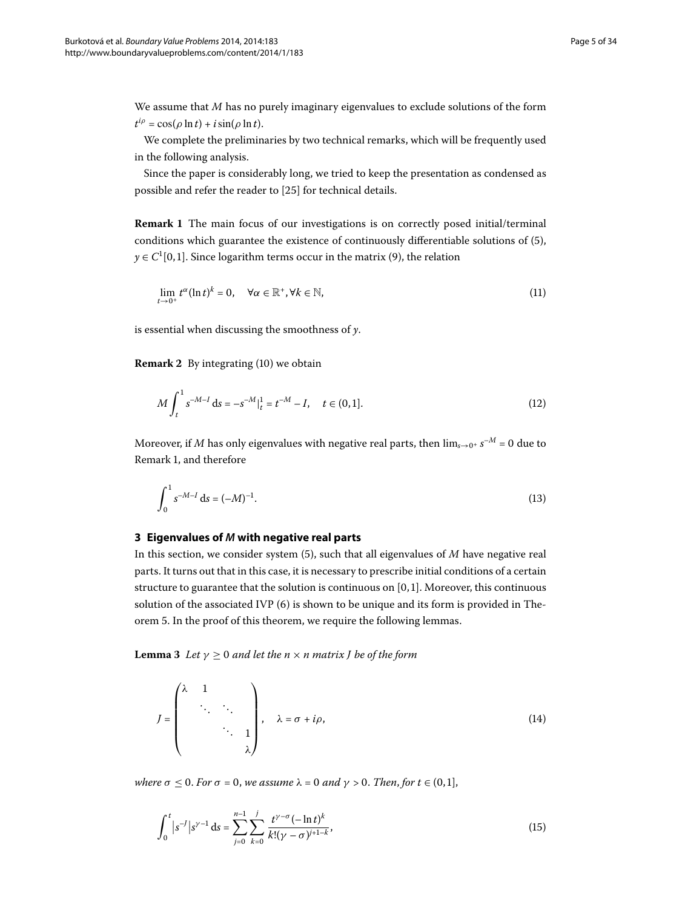We assume that $M$ has no purely imaginary eigenvalues to exclude solutions of the form $t^{i\rho} = \cos(\rho \ln t) + i \sin(\rho \ln t)$.

We complete the preliminaries by two technical remarks, which will be frequently used in the following analysis.

Since the paper is considerably long, we tried to keep the presentation as condensed as possible and refer the reader to [25] for technical details.

**Remark 1** The main focus of our investigations is on correctly posed initial/terminal conditions which guarantee the existence of continuously differentiable solutions of (5), $y \in C^1[0,1]$. Since logarithm terms occur in the matrix (9), the relation

$$\lim_{t\to 0^+} t^{\alpha}(\ln t)^k = 0, \quad \forall \alpha \in \mathbb{R}^+, \forall k \in \mathbb{N}, \tag{11}$$

is essential when discussing the smoothness of $y$.

**Remark 2** By integrating (10) we obtain

$$M\int_t^1 s^{-M-I}\,\mathrm{d}s = -s^{-M}\big|_t^1 = t^{-M} - I, \quad t \in (0,1]. \tag{12}$$

Moreover, if $M$ has only eigenvalues with negative real parts, then $\lim_{s\to 0^+} s^{-M} = 0$ due to Remark 1, and therefore

$$\int_0^1 s^{-M-I}\,\mathrm{d}s = (-M)^{-1}. \tag{13}$$

## 3 Eigenvalues of $M$ with negative real parts

In this section, we consider system (5), such that all eigenvalues of $M$ have negative real parts. It turns out that in this case, it is necessary to prescribe initial conditions of a certain structure to guarantee that the solution is continuous on $[0,1]$. Moreover, this continuous solution of the associated IVP (6) is shown to be unique and its form is provided in Theorem 5. In the proof of this theorem, we require the following lemmas.

**Lemma 3** *Let $\gamma \geq 0$ and let the $n \times n$ matrix $J$ be of the form*

$$J = \begin{pmatrix} \lambda & 1 & & \\ & \ddots & \ddots & \\ & & \ddots & 1 \\ & & & \lambda \end{pmatrix}, \quad \lambda = \sigma + i\rho, \tag{14}$$

*where $\sigma \leq 0$. For $\sigma = 0$, we assume $\lambda = 0$ and $\gamma > 0$. Then, for $t \in (0,1]$,*

$$\int_0^t \left|s^{-J}\right| s^{\gamma-1}\,\mathrm{d}s = \sum_{j=0}^{n-1}\sum_{k=0}^{j} \frac{t^{\gamma-\sigma}(-\ln t)^k}{k!(\gamma-\sigma)^{j+1-k}}, \tag{15}$$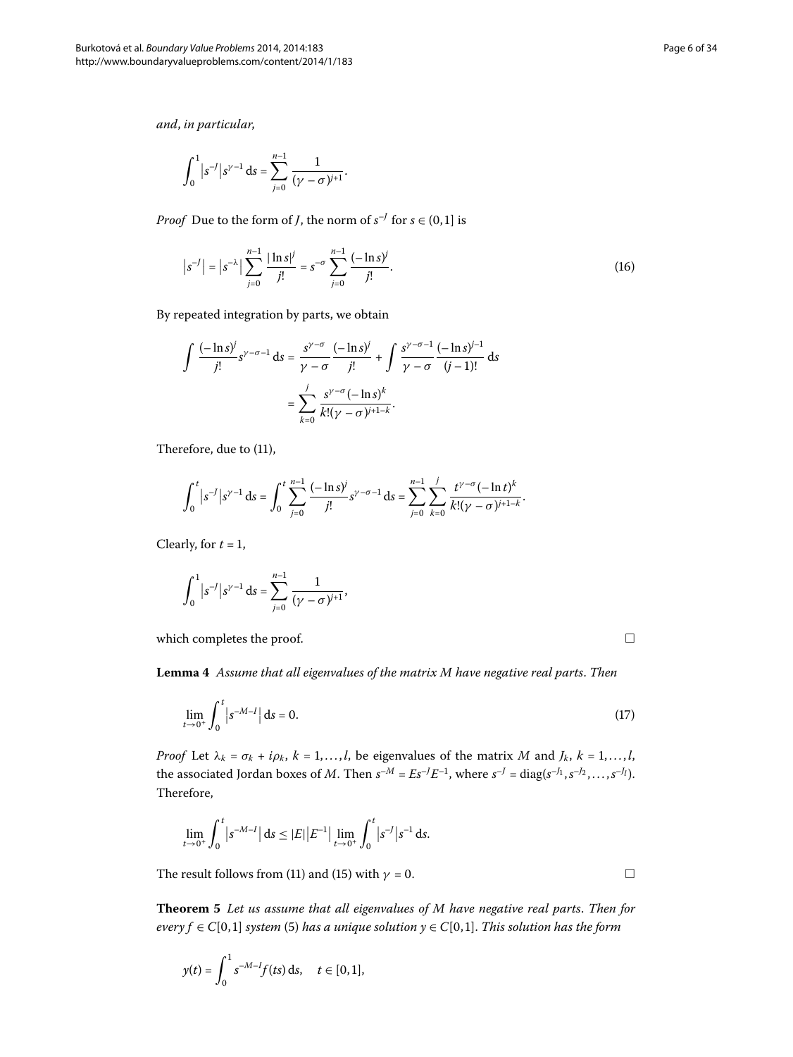*and*, *in particular*,

$$\int_0^1 |s^{-J}| s^{\gamma-1}\,\mathrm{d}s = \sum_{j=0}^{n-1} \frac{1}{(\gamma-\sigma)^{j+1}}.$$

*Proof* Due to the form of $J$, the norm of $s^{-J}$ for $s \in (0,1]$ is

$$|s^{-J}| = |s^{-\lambda}| \sum_{j=0}^{n-1} \frac{|\ln s|^j}{j!} = s^{-\sigma} \sum_{j=0}^{n-1} \frac{(-\ln s)^j}{j!}. \tag{16}$$

By repeated integration by parts, we obtain

$$\begin{aligned}
\int \frac{(-\ln s)^j}{j!} s^{\gamma-\sigma-1}\,\mathrm{d}s &= \frac{s^{\gamma-\sigma}}{\gamma-\sigma} \frac{(-\ln s)^j}{j!} + \int \frac{s^{\gamma-\sigma-1}}{\gamma-\sigma} \frac{(-\ln s)^{j-1}}{(j-1)!}\,\mathrm{d}s \\
&= \sum_{k=0}^{j} \frac{s^{\gamma-\sigma}(-\ln s)^k}{k!(\gamma-\sigma)^{j+1-k}}.
\end{aligned}$$

Therefore, due to (11),

$$\int_0^t |s^{-J}| s^{\gamma-1}\,\mathrm{d}s = \int_0^t \sum_{j=0}^{n-1} \frac{(-\ln s)^j}{j!} s^{\gamma-\sigma-1}\,\mathrm{d}s = \sum_{j=0}^{n-1} \sum_{k=0}^{j} \frac{t^{\gamma-\sigma}(-\ln t)^k}{k!(\gamma-\sigma)^{j+1-k}}.$$

Clearly, for $t = 1$,

$$\int_0^1 |s^{-J}| s^{\gamma-1}\,\mathrm{d}s = \sum_{j=0}^{n-1} \frac{1}{(\gamma-\sigma)^{j+1}},$$

which completes the proof. □

**Lemma 4** *Assume that all eigenvalues of the matrix $M$ have negative real parts. Then*

$$\lim_{t\to 0^+} \int_0^t |s^{-M-I}|\,\mathrm{d}s = 0. \tag{17}$$

*Proof* Let $\lambda_k = \sigma_k + i\rho_k$, $k = 1,\dots,l$, be eigenvalues of the matrix $M$ and $J_k$, $k = 1,\dots,l$, the associated Jordan boxes of $M$. Then $s^{-M} = Es^{-J}E^{-1}$, where $s^{-J} = \operatorname{diag}(s^{-J_1}, s^{-J_2}, \dots, s^{-J_l})$. Therefore,

$$\lim_{t\to 0^+} \int_0^t |s^{-M-I}|\,\mathrm{d}s \le |E||E^{-1}| \lim_{t\to 0^+} \int_0^t |s^{-J}| s^{-1}\,\mathrm{d}s.$$

The result follows from (11) and (15) with $\gamma = 0$. □

**Theorem 5** *Let us assume that all eigenvalues of $M$ have negative real parts. Then for every $f \in C[0,1]$ system* (5) *has a unique solution $y \in C[0,1]$. This solution has the form*

$$y(t) = \int_0^1 s^{-M-I} f(ts)\,\mathrm{d}s, \quad t \in [0,1],$$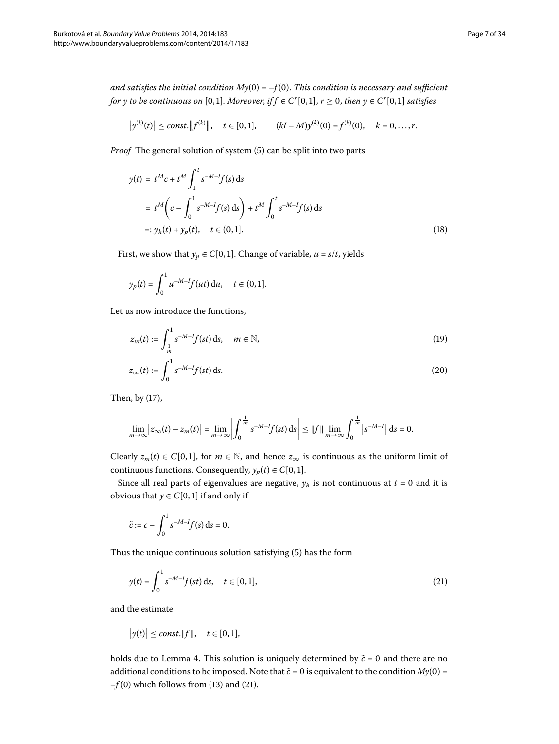*and satisfies the initial condition $My(0) = -f(0)$. This condition is necessary and sufficient for $y$ to be continuous on $[0,1]$. Moreover, if $f \in C^r[0,1]$, $r \geq 0$, then $y \in C^r[0,1]$ satisfies*

$$\left|y^{(k)}(t)\right| \leq const.\left\|f^{(k)}\right\|, \quad t \in [0,1], \qquad (kI - M)y^{(k)}(0) = f^{(k)}(0), \quad k = 0, \dots, r.$$

*Proof* The general solution of system (5) can be split into two parts

$$\begin{aligned} y(t) &= t^M c + t^M \int_1^t s^{-M-I} f(s)\, \mathrm{d}s \\ &= t^M \left( c - \int_0^1 s^{-M-I} f(s)\, \mathrm{d}s \right) + t^M \int_0^t s^{-M-I} f(s)\, \mathrm{d}s \\ &=: y_h(t) + y_p(t), \quad t \in (0,1]. \end{aligned} \tag{18}$$

First, we show that $y_p \in C[0,1]$. Change of variable, $u = s/t$, yields

$$y_p(t) = \int_0^1 u^{-M-I} f(ut)\, \mathrm{d}u, \quad t \in (0,1].$$

Let us now introduce the functions,

$$z_m(t) := \int_{\frac{1}{m}}^1 s^{-M-I} f(st)\, \mathrm{d}s, \quad m \in \mathbb{N}, \tag{19}$$

$$z_\infty(t) := \int_0^1 s^{-M-I} f(st)\, \mathrm{d}s. \tag{20}$$

Then, by (17),

$$\lim_{m\to\infty} \left|z_\infty(t) - z_m(t)\right| = \lim_{m\to\infty} \left| \int_0^{\frac{1}{m}} s^{-M-I} f(st)\, \mathrm{d}s \right| \leq \|f\| \lim_{m\to\infty} \int_0^{\frac{1}{m}} \left|s^{-M-I}\right| \mathrm{d}s = 0.$$

Clearly $z_m(t) \in C[0,1]$, for $m \in \mathbb{N}$, and hence $z_\infty$ is continuous as the uniform limit of continuous functions. Consequently, $y_p(t) \in C[0,1]$.

Since all real parts of eigenvalues are negative, $y_h$ is not continuous at $t = 0$ and it is obvious that $y \in C[0,1]$ if and only if

$$\tilde{c} := c - \int_0^1 s^{-M-I} f(s)\, \mathrm{d}s = 0.$$

Thus the unique continuous solution satisfying (5) has the form

$$y(t) = \int_0^1 s^{-M-I} f(st)\, \mathrm{d}s, \quad t \in [0,1], \tag{21}$$

and the estimate

$$\left|y(t)\right| \leq const.\|f\|, \quad t \in [0,1],$$

holds due to Lemma 4. This solution is uniquely determined by $\tilde{c} = 0$ and there are no additional conditions to be imposed. Note that $\tilde{c} = 0$ is equivalent to the condition $My(0) = -f(0)$ which follows from (13) and (21).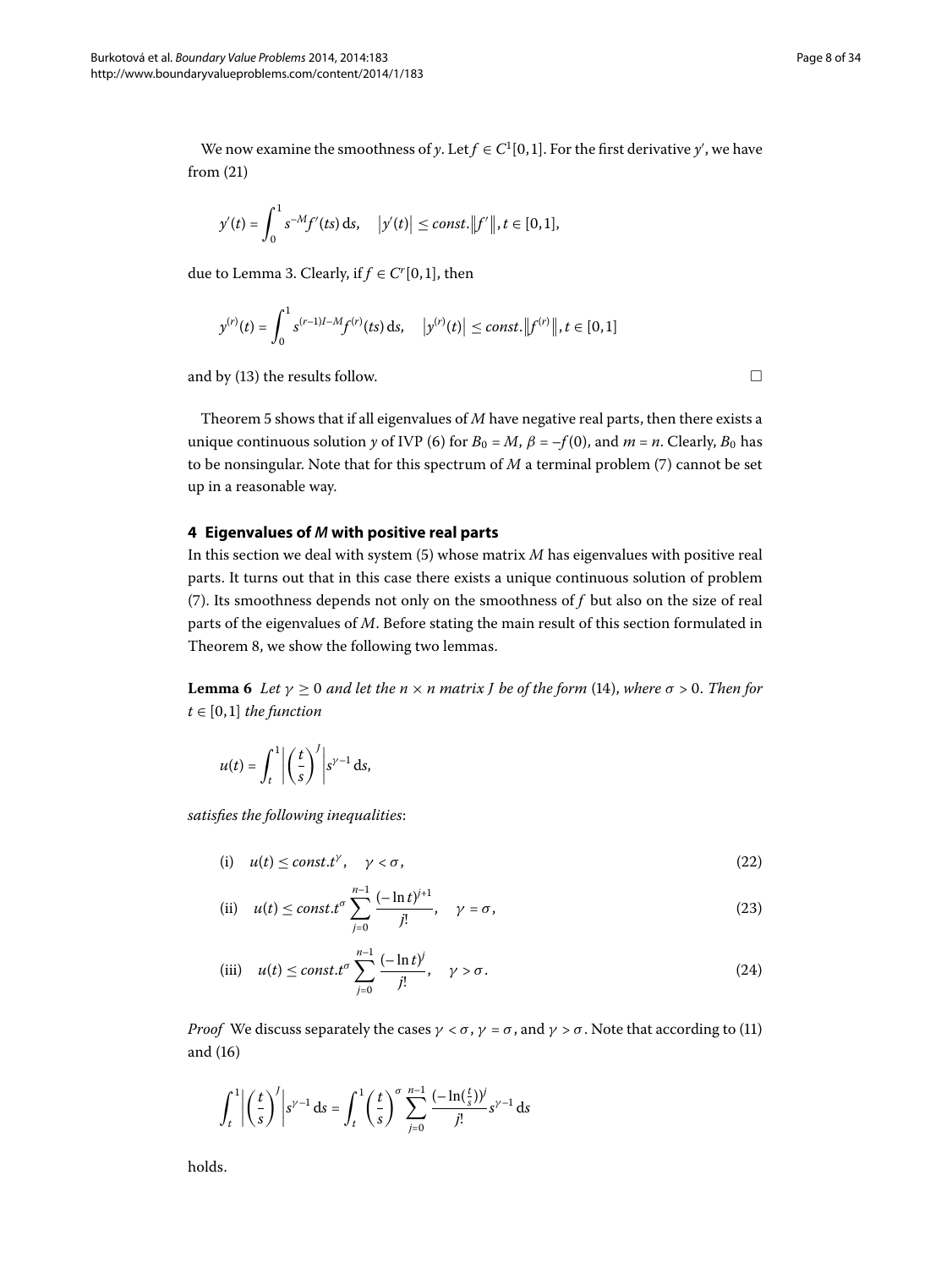We now examine the smoothness of $y$. Let $f \in C^1[0,1]$. For the first derivative $y'$, we have from (21)

$$y'(t) = \int_0^1 s^{-M} f'(ts)\,\mathrm{d}s, \quad \left|y'(t)\right| \leq const.\left\|f'\right\|, t \in [0,1],$$

due to Lemma 3. Clearly, if $f \in C^r[0,1]$, then

$$y^{(r)}(t) = \int_0^1 s^{(r-1)I-M} f^{(r)}(ts)\,\mathrm{d}s, \quad \left|y^{(r)}(t)\right| \leq const.\left\|f^{(r)}\right\|, t \in [0,1]$$

and by (13) the results follow. □

Theorem 5 shows that if all eigenvalues of $M$ have negative real parts, then there exists a unique continuous solution $y$ of IVP (6) for $B_0 = M$, $\beta = -f(0)$, and $m = n$. Clearly, $B_0$ has to be nonsingular. Note that for this spectrum of $M$ a terminal problem (7) cannot be set up in a reasonable way.

## 4 Eigenvalues of *M* with positive real parts

In this section we deal with system (5) whose matrix $M$ has eigenvalues with positive real parts. It turns out that in this case there exists a unique continuous solution of problem (7). Its smoothness depends not only on the smoothness of $f$ but also on the size of real parts of the eigenvalues of $M$. Before stating the main result of this section formulated in Theorem 8, we show the following two lemmas.

**Lemma 6** *Let $\gamma \geq 0$ and let the $n \times n$ matrix $J$ be of the form* (14), *where $\sigma > 0$. Then for $t \in [0,1]$ the function*

$$u(t) = \int_t^1 \left|\left(\frac{t}{s}\right)^J\right| s^{\gamma-1}\,\mathrm{d}s,$$

*satisfies the following inequalities*:

$$\text{(i)} \quad u(t) \leq const.t^{\gamma}, \quad \gamma < \sigma, \tag{22}$$

$$\text{(ii)} \quad u(t) \leq const.t^{\sigma} \sum_{j=0}^{n-1} \frac{(-\ln t)^{j+1}}{j!}, \quad \gamma = \sigma, \tag{23}$$

$$\text{(iii)} \quad u(t) \leq const.t^{\sigma} \sum_{j=0}^{n-1} \frac{(-\ln t)^{j}}{j!}, \quad \gamma > \sigma. \tag{24}$$

*Proof* We discuss separately the cases $\gamma < \sigma$, $\gamma = \sigma$, and $\gamma > \sigma$. Note that according to (11) and (16)

$$\int_t^1 \left|\left(\frac{t}{s}\right)^J\right| s^{\gamma-1}\,\mathrm{d}s = \int_t^1 \left(\frac{t}{s}\right)^{\sigma} \sum_{j=0}^{n-1} \frac{(-\ln(\frac{t}{s}))^j}{j!} s^{\gamma-1}\,\mathrm{d}s$$

holds.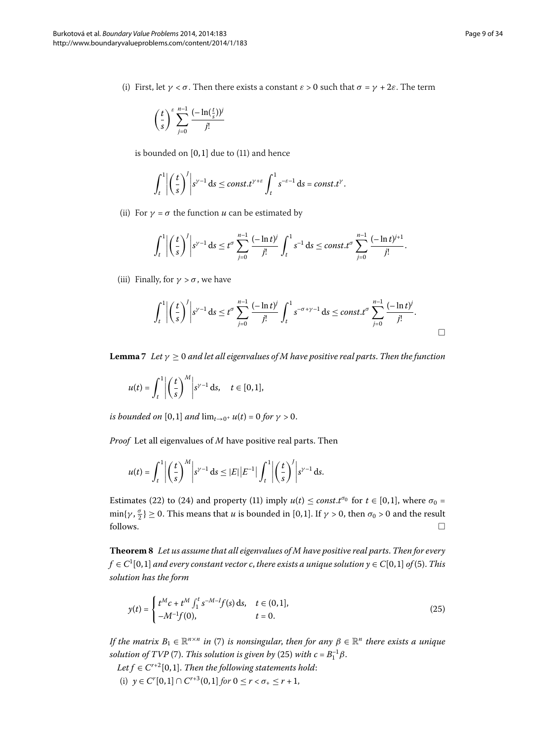(i) First, let $\gamma < \sigma$. Then there exists a constant $\varepsilon > 0$ such that $\sigma = \gamma + 2\varepsilon$. The term

$$\left(\frac{t}{s}\right)^{\varepsilon} \sum_{j=0}^{n-1} \frac{(-\ln(\frac{t}{s}))^j}{j!}$$

is bounded on $[0,1]$ due to (11) and hence

$$\int_t^1 \left|\left(\frac{t}{s}\right)^J\right| s^{\gamma-1}\,\mathrm{d}s \le const.t^{\gamma+\varepsilon} \int_t^1 s^{-\varepsilon-1}\,\mathrm{d}s = const.t^{\gamma}.$$

(ii) For $\gamma = \sigma$ the function $u$ can be estimated by

$$\int_t^1 \left|\left(\frac{t}{s}\right)^J\right| s^{\gamma-1}\,\mathrm{d}s \le t^{\sigma} \sum_{j=0}^{n-1} \frac{(-\ln t)^j}{j!} \int_t^1 s^{-1}\,\mathrm{d}s \le const.t^{\sigma} \sum_{j=0}^{n-1} \frac{(-\ln t)^{j+1}}{j!}.$$

(iii) Finally, for $\gamma > \sigma$, we have

$$\int_t^1 \left|\left(\frac{t}{s}\right)^J\right| s^{\gamma-1}\,\mathrm{d}s \le t^{\sigma} \sum_{j=0}^{n-1} \frac{(-\ln t)^j}{j!} \int_t^1 s^{-\sigma+\gamma-1}\,\mathrm{d}s \le const.t^{\sigma} \sum_{j=0}^{n-1} \frac{(-\ln t)^j}{j!}.$$

□

**Lemma 7** *Let $\gamma \ge 0$ and let all eigenvalues of $M$ have positive real parts. Then the function*

$$u(t) = \int_t^1 \left|\left(\frac{t}{s}\right)^M\right| s^{\gamma-1}\,\mathrm{d}s, \quad t \in [0,1],$$

*is bounded on $[0,1]$ and $\lim_{t\to 0^+} u(t) = 0$ for $\gamma > 0$.*

*Proof* Let all eigenvalues of $M$ have positive real parts. Then

$$u(t) = \int_t^1 \left|\left(\frac{t}{s}\right)^M\right| s^{\gamma-1}\,\mathrm{d}s \le |E|\left|E^{-1}\right| \int_t^1 \left|\left(\frac{t}{s}\right)^J\right| s^{\gamma-1}\,\mathrm{d}s.$$

Estimates (22) to (24) and property (11) imply $u(t) \le const.t^{\sigma_0}$ for $t \in [0,1]$, where $\sigma_0 = \min\{\gamma, \frac{\sigma}{2}\} \ge 0$. This means that $u$ is bounded in $[0,1]$. If $\gamma > 0$, then $\sigma_0 > 0$ and the result follows. □

**Theorem 8** *Let us assume that all eigenvalues of $M$ have positive real parts. Then for every $f \in C^1[0,1]$ and every constant vector $c$, there exists a unique solution $y \in C[0,1]$ of (5). This solution has the form*

$$y(t) = \begin{cases} t^M c + t^M \int_1^t s^{-M-I} f(s)\,\mathrm{d}s, & t \in (0,1], \\ -M^{-1} f(0), & t = 0. \end{cases} \tag{25}$$

*If the matrix $B_1 \in \mathbb{R}^{n\times n}$ in (7) is nonsingular, then for any $\beta \in \mathbb{R}^n$ there exists a unique solution of TVP (7). This solution is given by (25) with $c = B_1^{-1}\beta$.*

*Let $f \in C^{r+2}[0,1]$. Then the following statements hold:*

*(i) $y \in C^r[0,1] \cap C^{r+3}(0,1]$ for $0 \le r < \sigma_+ \le r+1$,*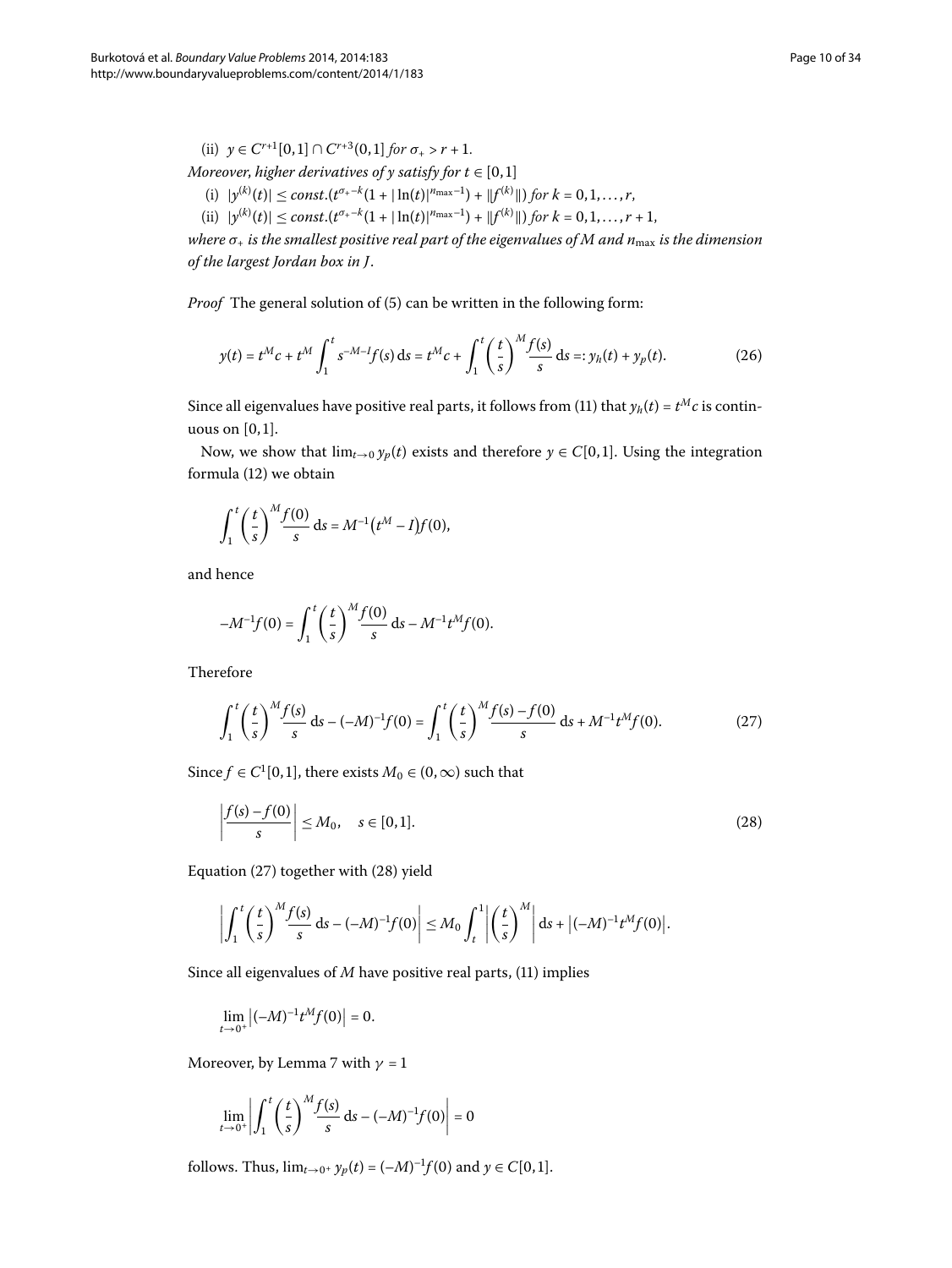(ii) $y \in C^{r+1}[0,1] \cap C^{r+3}(0,1]$ *for* $\sigma_+ > r+1$.

*Moreover, higher derivatives of* $y$ *satisfy for* $t \in [0,1]$

(i) $|y^{(k)}(t)| \leq const.(t^{\sigma_+ - k}(1 + |\ln(t)|^{n_{\max}-1}) + \|f^{(k)}\|)$ *for* $k = 0,1,\ldots,r$,

(ii) $|y^{(k)}(t)| \leq const.(t^{\sigma_+ - k}(1 + |\ln(t)|^{n_{\max}-1}) + \|f^{(k)}\|)$ *for* $k = 0,1,\ldots,r+1$,

*where* $\sigma_+$ *is the smallest positive real part of the eigenvalues of* $M$ *and* $n_{\max}$ *is the dimension of the largest Jordan box in* $J$.

*Proof* The general solution of (5) can be written in the following form:

$$y(t) = t^M c + t^M \int_1^t s^{-M-I} f(s)\,\mathrm{d}s = t^M c + \int_1^t \left(\frac{t}{s}\right)^M \frac{f(s)}{s}\,\mathrm{d}s =: y_h(t) + y_p(t). \tag{26}$$

Since all eigenvalues have positive real parts, it follows from (11) that $y_h(t) = t^M c$ is continuous on $[0,1]$.

Now, we show that $\lim_{t\to 0} y_p(t)$ exists and therefore $y \in C[0,1]$. Using the integration formula (12) we obtain

$$\int_1^t \left(\frac{t}{s}\right)^M \frac{f(0)}{s}\,\mathrm{d}s = M^{-1}\left(t^M - I\right)f(0),$$

and hence

$$-M^{-1}f(0) = \int_1^t \left(\frac{t}{s}\right)^M \frac{f(0)}{s}\,\mathrm{d}s - M^{-1}t^M f(0).$$

Therefore

$$\int_1^t \left(\frac{t}{s}\right)^M \frac{f(s)}{s}\,\mathrm{d}s - (-M)^{-1}f(0) = \int_1^t \left(\frac{t}{s}\right)^M \frac{f(s) - f(0)}{s}\,\mathrm{d}s + M^{-1}t^M f(0). \tag{27}$$

Since $f \in C^1[0,1]$, there exists $M_0 \in (0,\infty)$ such that

$$\left|\frac{f(s) - f(0)}{s}\right| \leq M_0, \quad s \in [0,1]. \tag{28}$$

Equation (27) together with (28) yield

$$\left|\int_1^t \left(\frac{t}{s}\right)^M \frac{f(s)}{s}\,\mathrm{d}s - (-M)^{-1}f(0)\right| \leq M_0 \int_t^1 \left|\left(\frac{t}{s}\right)^M\right|\,\mathrm{d}s + \left|(-M)^{-1}t^M f(0)\right|.$$

Since all eigenvalues of $M$ have positive real parts, (11) implies

$$\lim_{t\to 0^+}\left|(-M)^{-1}t^M f(0)\right| = 0.$$

Moreover, by Lemma 7 with $\gamma = 1$

$$\lim_{t\to 0^+}\left|\int_1^t \left(\frac{t}{s}\right)^M \frac{f(s)}{s}\,\mathrm{d}s - (-M)^{-1}f(0)\right| = 0$$

follows. Thus, $\lim_{t\to 0^+} y_p(t) = (-M)^{-1}f(0)$ and $y \in C[0,1]$.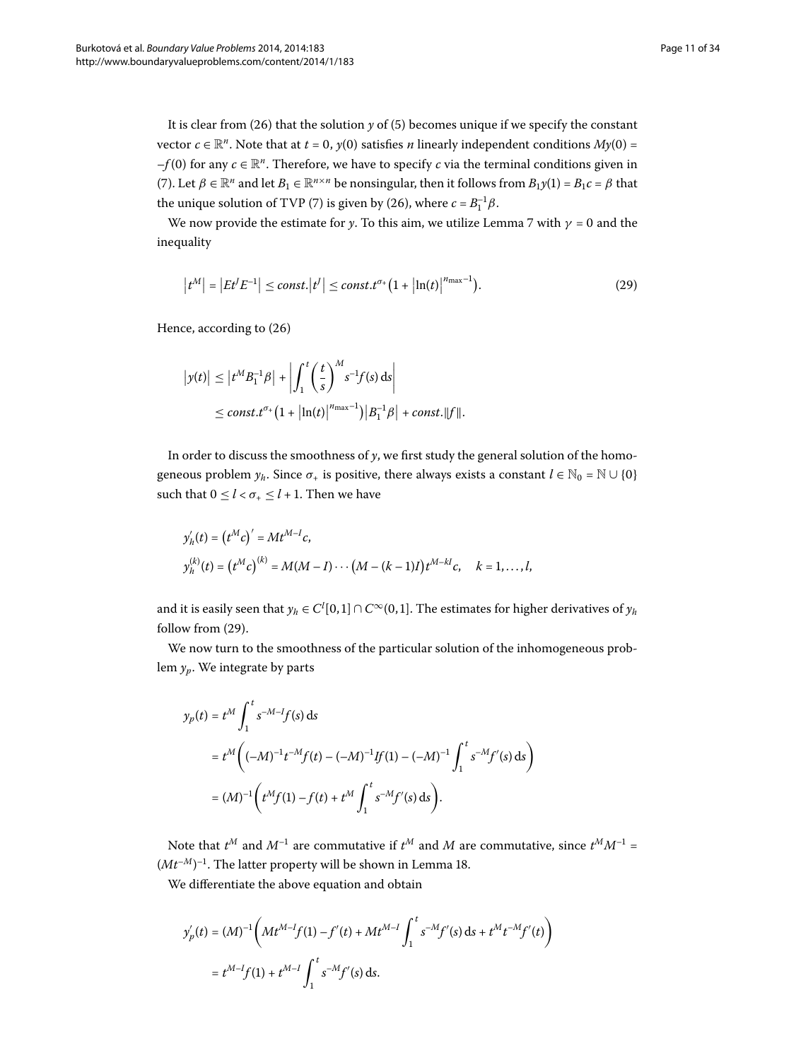It is clear from (26) that the solution $y$ of (5) becomes unique if we specify the constant vector $c \in \mathbb{R}^n$. Note that at $t = 0$, $y(0)$ satisfies $n$ linearly independent conditions $My(0) = -f(0)$ for any $c \in \mathbb{R}^n$. Therefore, we have to specify $c$ via the terminal conditions given in (7). Let $\beta \in \mathbb{R}^n$ and let $B_1 \in \mathbb{R}^{n\times n}$ be nonsingular, then it follows from $B_1 y(1) = B_1 c = \beta$ that the unique solution of TVP (7) is given by (26), where $c = B_1^{-1}\beta$.

We now provide the estimate for $y$. To this aim, we utilize Lemma 7 with $\gamma = 0$ and the inequality

$$\left|t^M\right| = \left|Et^J E^{-1}\right| \le const.\left|t^J\right| \le const.t^{\sigma_+}\left(1 + \left|\ln(t)\right|^{n_{\max}-1}\right). \tag{29}$$

Hence, according to (26)

$$\begin{aligned}
\left|y(t)\right| &\le \left|t^M B_1^{-1}\beta\right| + \left|\int_1^t \left(\frac{t}{s}\right)^M s^{-1} f(s)\,\mathrm{d}s\right| \\
&\le const.t^{\sigma_+}\left(1 + \left|\ln(t)\right|^{n_{\max}-1}\right)\left|B_1^{-1}\beta\right| + const.\|f\|.
\end{aligned}$$

In order to discuss the smoothness of $y$, we first study the general solution of the homogeneous problem $y_h$. Since $\sigma_+$ is positive, there always exists a constant $l \in \mathbb{N}_0 = \mathbb{N} \cup \{0\}$ such that $0 \le l < \sigma_+ \le l + 1$. Then we have

$$\begin{aligned}
y_h'(t) &= \left(t^M c\right)' = Mt^{M-I}c, \\
y_h^{(k)}(t) &= \left(t^M c\right)^{(k)} = M(M-I)\cdots\big(M-(k-1)I\big)t^{M-kI}c, \quad k = 1,\ldots,l,
\end{aligned}$$

and it is easily seen that $y_h \in C^l[0,1] \cap C^\infty(0,1]$. The estimates for higher derivatives of $y_h$ follow from (29).

We now turn to the smoothness of the particular solution of the inhomogeneous problem $y_p$. We integrate by parts

$$\begin{aligned}
y_p(t) &= t^M \int_1^t s^{-M-I} f(s)\,\mathrm{d}s \\
&= t^M\left((-M)^{-1}t^{-M}f(t) - (-M)^{-1}If(1) - (-M)^{-1}\int_1^t s^{-M}f'(s)\,\mathrm{d}s\right) \\
&= (M)^{-1}\left(t^M f(1) - f(t) + t^M\int_1^t s^{-M} f'(s)\,\mathrm{d}s\right).
\end{aligned}$$

Note that $t^M$ and $M^{-1}$ are commutative if $t^M$ and $M$ are commutative, since $t^M M^{-1} = (Mt^{-M})^{-1}$. The latter property will be shown in Lemma 18.

We differentiate the above equation and obtain

$$\begin{aligned}
y_p'(t) &= (M)^{-1}\left(Mt^{M-I}f(1) - f'(t) + Mt^{M-I}\int_1^t s^{-M}f'(s)\,\mathrm{d}s + t^M t^{-M}f'(t)\right) \\
&= t^{M-I}f(1) + t^{M-I}\int_1^t s^{-M}f'(s)\,\mathrm{d}s.
\end{aligned}$$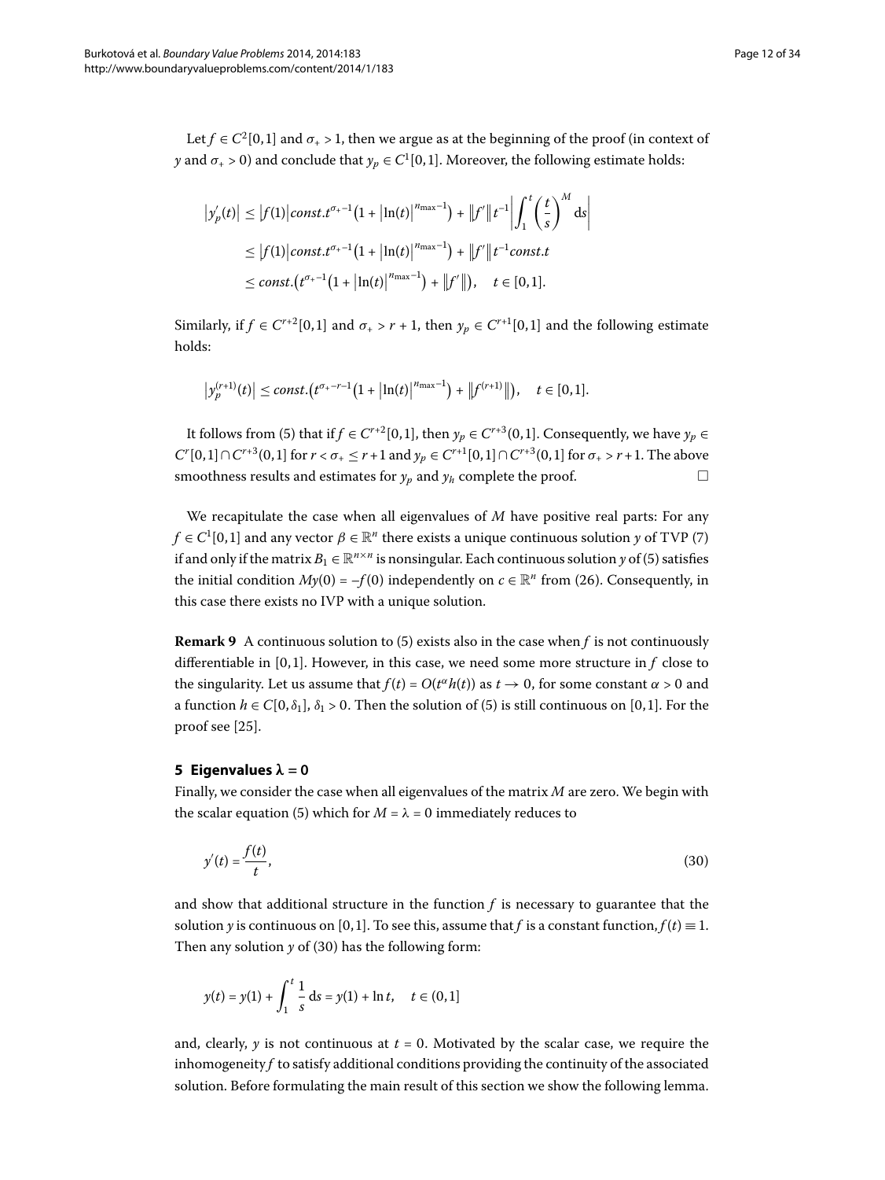Let $f \in C^2[0,1]$ and $\sigma_+ > 1$, then we argue as at the beginning of the proof (in context of $y$ and $\sigma_+ > 0$) and conclude that $y_p \in C^1[0,1]$. Moreover, the following estimate holds:

$$
\begin{aligned}
\left|y_p'(t)\right| &\le \left|f(1)\right| const.t^{\sigma_+-1}\left(1+\left|\ln(t)\right|^{n_{\max}-1}\right) + \left\|f'\right\| t^{-1}\left|\int_1^t \left(\frac{t}{s}\right)^M \mathrm{d}s\right| \\
&\le \left|f(1)\right| const.t^{\sigma_+-1}\left(1+\left|\ln(t)\right|^{n_{\max}-1}\right) + \left\|f'\right\| t^{-1} const.t \\
&\le const.\left(t^{\sigma_+-1}\left(1+\left|\ln(t)\right|^{n_{\max}-1}\right) + \left\|f'\right\|\right), \quad t \in [0,1].
\end{aligned}
$$

Similarly, if $f \in C^{r+2}[0,1]$ and $\sigma_+ > r+1$, then $y_p \in C^{r+1}[0,1]$ and the following estimate holds:

$$
\left|y_p^{(r+1)}(t)\right| \le const.\left(t^{\sigma_+-r-1}\left(1+\left|\ln(t)\right|^{n_{\max}-1}\right) + \left\|f^{(r+1)}\right\|\right), \quad t \in [0,1].
$$

It follows from (5) that if $f \in C^{r+2}[0,1]$, then $y_p \in C^{r+3}(0,1]$. Consequently, we have $y_p \in C^r[0,1] \cap C^{r+3}(0,1]$ for $r < \sigma_+ \le r+1$ and $y_p \in C^{r+1}[0,1] \cap C^{r+3}(0,1]$ for $\sigma_+ > r+1$. The above smoothness results and estimates for $y_p$ and $y_h$ complete the proof. □

We recapitulate the case when all eigenvalues of $M$ have positive real parts: For any $f \in C^1[0,1]$ and any vector $\beta \in \mathbb{R}^n$ there exists a unique continuous solution $y$ of TVP (7) if and only if the matrix $B_1 \in \mathbb{R}^{n\times n}$ is nonsingular. Each continuous solution $y$ of (5) satisfies the initial condition $My(0) = -f(0)$ independently on $c \in \mathbb{R}^n$ from (26). Consequently, in this case there exists no IVP with a unique solution.

**Remark 9** A continuous solution to (5) exists also in the case when $f$ is not continuously differentiable in $[0,1]$. However, in this case, we need some more structure in $f$ close to the singularity. Let us assume that $f(t) = O(t^\alpha h(t))$ as $t \to 0$, for some constant $\alpha > 0$ and a function $h \in C[0,\delta_1]$, $\delta_1 > 0$. Then the solution of (5) is still continuous on $[0,1]$. For the proof see [25].

## 5 Eigenvalues $\lambda = 0$

Finally, we consider the case when all eigenvalues of the matrix $M$ are zero. We begin with the scalar equation (5) which for $M = \lambda = 0$ immediately reduces to

$$
y'(t) = \frac{f(t)}{t}, \tag{30}
$$

and show that additional structure in the function $f$ is necessary to guarantee that the solution $y$ is continuous on $[0,1]$. To see this, assume that $f$ is a constant function, $f(t) \equiv 1$. Then any solution $y$ of (30) has the following form:

$$
y(t) = y(1) + \int_1^t \frac{1}{s}\,\mathrm{d}s = y(1) + \ln t, \quad t \in (0,1]
$$

and, clearly, $y$ is not continuous at $t = 0$. Motivated by the scalar case, we require the inhomogeneity $f$ to satisfy additional conditions providing the continuity of the associated solution. Before formulating the main result of this section we show the following lemma.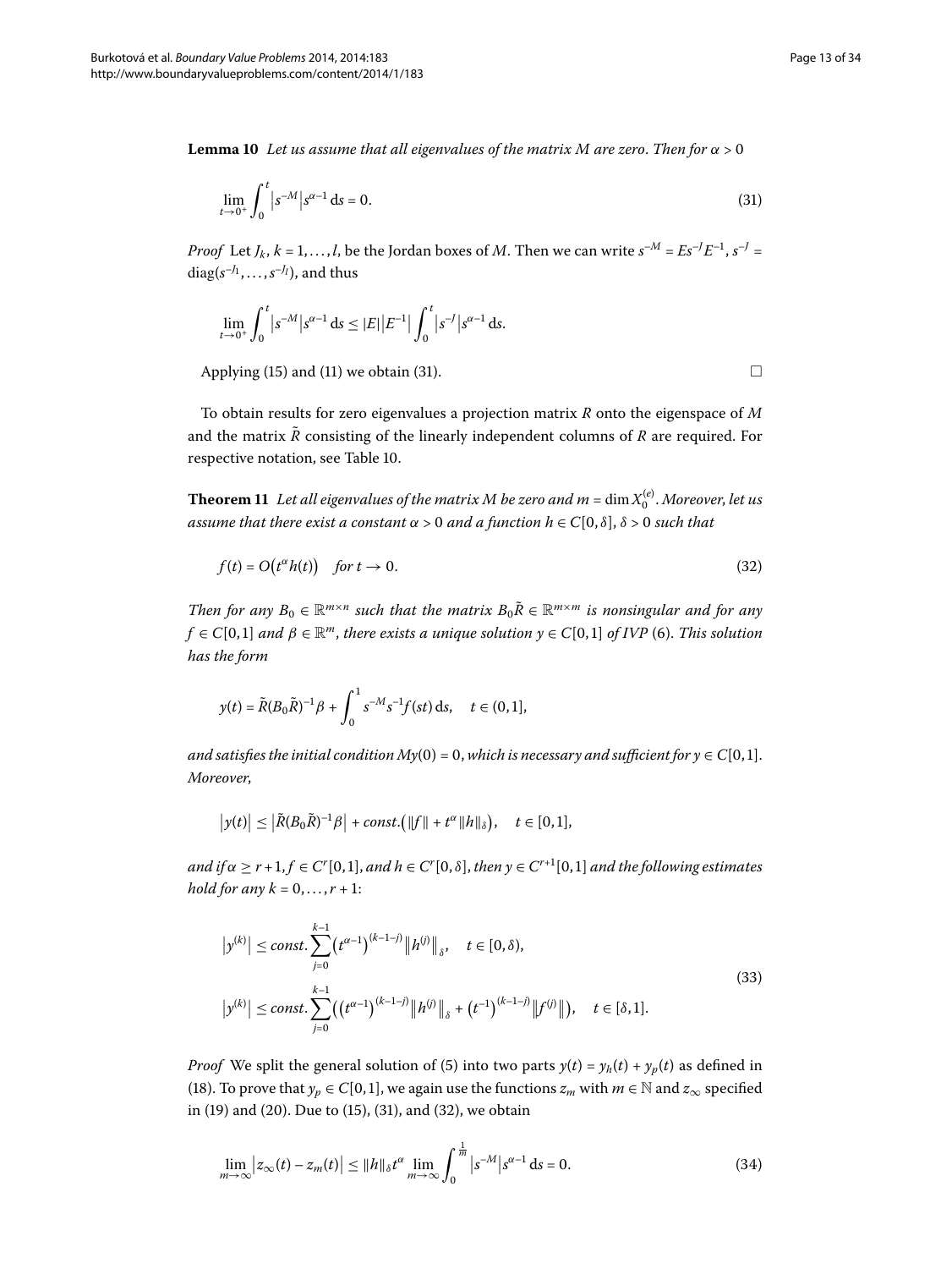**Lemma 10** *Let us assume that all eigenvalues of the matrix $M$ are zero. Then for $\alpha > 0$*

$$\lim_{t\to 0^+} \int_0^t \left|s^{-M}\right| s^{\alpha-1}\,\mathrm{d}s = 0. \tag{31}$$

*Proof* Let $J_k$, $k = 1,\ldots,l$, be the Jordan boxes of $M$. Then we can write $s^{-M} = Es^{-J}E^{-1}$, $s^{-J} = \operatorname{diag}(s^{-J_1},\ldots,s^{-J_l})$, and thus

$$\lim_{t\to 0^+} \int_0^t \left|s^{-M}\right| s^{\alpha-1}\,\mathrm{d}s \le |E|\left|E^{-1}\right| \int_0^t \left|s^{-J}\right| s^{\alpha-1}\,\mathrm{d}s.$$

Applying (15) and (11) we obtain (31). □

To obtain results for zero eigenvalues a projection matrix $R$ onto the eigenspace of $M$ and the matrix $\tilde{R}$ consisting of the linearly independent columns of $R$ are required. For respective notation, see Table 10.

**Theorem 11** *Let all eigenvalues of the matrix $M$ be zero and $m = \dim X_0^{(e)}$. Moreover, let us assume that there exist a constant $\alpha > 0$ and a function $h \in C[0,\delta]$, $\delta > 0$ such that*

$$f(t) = O\bigl(t^\alpha h(t)\bigr) \quad \text{for } t \to 0. \tag{32}$$

*Then for any $B_0 \in \mathbb{R}^{m\times n}$ such that the matrix $B_0\tilde{R} \in \mathbb{R}^{m\times m}$ is nonsingular and for any $f \in C[0,1]$ and $\beta \in \mathbb{R}^m$, there exists a unique solution $y \in C[0,1]$ of IVP (6). This solution has the form*

$$y(t) = \tilde{R}(B_0\tilde{R})^{-1}\beta + \int_0^1 s^{-M}s^{-1}f(st)\,\mathrm{d}s, \quad t \in (0,1],$$

*and satisfies the initial condition $My(0) = 0$, which is necessary and sufficient for $y \in C[0,1]$. Moreover,*

$$\left|y(t)\right| \le \left|\tilde{R}(B_0\tilde{R})^{-1}\beta\right| + \mathit{const.}\bigl(\|f\| + t^\alpha \|h\|_\delta\bigr), \quad t \in [0,1],$$

*and if $\alpha \ge r+1$, $f \in C^r[0,1]$, and $h \in C^r[0,\delta]$, then $y \in C^{r+1}[0,1]$ and the following estimates hold for any $k = 0,\ldots,r+1$:*

$$\begin{aligned}
\left|y^{(k)}\right| &\le \mathit{const.} \sum_{j=0}^{k-1} \bigl(t^{\alpha-1}\bigr)^{(k-1-j)} \left\|h^{(j)}\right\|_\delta, \quad t \in [0,\delta), \\
\left|y^{(k)}\right| &\le \mathit{const.} \sum_{j=0}^{k-1} \Bigl(\bigl(t^{\alpha-1}\bigr)^{(k-1-j)} \left\|h^{(j)}\right\|_\delta + \bigl(t^{-1}\bigr)^{(k-1-j)} \left\|f^{(j)}\right\|\Bigr), \quad t \in [\delta,1].
\end{aligned} \tag{33}$$

*Proof* We split the general solution of (5) into two parts $y(t) = y_h(t) + y_p(t)$ as defined in (18). To prove that $y_p \in C[0,1]$, we again use the functions $z_m$ with $m \in \mathbb{N}$ and $z_\infty$ specified in (19) and (20). Due to (15), (31), and (32), we obtain

$$\lim_{m\to\infty} \left|z_\infty(t) - z_m(t)\right| \le \|h\|_\delta t^\alpha \lim_{m\to\infty} \int_0^{\frac{1}{m}} \left|s^{-M}\right| s^{\alpha-1}\,\mathrm{d}s = 0. \tag{34}$$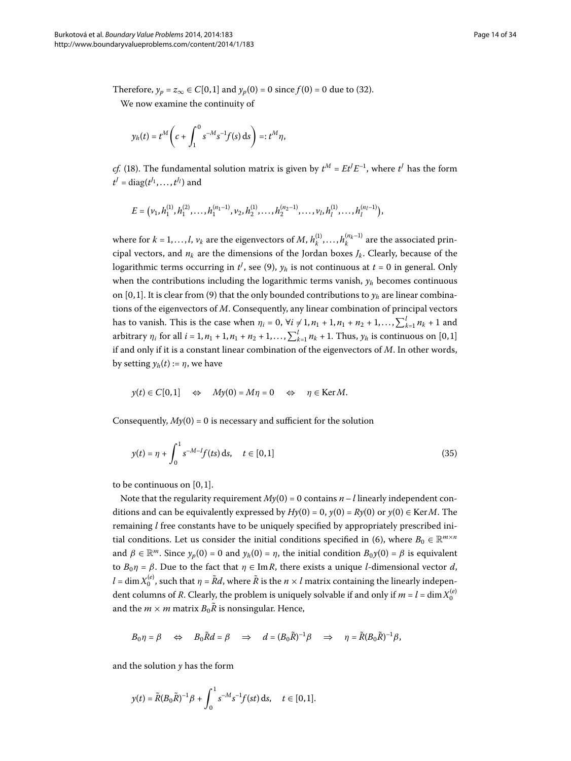Therefore, $y_p = z_\infty \in C[0,1]$ and $y_p(0) = 0$ since $f(0) = 0$ due to (32).

We now examine the continuity of

$$y_h(t) = t^M \left( c + \int_1^0 s^{-M} s^{-1} f(s)\,\mathrm{d}s \right) =: t^M \eta,$$

*cf.* (18). The fundamental solution matrix is given by $t^M = E t^J E^{-1}$, where $t^J$ has the form $t^J = \operatorname{diag}(t^{J_1}, \dots, t^{J_l})$ and

$$E = \left(v_1, h_1^{(1)}, h_1^{(2)}, \dots, h_1^{(n_1-1)}, v_2, h_2^{(1)}, \dots, h_2^{(n_2-1)}, \dots, v_l, h_l^{(1)}, \dots, h_l^{(n_l-1)}\right),$$

where for $k = 1, \dots, l$, $v_k$ are the eigenvectors of $M$, $h_k^{(1)}, \dots, h_k^{(n_k-1)}$ are the associated principal vectors, and $n_k$ are the dimensions of the Jordan boxes $J_k$. Clearly, because of the logarithmic terms occurring in $t^J$, see (9), $y_h$ is not continuous at $t = 0$ in general. Only when the contributions including the logarithmic terms vanish, $y_h$ becomes continuous on $[0,1]$. It is clear from (9) that the only bounded contributions to $y_h$ are linear combinations of the eigenvectors of $M$. Consequently, any linear combination of principal vectors has to vanish. This is the case when $\eta_i = 0$, $\forall i \neq 1, n_1 + 1, n_1 + n_2 + 1, \dots, \sum_{k=1}^l n_k + 1$ and arbitrary $\eta_i$ for all $i = 1, n_1 + 1, n_1 + n_2 + 1, \dots, \sum_{k=1}^l n_k + 1$. Thus, $y_h$ is continuous on $[0,1]$ if and only if it is a constant linear combination of the eigenvectors of $M$. In other words, by setting $y_h(t) := \eta$, we have

$$y(t) \in C[0,1] \quad \Leftrightarrow \quad My(0) = M\eta = 0 \quad \Leftrightarrow \quad \eta \in \operatorname{Ker} M.$$

Consequently, $My(0) = 0$ is necessary and sufficient for the solution

$$y(t) = \eta + \int_0^1 s^{-M-I} f(ts)\,\mathrm{d}s, \quad t \in [0,1] \tag{35}$$

to be continuous on $[0,1]$.

Note that the regularity requirement $My(0) = 0$ contains $n - l$ linearly independent conditions and can be equivalently expressed by $Hy(0) = 0$, $y(0) = Ry(0)$ or $y(0) \in \operatorname{Ker} M$. The remaining $l$ free constants have to be uniquely specified by appropriately prescribed initial conditions. Let us consider the initial conditions specified in (6), where $B_0 \in \mathbb{R}^{m \times n}$ and $\beta \in \mathbb{R}^m$. Since $y_p(0) = 0$ and $y_h(0) = \eta$, the initial condition $B_0 y(0) = \beta$ is equivalent to $B_0 \eta = \beta$. Due to the fact that $\eta \in \operatorname{Im} R$, there exists a unique $l$-dimensional vector $d$, $l = \dim X_0^{(e)}$, such that $\eta = \tilde{R} d$, where $\tilde{R}$ is the $n \times l$ matrix containing the linearly independent columns of $R$. Clearly, the problem is uniquely solvable if and only if $m = l = \dim X_0^{(e)}$ and the $m \times m$ matrix $B_0 \tilde{R}$ is nonsingular. Hence,

$$B_0 \eta = \beta \quad \Leftrightarrow \quad B_0 \tilde{R} d = \beta \quad \Rightarrow \quad d = (B_0 \tilde{R})^{-1} \beta \quad \Rightarrow \quad \eta = \tilde{R}(B_0 \tilde{R})^{-1} \beta,$$

and the solution $y$ has the form

$$y(t) = \tilde{R}(B_0 \tilde{R})^{-1} \beta + \int_0^1 s^{-M} s^{-1} f(st)\,\mathrm{d}s, \quad t \in [0,1].$$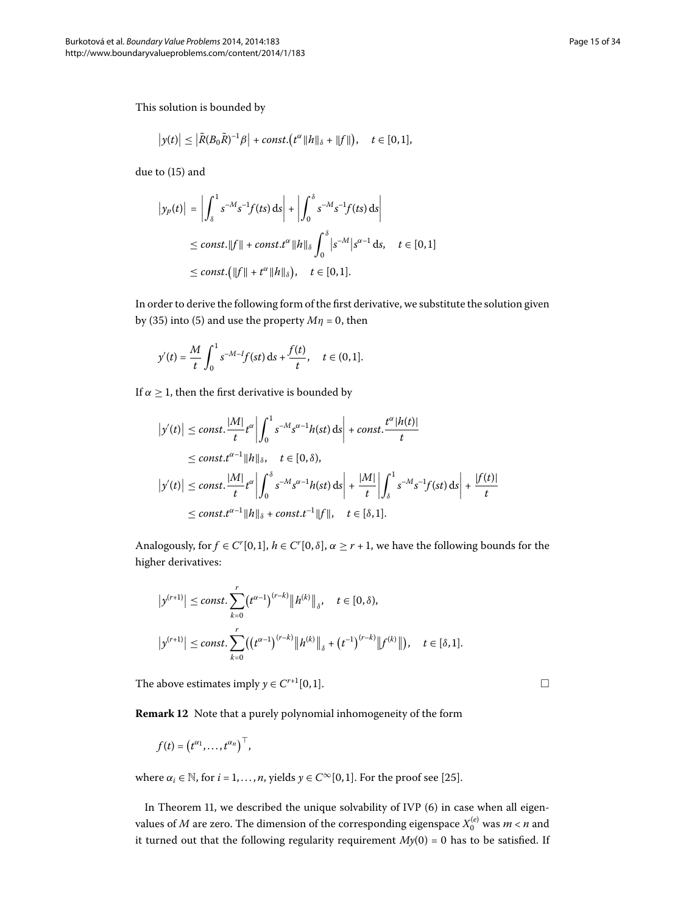This solution is bounded by

$$\left|y(t)\right| \leq \left|\tilde{R}(B_0\tilde{R})^{-1}\beta\right| + const.\left(t^{\alpha}\|h\|_{\delta} + \|f\|\right), \quad t \in [0,1],$$

due to (15) and

$$\begin{aligned}
\left|y_p(t)\right| &= \left|\int_{\delta}^{1} s^{-M}s^{-1}f(ts)\,\mathrm{d}s\right| + \left|\int_{0}^{\delta} s^{-M}s^{-1}f(ts)\,\mathrm{d}s\right| \\
&\leq const.\|f\| + const.t^{\alpha}\|h\|_{\delta}\int_{0}^{\delta}\left|s^{-M}\right|s^{\alpha-1}\,\mathrm{d}s, \quad t \in [0,1] \\
&\leq const.\left(\|f\| + t^{\alpha}\|h\|_{\delta}\right), \quad t \in [0,1].
\end{aligned}$$

In order to derive the following form of the first derivative, we substitute the solution given by (35) into (5) and use the property $M\eta = 0$, then

$$y'(t) = \frac{M}{t}\int_{0}^{1} s^{-M-I}f(st)\,\mathrm{d}s + \frac{f(t)}{t}, \quad t \in (0,1].$$

If $\alpha \geq 1$, then the first derivative is bounded by

$$\begin{aligned}
\left|y'(t)\right| &\leq const.\frac{|M|}{t}t^{\alpha}\left|\int_{0}^{1} s^{-M}s^{\alpha-1}h(st)\,\mathrm{d}s\right| + const.\frac{t^{\alpha}|h(t)|}{t} \\
&\leq const.t^{\alpha-1}\|h\|_{\delta}, \quad t \in [0,\delta), \\
\left|y'(t)\right| &\leq const.\frac{|M|}{t}t^{\alpha}\left|\int_{0}^{\delta} s^{-M}s^{\alpha-1}h(st)\,\mathrm{d}s\right| + \frac{|M|}{t}\left|\int_{\delta}^{1} s^{-M}s^{-1}f(st)\,\mathrm{d}s\right| + \frac{|f(t)|}{t} \\
&\leq const.t^{\alpha-1}\|h\|_{\delta} + const.t^{-1}\|f\|, \quad t \in [\delta,1].
\end{aligned}$$

Analogously, for $f \in C^r[0,1]$, $h \in C^r[0,\delta]$, $\alpha \geq r+1$, we have the following bounds for the higher derivatives:

$$\begin{aligned}
\left|y^{(r+1)}\right| &\leq const.\sum_{k=0}^{r}\left(t^{\alpha-1}\right)^{(r-k)}\left\|h^{(k)}\right\|_{\delta}, \quad t \in [0,\delta), \\
\left|y^{(r+1)}\right| &\leq const.\sum_{k=0}^{r}\left(\left(t^{\alpha-1}\right)^{(r-k)}\left\|h^{(k)}\right\|_{\delta} + \left(t^{-1}\right)^{(r-k)}\left\|f^{(k)}\right\|\right), \quad t \in [\delta,1].
\end{aligned}$$

The above estimates imply $y \in C^{r+1}[0,1]$. □

**Remark 12** Note that a purely polynomial inhomogeneity of the form

$$f(t) = \left(t^{\alpha_1},\ldots,t^{\alpha_n}\right)^{\top},$$

where $\alpha_i \in \mathbb{N}$, for $i = 1,\ldots,n$, yields $y \in C^{\infty}[0,1]$. For the proof see [25].

In Theorem 11, we described the unique solvability of IVP (6) in case when all eigenvalues of $M$ are zero. The dimension of the corresponding eigenspace $X_0^{(e)}$ was $m < n$ and it turned out that the following regularity requirement $My(0) = 0$ has to be satisfied. If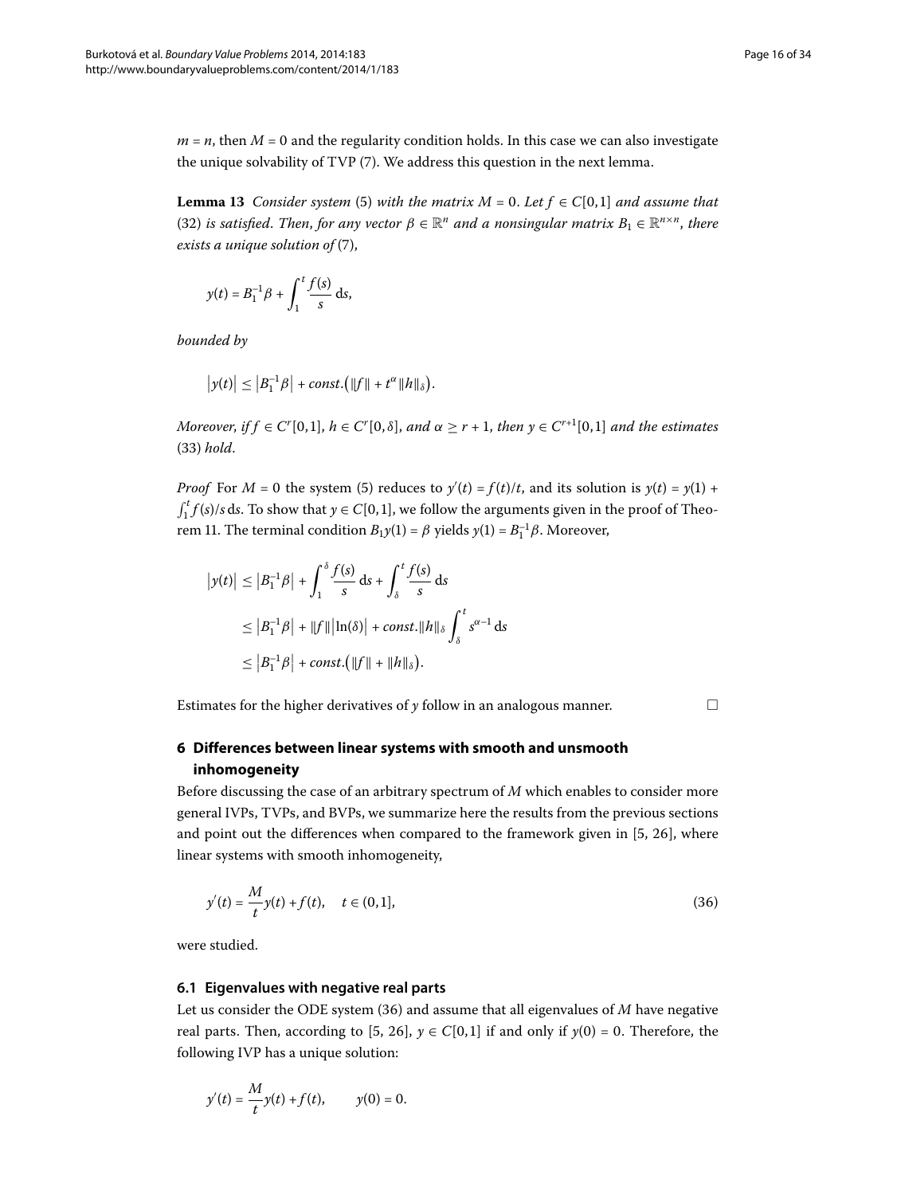$m = n$, then $M = 0$ and the regularity condition holds. In this case we can also investigate the unique solvability of TVP (7). We address this question in the next lemma.

**Lemma 13** *Consider system* (5) *with the matrix* $M = 0$. *Let* $f \in C[0,1]$ *and assume that* (32) *is satisfied. Then, for any vector* $\beta \in \mathbb{R}^n$ *and a nonsingular matrix* $B_1 \in \mathbb{R}^{n\times n}$, *there exists a unique solution of* (7),

$$y(t) = B_1^{-1}\beta + \int_1^t \frac{f(s)}{s}\,\mathrm{d}s,$$

*bounded by*

$$\left|y(t)\right| \le \left|B_1^{-1}\beta\right| + const.\left(\|f\| + t^{\alpha}\|h\|_\delta\right).$$

*Moreover, if* $f \in C^r[0,1]$, $h \in C^r[0,\delta]$, *and* $\alpha \ge r+1$, *then* $y \in C^{r+1}[0,1]$ *and the estimates* (33) *hold*.

*Proof* For $M = 0$ the system (5) reduces to $y'(t) = f(t)/t$, and its solution is $y(t) = y(1) + \int_1^t f(s)/s\,\mathrm{d}s$. To show that $y \in C[0,1]$, we follow the arguments given in the proof of Theorem 11. The terminal condition $B_1 y(1) = \beta$ yields $y(1) = B_1^{-1}\beta$. Moreover,

$$\begin{aligned}
\left|y(t)\right| &\le \left|B_1^{-1}\beta\right| + \int_1^\delta \frac{f(s)}{s}\,\mathrm{d}s + \int_\delta^t \frac{f(s)}{s}\,\mathrm{d}s \\
&\le \left|B_1^{-1}\beta\right| + \|f\|\left|\ln(\delta)\right| + const.\|h\|_\delta \int_\delta^t s^{\alpha-1}\,\mathrm{d}s \\
&\le \left|B_1^{-1}\beta\right| + const.\left(\|f\| + \|h\|_\delta\right).
\end{aligned}$$

Estimates for the higher derivatives of $y$ follow in an analogous manner. □

## 6 Differences between linear systems with smooth and unsmooth inhomogeneity

Before discussing the case of an arbitrary spectrum of $M$ which enables to consider more general IVPs, TVPs, and BVPs, we summarize here the results from the previous sections and point out the differences when compared to the framework given in [5, 26], where linear systems with smooth inhomogeneity,

$$y'(t) = \frac{M}{t}y(t) + f(t), \quad t \in (0,1], \tag{36}$$

were studied.

### 6.1 Eigenvalues with negative real parts

Let us consider the ODE system (36) and assume that all eigenvalues of $M$ have negative real parts. Then, according to [5, 26], $y \in C[0,1]$ if and only if $y(0) = 0$. Therefore, the following IVP has a unique solution:

$$y'(t) = \frac{M}{t}y(t) + f(t), \qquad y(0) = 0.$$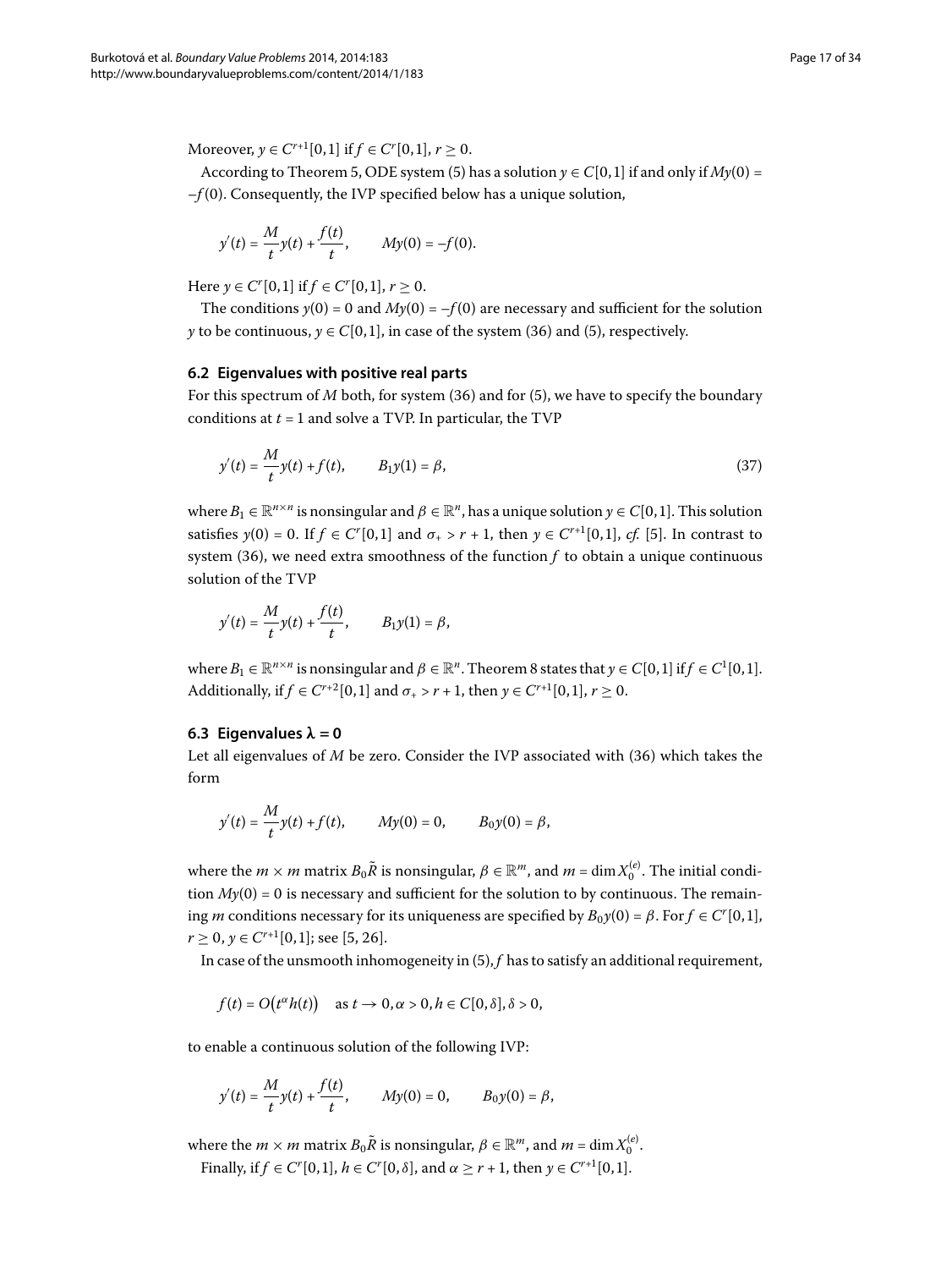Moreover, $y \in C^{r+1}[0,1]$ if $f \in C^r[0,1]$, $r \geq 0$.

According to Theorem 5, ODE system (5) has a solution $y \in C[0,1]$ if and only if $My(0) = -f(0)$. Consequently, the IVP specified below has a unique solution,

$$y'(t) = \frac{M}{t}y(t) + \frac{f(t)}{t}, \qquad My(0) = -f(0).$$

Here $y \in C^r[0,1]$ if $f \in C^r[0,1]$, $r \geq 0$.

The conditions $y(0) = 0$ and $My(0) = -f(0)$ are necessary and sufficient for the solution $y$ to be continuous, $y \in C[0,1]$, in case of the system (36) and (5), respectively.

### 6.2 Eigenvalues with positive real parts

For this spectrum of $M$ both, for system (36) and for (5), we have to specify the boundary conditions at $t = 1$ and solve a TVP. In particular, the TVP

$$y'(t) = \frac{M}{t}y(t) + f(t), \qquad B_1y(1) = \beta, \tag{37}$$

where $B_1 \in \mathbb{R}^{n\times n}$ is nonsingular and $\beta \in \mathbb{R}^n$, has a unique solution $y \in C[0,1]$. This solution satisfies $y(0) = 0$. If $f \in C^r[0,1]$ and $\sigma_+ > r+1$, then $y \in C^{r+1}[0,1]$, *cf.* [5]. In contrast to system (36), we need extra smoothness of the function $f$ to obtain a unique continuous solution of the TVP

$$y'(t) = \frac{M}{t}y(t) + \frac{f(t)}{t}, \qquad B_1y(1) = \beta,$$

where $B_1 \in \mathbb{R}^{n\times n}$ is nonsingular and $\beta \in \mathbb{R}^n$. Theorem 8 states that $y \in C[0,1]$ if $f \in C^1[0,1]$. Additionally, if $f \in C^{r+2}[0,1]$ and $\sigma_+ > r+1$, then $y \in C^{r+1}[0,1]$, $r \geq 0$.

### 6.3 Eigenvalues $\lambda = 0$

Let all eigenvalues of $M$ be zero. Consider the IVP associated with (36) which takes the form

$$y'(t) = \frac{M}{t}y(t) + f(t), \qquad My(0) = 0, \qquad B_0y(0) = \beta,$$

where the $m \times m$ matrix $B_0\tilde{R}$ is nonsingular, $\beta \in \mathbb{R}^m$, and $m = \dim X_0^{(e)}$. The initial condition $My(0) = 0$ is necessary and sufficient for the solution to by continuous. The remaining $m$ conditions necessary for its uniqueness are specified by $B_0y(0) = \beta$. For $f \in C^r[0,1]$, $r \geq 0$, $y \in C^{r+1}[0,1]$; see [5, 26].

In case of the unsmooth inhomogeneity in (5), $f$ has to satisfy an additional requirement,

$$f(t) = O\bigl(t^\alpha h(t)\bigr) \quad \text{as } t \to 0, \alpha > 0, h \in C[0,\delta], \delta > 0,$$

to enable a continuous solution of the following IVP:

$$y'(t) = \frac{M}{t}y(t) + \frac{f(t)}{t}, \qquad My(0) = 0, \qquad B_0y(0) = \beta,$$

where the $m \times m$ matrix $B_0\tilde{R}$ is nonsingular, $\beta \in \mathbb{R}^m$, and $m = \dim X_0^{(e)}$.

Finally, if $f \in C^r[0,1]$, $h \in C^r[0,\delta]$, and $\alpha \geq r+1$, then $y \in C^{r+1}[0,1]$.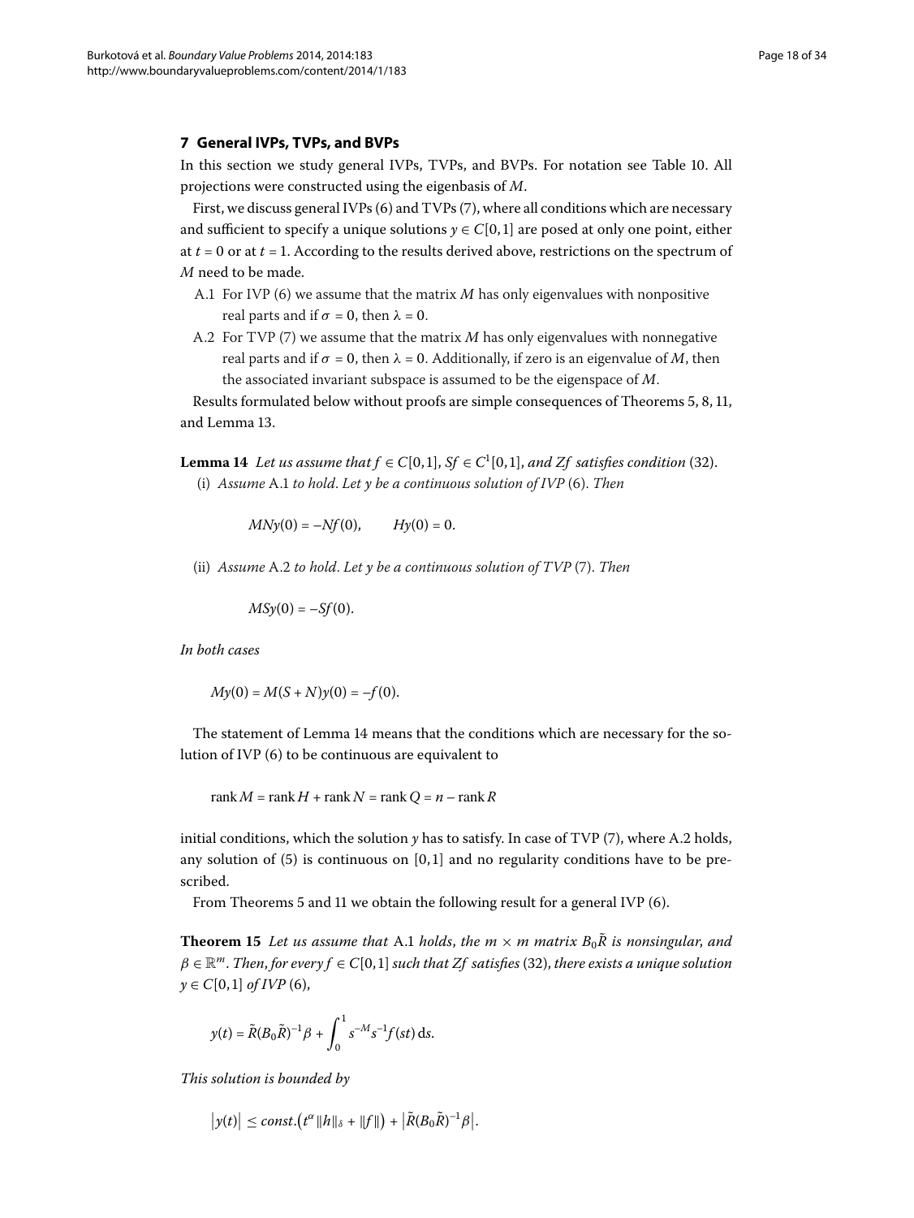## 7 General IVPs, TVPs, and BVPs

In this section we study general IVPs, TVPs, and BVPs. For notation see Table 10. All projections were constructed using the eigenbasis of $M$.

First, we discuss general IVPs (6) and TVPs (7), where all conditions which are necessary and sufficient to specify a unique solutions $y \in C[0,1]$ are posed at only one point, either at $t = 0$ or at $t = 1$. According to the results derived above, restrictions on the spectrum of $M$ need to be made.

- A.1 For IVP (6) we assume that the matrix $M$ has only eigenvalues with nonpositive real parts and if $\sigma = 0$, then $\lambda = 0$.
- A.2 For TVP (7) we assume that the matrix $M$ has only eigenvalues with nonnegative real parts and if $\sigma = 0$, then $\lambda = 0$. Additionally, if zero is an eigenvalue of $M$, then the associated invariant subspace is assumed to be the eigenspace of $M$.

Results formulated below without proofs are simple consequences of Theorems 5, 8, 11, and Lemma 13.

**Lemma 14** *Let us assume that $f \in C[0,1]$, $Sf \in C^1[0,1]$, and $Zf$ satisfies condition* (32).

(i) *Assume* A.1 *to hold. Let $y$ be a continuous solution of IVP* (6). *Then*

$$MNy(0) = -Nf(0), \qquad Hy(0) = 0.$$

(ii) *Assume* A.2 *to hold. Let $y$ be a continuous solution of TVP* (7). *Then*

$$MSy(0) = -Sf(0).$$

*In both cases*

$$My(0) = M(S+N)y(0) = -f(0).$$

The statement of Lemma 14 means that the conditions which are necessary for the solution of IVP (6) to be continuous are equivalent to

$$\operatorname{rank} M = \operatorname{rank} H + \operatorname{rank} N = \operatorname{rank} Q = n - \operatorname{rank} R$$

initial conditions, which the solution $y$ has to satisfy. In case of TVP (7), where A.2 holds, any solution of (5) is continuous on $[0,1]$ and no regularity conditions have to be prescribed.

From Theorems 5 and 11 we obtain the following result for a general IVP (6).

**Theorem 15** *Let us assume that* A.1 *holds, the $m \times m$ matrix $B_0\tilde{R}$ is nonsingular, and $\beta \in \mathbb{R}^m$. Then, for every $f \in C[0,1]$ such that $Zf$ satisfies* (32), *there exists a unique solution $y \in C[0,1]$ of IVP* (6),

$$y(t) = \tilde{R}(B_0\tilde{R})^{-1}\beta + \int_0^1 s^{-M}s^{-1}f(st)\,\mathrm{d}s.$$

*This solution is bounded by*

$$\left|y(t)\right| \leq const.\left(t^{\alpha}\|h\|_{\delta} + \|f\|\right) + \left|\tilde{R}(B_0\tilde{R})^{-1}\beta\right|.$$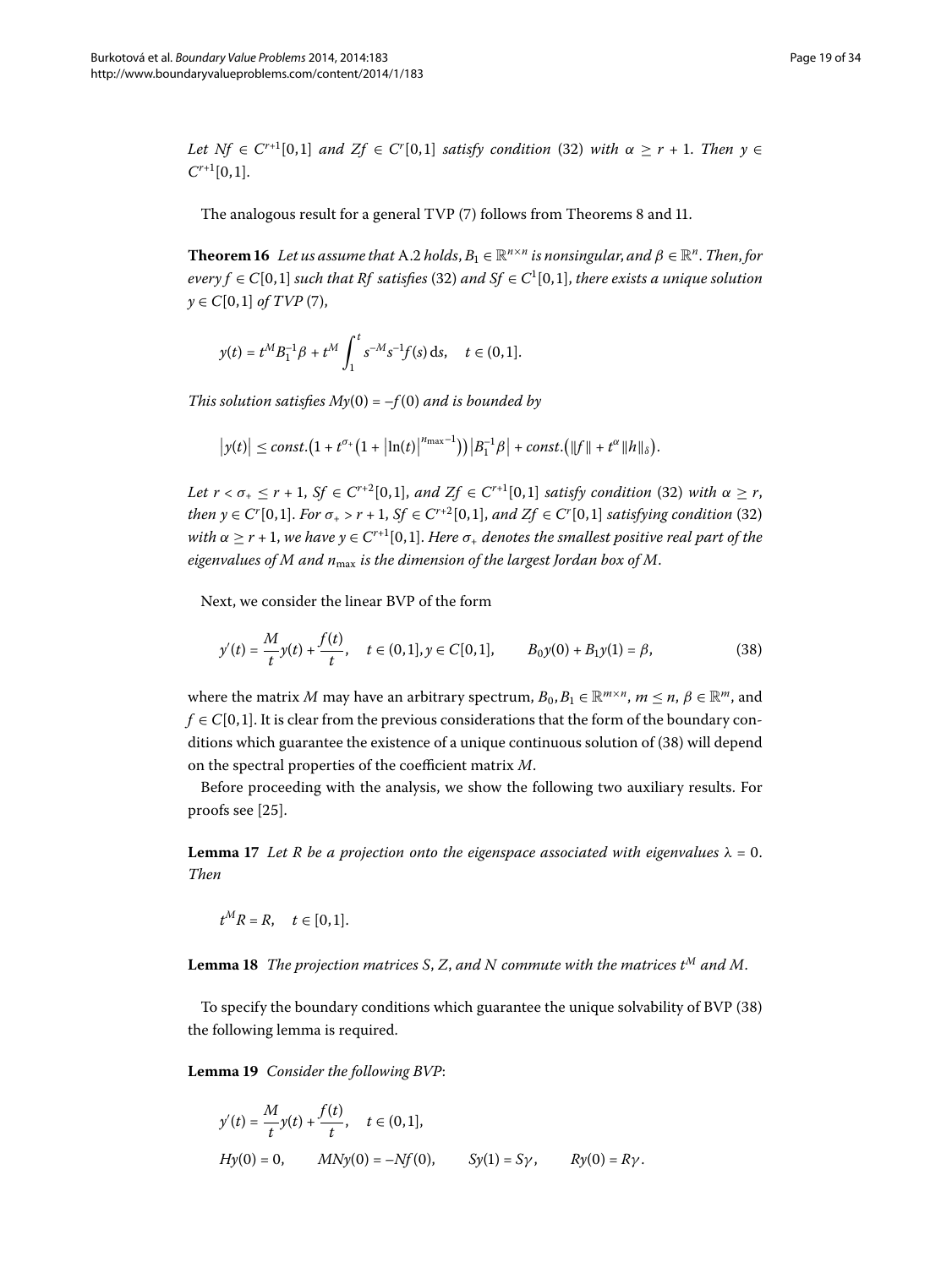*Let $Nf \in C^{r+1}[0,1]$ and $Zf \in C^r[0,1]$ satisfy condition* (32) *with $\alpha \geq r+1$. Then $y \in C^{r+1}[0,1]$.*

The analogous result for a general TVP (7) follows from Theorems 8 and 11.

**Theorem 16** *Let us assume that* A.2 *holds, $B_1 \in \mathbb{R}^{n\times n}$ is nonsingular, and $\beta \in \mathbb{R}^n$. Then, for every $f \in C[0,1]$ such that $Rf$ satisfies* (32) *and $Sf \in C^1[0,1]$, there exists a unique solution $y \in C[0,1]$ of TVP* (7),

$$y(t) = t^M B_1^{-1}\beta + t^M \int_1^t s^{-M}s^{-1}f(s)\,\mathrm{d}s, \quad t \in (0,1].$$

*This solution satisfies $My(0) = -f(0)$ and is bounded by*

$$\left|y(t)\right| \leq \mathit{const.}\left(1 + t^{\sigma_+}\left(1 + \left|\ln(t)\right|^{n_{\max}-1}\right)\right)\left|B_1^{-1}\beta\right| + \mathit{const.}\left(\|f\| + t^{\alpha}\|h\|_\delta\right).$$

*Let $r < \sigma_+ \leq r+1$, $Sf \in C^{r+2}[0,1]$, and $Zf \in C^{r+1}[0,1]$ satisfy condition* (32) *with $\alpha \geq r$, then $y \in C^r[0,1]$. For $\sigma_+ > r+1$, $Sf \in C^{r+2}[0,1]$, and $Zf \in C^r[0,1]$ satisfying condition* (32) *with $\alpha \geq r+1$, we have $y \in C^{r+1}[0,1]$. Here $\sigma_+$ denotes the smallest positive real part of the eigenvalues of $M$ and $n_{\max}$ is the dimension of the largest Jordan box of $M$.*

Next, we consider the linear BVP of the form

$$y'(t) = \frac{M}{t}y(t) + \frac{f(t)}{t}, \quad t \in (0,1], y \in C[0,1], \qquad B_0 y(0) + B_1 y(1) = \beta, \tag{38}$$

where the matrix $M$ may have an arbitrary spectrum, $B_0, B_1 \in \mathbb{R}^{m\times n}$, $m \leq n$, $\beta \in \mathbb{R}^m$, and $f \in C[0,1]$. It is clear from the previous considerations that the form of the boundary conditions which guarantee the existence of a unique continuous solution of (38) will depend on the spectral properties of the coefficient matrix $M$.

Before proceeding with the analysis, we show the following two auxiliary results. For proofs see [25].

**Lemma 17** *Let $R$ be a projection onto the eigenspace associated with eigenvalues $\lambda = 0$. Then*

$$t^M R = R, \quad t \in [0,1].$$

**Lemma 18** *The projection matrices $S$, $Z$, and $N$ commute with the matrices $t^M$ and $M$.*

To specify the boundary conditions which guarantee the unique solvability of BVP (38) the following lemma is required.

**Lemma 19** *Consider the following BVP*:

$$y'(t) = \frac{M}{t}y(t) + \frac{f(t)}{t}, \quad t \in (0,1],$$
$$Hy(0) = 0, \qquad MNy(0) = -Nf(0), \qquad Sy(1) = S\gamma, \qquad Ry(0) = R\gamma.$$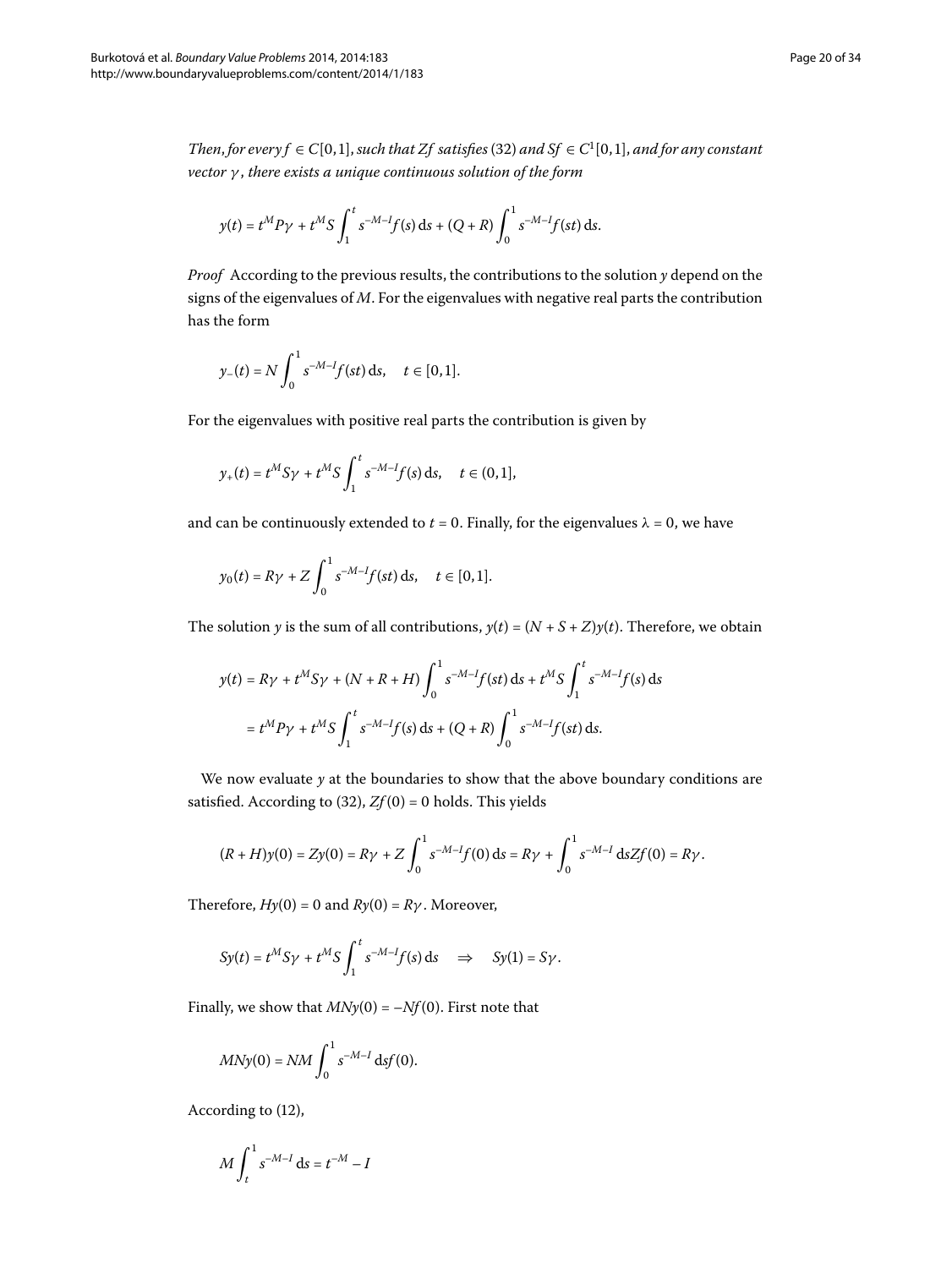*Then, for every $f \in C[0,1]$, such that $Zf$ satisfies* (32) *and $Sf \in C^1[0,1]$, and for any constant vector $\gamma$, there exists a unique continuous solution of the form*

$$y(t) = t^M P\gamma + t^M S\int_1^t s^{-M-I} f(s)\,\mathrm{d}s + (Q+R)\int_0^1 s^{-M-I} f(st)\,\mathrm{d}s.$$

*Proof* According to the previous results, the contributions to the solution $y$ depend on the signs of the eigenvalues of $M$. For the eigenvalues with negative real parts the contribution has the form

$$y_-(t) = N\int_0^1 s^{-M-I} f(st)\,\mathrm{d}s, \quad t \in [0,1].$$

For the eigenvalues with positive real parts the contribution is given by

$$y_+(t) = t^M S\gamma + t^M S\int_1^t s^{-M-I} f(s)\,\mathrm{d}s, \quad t \in (0,1],$$

and can be continuously extended to $t = 0$. Finally, for the eigenvalues $\lambda = 0$, we have

$$y_0(t) = R\gamma + Z\int_0^1 s^{-M-I} f(st)\,\mathrm{d}s, \quad t \in [0,1].$$

The solution $y$ is the sum of all contributions, $y(t) = (N+S+Z)y(t)$. Therefore, we obtain

$$\begin{aligned}
y(t) &= R\gamma + t^M S\gamma + (N+R+H)\int_0^1 s^{-M-I} f(st)\,\mathrm{d}s + t^M S\int_1^t s^{-M-I} f(s)\,\mathrm{d}s \\
&= t^M P\gamma + t^M S\int_1^t s^{-M-I} f(s)\,\mathrm{d}s + (Q+R)\int_0^1 s^{-M-I} f(st)\,\mathrm{d}s.
\end{aligned}$$

We now evaluate $y$ at the boundaries to show that the above boundary conditions are satisfied. According to (32), $Zf(0) = 0$ holds. This yields

$$(R+H)y(0) = Zy(0) = R\gamma + Z\int_0^1 s^{-M-I} f(0)\,\mathrm{d}s = R\gamma + \int_0^1 s^{-M-I}\,\mathrm{d}s Zf(0) = R\gamma.$$

Therefore, $Hy(0) = 0$ and $Ry(0) = R\gamma$. Moreover,

$$Sy(t) = t^M S\gamma + t^M S\int_1^t s^{-M-I} f(s)\,\mathrm{d}s \quad \Rightarrow \quad Sy(1) = S\gamma.$$

Finally, we show that $MNy(0) = -Nf(0)$. First note that

$$MNy(0) = NM\int_0^1 s^{-M-I}\,\mathrm{d}s f(0).$$

According to (12),

$$M\int_t^1 s^{-M-I}\,\mathrm{d}s = t^{-M} - I$$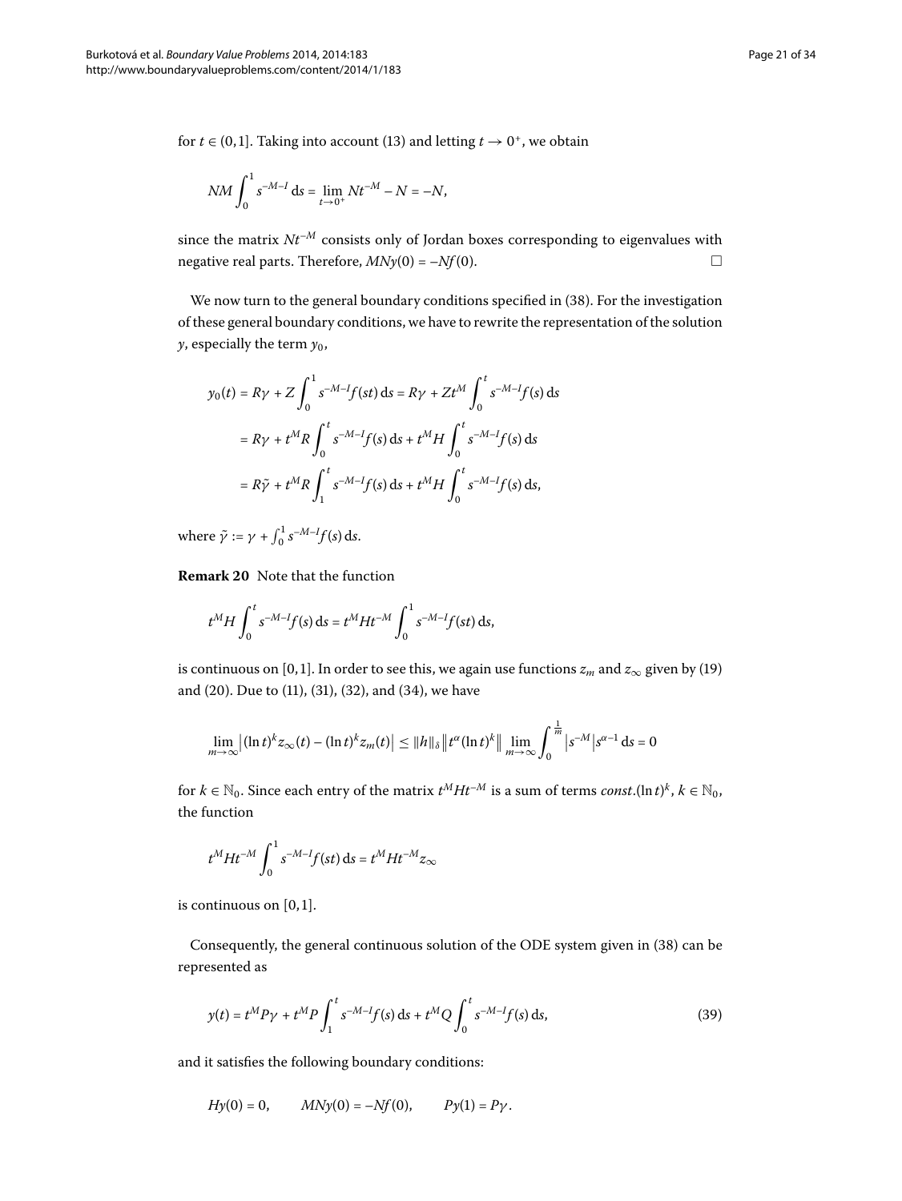for $t \in (0,1]$. Taking into account (13) and letting $t \to 0^+$, we obtain

$$NM \int_0^1 s^{-M-I} \, \mathrm{d}s = \lim_{t \to 0^+} Nt^{-M} - N = -N,$$

since the matrix $Nt^{-M}$ consists only of Jordan boxes corresponding to eigenvalues with negative real parts. Therefore, $MNy(0) = -Nf(0)$. □

We now turn to the general boundary conditions specified in (38). For the investigation of these general boundary conditions, we have to rewrite the representation of the solution $y$, especially the term $y_0$,

$$\begin{aligned} y_0(t) &= R\gamma + Z \int_0^1 s^{-M-I} f(st) \, \mathrm{d}s = R\gamma + Zt^M \int_0^t s^{-M-I} f(s) \, \mathrm{d}s \\ &= R\gamma + t^M R \int_0^t s^{-M-I} f(s) \, \mathrm{d}s + t^M H \int_0^t s^{-M-I} f(s) \, \mathrm{d}s \\ &= R\tilde{\gamma} + t^M R \int_1^t s^{-M-I} f(s) \, \mathrm{d}s + t^M H \int_0^t s^{-M-I} f(s) \, \mathrm{d}s, \end{aligned}$$

where $\tilde{\gamma} := \gamma + \int_0^1 s^{-M-I} f(s) \, \mathrm{d}s$.

**Remark 20** Note that the function

$$t^M H \int_0^t s^{-M-I} f(s) \, \mathrm{d}s = t^M H t^{-M} \int_0^1 s^{-M-I} f(st) \, \mathrm{d}s,$$

is continuous on $[0,1]$. In order to see this, we again use functions $z_m$ and $z_\infty$ given by (19) and (20). Due to (11), (31), (32), and (34), we have

$$\lim_{m \to \infty} \left| (\ln t)^k z_\infty(t) - (\ln t)^k z_m(t) \right| \le \|h\|_\delta \left\| t^\alpha (\ln t)^k \right\| \lim_{m \to \infty} \int_0^{\frac{1}{m}} \left| s^{-M} \right| s^{\alpha-1} \, \mathrm{d}s = 0$$

for $k \in \mathbb{N}_0$. Since each entry of the matrix $t^M H t^{-M}$ is a sum of terms $const.(\ln t)^k$, $k \in \mathbb{N}_0$, the function

$$t^M H t^{-M} \int_0^1 s^{-M-I} f(st) \, \mathrm{d}s = t^M H t^{-M} z_\infty$$

is continuous on $[0,1]$.

Consequently, the general continuous solution of the ODE system given in (38) can be represented as

$$y(t) = t^M P\gamma + t^M P \int_1^t s^{-M-I} f(s) \, \mathrm{d}s + t^M Q \int_0^t s^{-M-I} f(s) \, \mathrm{d}s, \tag{39}$$

and it satisfies the following boundary conditions:

$$Hy(0) = 0, \qquad MNy(0) = -Nf(0), \qquad Py(1) = P\gamma.$$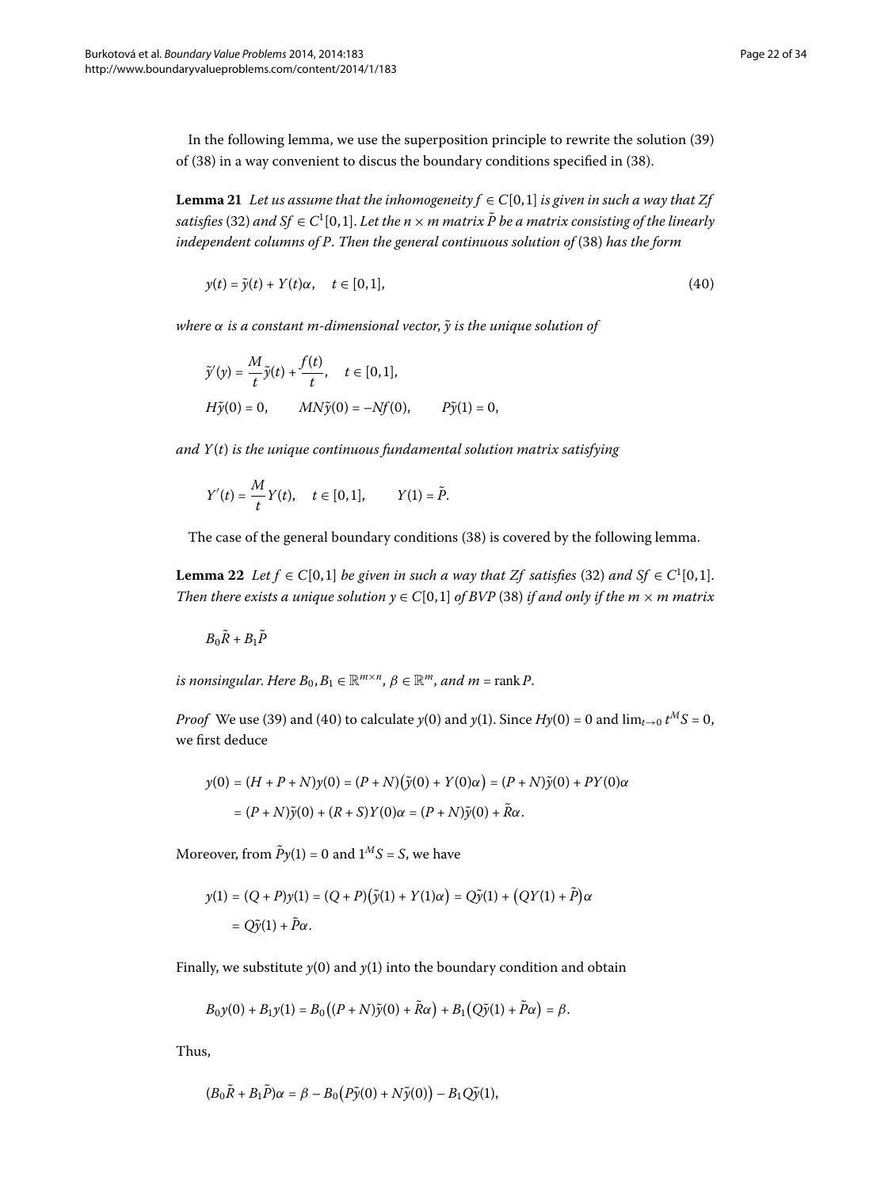In the following lemma, we use the superposition principle to rewrite the solution (39) of (38) in a way convenient to discus the boundary conditions specified in (38).

**Lemma 21** *Let us assume that the inhomogeneity $f \in C[0,1]$ is given in such a way that $Zf$ satisfies* (32) *and $Sf \in C^1[0,1]$. Let the $n \times m$ matrix $\tilde{P}$ be a matrix consisting of the linearly independent columns of $P$. Then the general continuous solution of* (38) *has the form*

$$y(t) = \tilde{y}(t) + Y(t)\alpha, \quad t \in [0,1], \tag{40}$$

*where $\alpha$ is a constant $m$-dimensional vector, $\tilde{y}$ is the unique solution of*

$$\tilde{y}'(y) = \frac{M}{t}\tilde{y}(t) + \frac{f(t)}{t}, \quad t \in [0,1],$$
$$H\tilde{y}(0) = 0, \qquad MN\tilde{y}(0) = -Nf(0), \qquad P\tilde{y}(1) = 0,$$

*and $Y(t)$ is the unique continuous fundamental solution matrix satisfying*

$$Y'(t) = \frac{M}{t}Y(t), \quad t \in [0,1], \qquad Y(1) = \tilde{P}.$$

The case of the general boundary conditions (38) is covered by the following lemma.

**Lemma 22** *Let $f \in C[0,1]$ be given in such a way that $Zf$ satisfies* (32) *and $Sf \in C^1[0,1]$. Then there exists a unique solution $y \in C[0,1]$ of BVP* (38) *if and only if the $m \times m$ matrix*

$$B_0\tilde{R} + B_1\tilde{P}$$

*is nonsingular. Here $B_0, B_1 \in \mathbb{R}^{m\times n}$, $\beta \in \mathbb{R}^m$, and $m = \operatorname{rank} P$.*

*Proof* We use (39) and (40) to calculate $y(0)$ and $y(1)$. Since $Hy(0) = 0$ and $\lim_{t\to 0} t^M S = 0$, we first deduce

$$\begin{aligned}
y(0) &= (H + P + N)y(0) = (P + N)\big(\tilde{y}(0) + Y(0)\alpha\big) = (P + N)\tilde{y}(0) + PY(0)\alpha \\
&= (P + N)\tilde{y}(0) + (R + S)Y(0)\alpha = (P + N)\tilde{y}(0) + \tilde{R}\alpha.
\end{aligned}$$

Moreover, from $\tilde{P}y(1) = 0$ and $1^M S = S$, we have

$$\begin{aligned}
y(1) &= (Q + P)y(1) = (Q + P)\big(\tilde{y}(1) + Y(1)\alpha\big) = Q\tilde{y}(1) + \big(QY(1) + \tilde{P}\big)\alpha \\
&= Q\tilde{y}(1) + \tilde{P}\alpha.
\end{aligned}$$

Finally, we substitute $y(0)$ and $y(1)$ into the boundary condition and obtain

$$B_0y(0) + B_1y(1) = B_0\big((P + N)\tilde{y}(0) + \tilde{R}\alpha\big) + B_1\big(Q\tilde{y}(1) + \tilde{P}\alpha\big) = \beta.$$

Thus,

$$(B_0\tilde{R} + B_1\tilde{P})\alpha = \beta - B_0\big(P\tilde{y}(0) + N\tilde{y}(0)\big) - B_1Q\tilde{y}(1),$$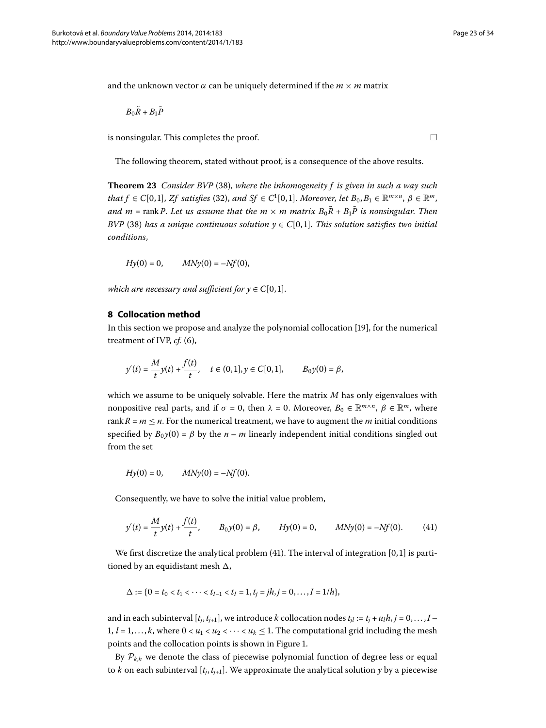and the unknown vector $\alpha$ can be uniquely determined if the $m \times m$ matrix

$$B_0\tilde{R} + B_1\tilde{P}$$

is nonsingular. This completes the proof. □

The following theorem, stated without proof, is a consequence of the above results.

**Theorem 23** *Consider BVP* (38), *where the inhomogeneity $f$ is given in such a way such that $f \in C[0,1]$, $Zf$ satisfies* (32), *and $Sf \in C^1[0,1]$. Moreover, let $B_0, B_1 \in \mathbb{R}^{m\times n}$, $\beta \in \mathbb{R}^m$, and $m = \operatorname{rank} P$. Let us assume that the $m \times m$ matrix $B_0\tilde{R} + B_1\tilde{P}$ is nonsingular. Then BVP* (38) *has a unique continuous solution $y \in C[0,1]$. This solution satisfies two initial conditions*,

$$Hy(0) = 0, \qquad MNy(0) = -Nf(0),$$

*which are necessary and sufficient for $y \in C[0,1]$.*

## 8 Collocation method

In this section we propose and analyze the polynomial collocation [19], for the numerical treatment of IVP, *cf.* (6),

$$y'(t) = \frac{M}{t}y(t) + \frac{f(t)}{t}, \quad t \in (0,1], y \in C[0,1], \qquad B_0y(0) = \beta,$$

which we assume to be uniquely solvable. Here the matrix $M$ has only eigenvalues with nonpositive real parts, and if $\sigma = 0$, then $\lambda = 0$. Moreover, $B_0 \in \mathbb{R}^{m\times n}$, $\beta \in \mathbb{R}^m$, where $\operatorname{rank} R = m \le n$. For the numerical treatment, we have to augment the $m$ initial conditions specified by $B_0y(0) = \beta$ by the $n - m$ linearly independent initial conditions singled out from the set

$$Hy(0) = 0, \qquad MNy(0) = -Nf(0).$$

Consequently, we have to solve the initial value problem,

$$y'(t) = \frac{M}{t}y(t) + \frac{f(t)}{t}, \qquad B_0y(0) = \beta, \qquad Hy(0) = 0, \qquad MNy(0) = -Nf(0). \tag{41}$$

We first discretize the analytical problem (41). The interval of integration $[0,1]$ is partitioned by an equidistant mesh $\Delta$,

$$\Delta := \{0 = t_0 < t_1 < \cdots < t_{I-1} < t_I = 1, t_j = jh, j = 0, \ldots, I = 1/h\},$$

and in each subinterval $[t_j, t_{j+1}]$, we introduce $k$ collocation nodes $t_{jl} := t_j + u_lh$, $j = 0, \ldots, I-1$, $l = 1, \ldots, k$, where $0 < u_1 < u_2 < \cdots < u_k \le 1$. The computational grid including the mesh points and the collocation points is shown in Figure 1.

By $\mathcal{P}_{k,h}$ we denote the class of piecewise polynomial function of degree less or equal to $k$ on each subinterval $[t_j, t_{j+1}]$. We approximate the analytical solution $y$ by a piecewise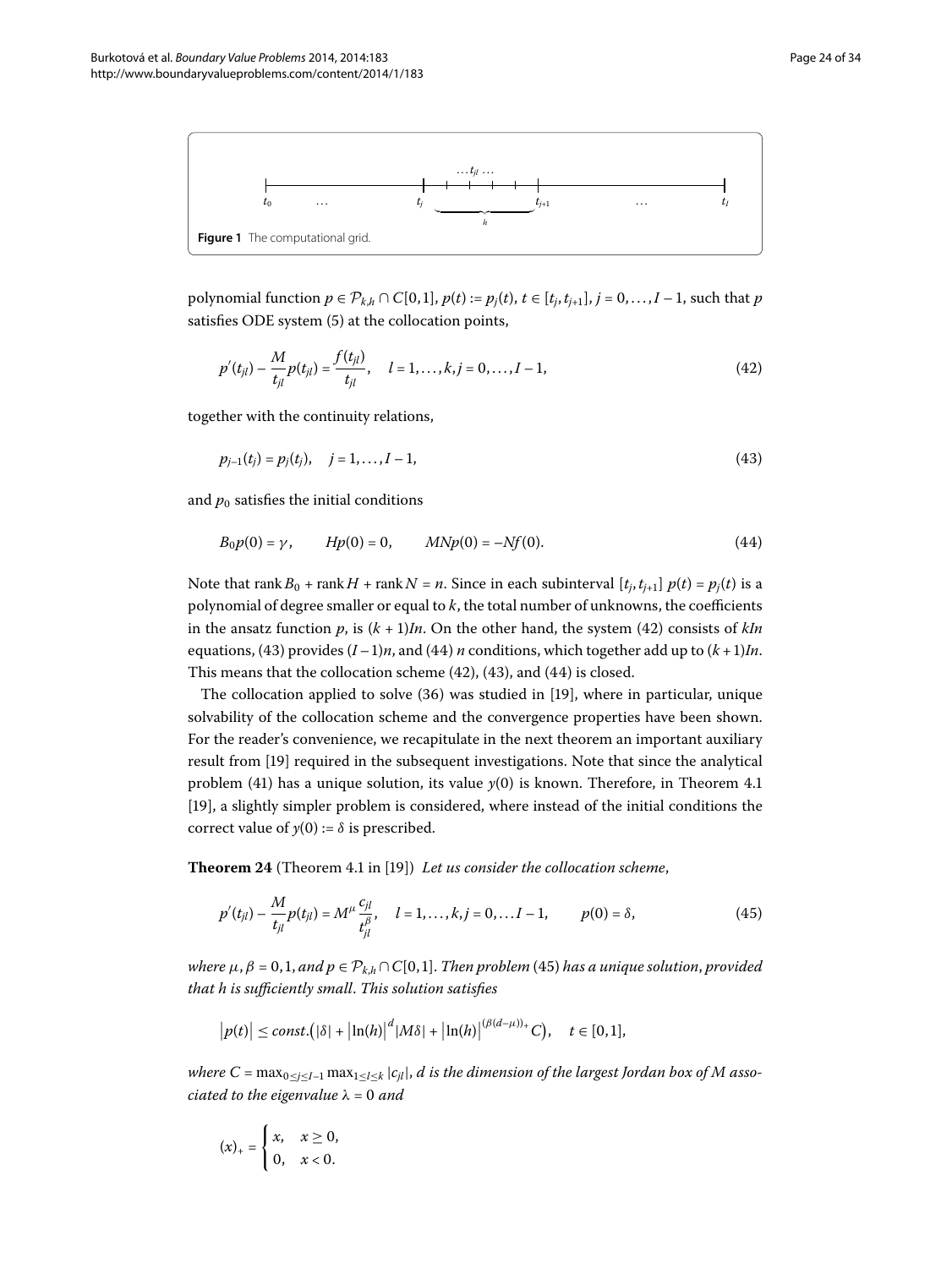**Figure 1** The computational grid.

polynomial function $p \in \mathcal{P}_{k,h} \cap C[0,1]$, $p(t) := p_j(t)$, $t \in [t_j, t_{j+1}]$, $j = 0, \dots, I-1$, such that $p$ satisfies ODE system (5) at the collocation points,

$$p'(t_{jl}) - \frac{M}{t_{jl}} p(t_{jl}) = \frac{f(t_{jl})}{t_{jl}}, \quad l = 1, \dots, k, j = 0, \dots, I-1, \tag{42}$$

together with the continuity relations,

$$p_{j-1}(t_j) = p_j(t_j), \quad j = 1, \dots, I-1, \tag{43}$$

and $p_0$ satisfies the initial conditions

$$B_0 p(0) = \gamma, \qquad Hp(0) = 0, \qquad MNp(0) = -Nf(0). \tag{44}$$

Note that $\operatorname{rank} B_0 + \operatorname{rank} H + \operatorname{rank} N = n$. Since in each subinterval $[t_j, t_{j+1}]$ $p(t) = p_j(t)$ is a polynomial of degree smaller or equal to $k$, the total number of unknowns, the coefficients in the ansatz function $p$, is $(k+1)In$. On the other hand, the system (42) consists of $kIn$ equations, (43) provides $(I-1)n$, and (44) $n$ conditions, which together add up to $(k+1)In$. This means that the collocation scheme (42), (43), and (44) is closed.

The collocation applied to solve (36) was studied in [19], where in particular, unique solvability of the collocation scheme and the convergence properties have been shown. For the reader's convenience, we recapitulate in the next theorem an important auxiliary result from [19] required in the subsequent investigations. Note that since the analytical problem (41) has a unique solution, its value $y(0)$ is known. Therefore, in Theorem 4.1 [19], a slightly simpler problem is considered, where instead of the initial conditions the correct value of $y(0) := \delta$ is prescribed.

**Theorem 24** (Theorem 4.1 in [19]) *Let us consider the collocation scheme,*

$$p'(t_{jl}) - \frac{M}{t_{jl}} p(t_{jl}) = M^{\mu} \frac{c_{jl}}{t_{jl}^{\beta}}, \quad l = 1, \dots, k, j = 0, \dots I-1, \qquad p(0) = \delta, \tag{45}$$

*where $\mu, \beta = 0, 1$, and $p \in \mathcal{P}_{k,h} \cap C[0,1]$. Then problem (45) has a unique solution, provided that $h$ is sufficiently small. This solution satisfies*

$$|p(t)| \le const.\big(|\delta| + |\ln(h)|^{d} |M\delta| + |\ln(h)|^{(\beta(d-\mu))_+} C\big), \quad t \in [0,1],$$

*where $C = \max_{0 \le j \le I-1} \max_{1 \le l \le k} |c_{jl}|$, $d$ is the dimension of the largest Jordan box of $M$ associated to the eigenvalue $\lambda = 0$ and*

$$(x)_+ = \begin{cases} x, & x \ge 0, \\ 0, & x < 0. \end{cases}$$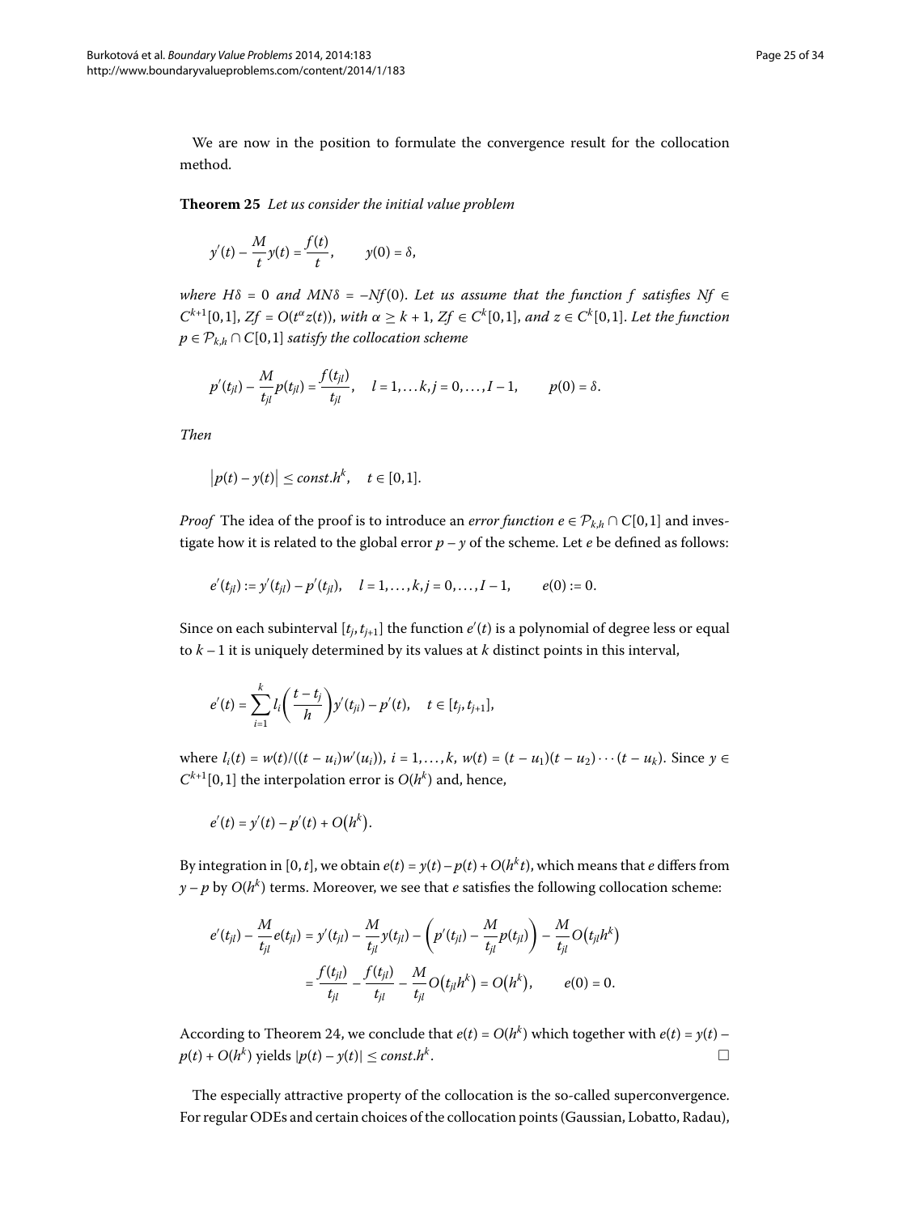We are now in the position to formulate the convergence result for the collocation method.

**Theorem 25** *Let us consider the initial value problem*

$$y'(t) - \frac{M}{t}y(t) = \frac{f(t)}{t}, \qquad y(0) = \delta,$$

*where* $H\delta = 0$ *and* $MN\delta = -Nf(0)$. *Let us assume that the function* $f$ *satisfies* $Nf \in C^{k+1}[0,1]$, $Zf = O(t^\alpha z(t))$, *with* $\alpha \geq k+1$, $Zf \in C^k[0,1]$, *and* $z \in C^k[0,1]$. *Let the function* $p \in \mathcal{P}_{k,h} \cap C[0,1]$ *satisfy the collocation scheme*

$$p'(t_{jl}) - \frac{M}{t_{jl}}p(t_{jl}) = \frac{f(t_{jl})}{t_{jl}}, \quad l = 1,\dots k, j = 0,\dots,I-1, \qquad p(0) = \delta.$$

*Then*

$$\bigl|p(t) - y(t)\bigr| \leq const.h^k, \quad t \in [0,1].$$

*Proof* The idea of the proof is to introduce an *error function* $e \in \mathcal{P}_{k,h} \cap C[0,1]$ and investigate how it is related to the global error $p - y$ of the scheme. Let $e$ be defined as follows:

$$e'(t_{jl}) := y'(t_{jl}) - p'(t_{jl}), \quad l = 1,\dots,k, j = 0,\dots,I-1, \qquad e(0) := 0.$$

Since on each subinterval $[t_j, t_{j+1}]$ the function $e'(t)$ is a polynomial of degree less or equal to $k-1$ it is uniquely determined by its values at $k$ distinct points in this interval,

$$e'(t) = \sum_{i=1}^{k} l_i\left(\frac{t-t_j}{h}\right)y'(t_{ji}) - p'(t), \quad t \in [t_j, t_{j+1}],$$

where $l_i(t) = w(t)/((t-u_i)w'(u_i))$, $i = 1,\dots,k$, $w(t) = (t-u_1)(t-u_2)\cdots(t-u_k)$. Since $y \in C^{k+1}[0,1]$ the interpolation error is $O(h^k)$ and, hence,

$$e'(t) = y'(t) - p'(t) + O\bigl(h^k\bigr).$$

By integration in $[0,t]$, we obtain $e(t) = y(t) - p(t) + O(h^k t)$, which means that $e$ differs from $y - p$ by $O(h^k)$ terms. Moreover, we see that $e$ satisfies the following collocation scheme:

$$\begin{aligned}
e'(t_{jl}) - \frac{M}{t_{jl}}e(t_{jl}) &= y'(t_{jl}) - \frac{M}{t_{jl}}y(t_{jl}) - \left(p'(t_{jl}) - \frac{M}{t_{jl}}p(t_{jl})\right) - \frac{M}{t_{jl}}O\bigl(t_{jl}h^k\bigr) \\
&= \frac{f(t_{jl})}{t_{jl}} - \frac{f(t_{jl})}{t_{jl}} - \frac{M}{t_{jl}}O\bigl(t_{jl}h^k\bigr) = O\bigl(h^k\bigr), \qquad e(0) = 0.
\end{aligned}$$

According to Theorem 24, we conclude that $e(t) = O(h^k)$ which together with $e(t) = y(t) - p(t) + O(h^k)$ yields $|p(t) - y(t)| \leq const.h^k$. □

The especially attractive property of the collocation is the so-called superconvergence. For regular ODEs and certain choices of the collocation points (Gaussian, Lobatto, Radau),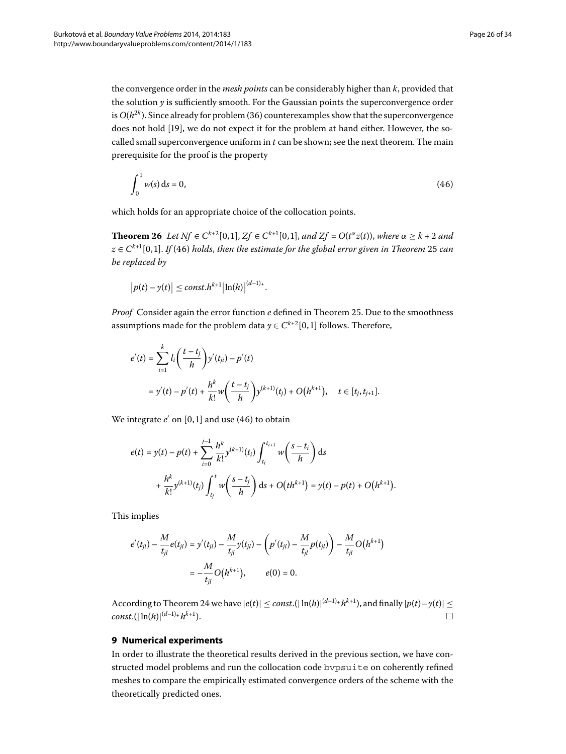the convergence order in the *mesh points* can be considerably higher than $k$, provided that the solution $y$ is sufficiently smooth. For the Gaussian points the superconvergence order is $O(h^{2k})$. Since already for problem (36) counterexamples show that the superconvergence does not hold [19], we do not expect it for the problem at hand either. However, the so-called small superconvergence uniform in $t$ can be shown; see the next theorem. The main prerequisite for the proof is the property

$$\int_0^1 w(s)\,\mathrm{d}s = 0, \tag{46}$$

which holds for an appropriate choice of the collocation points.

**Theorem 26** *Let $Nf \in C^{k+2}[0,1]$, $Zf \in C^{k+1}[0,1]$, and $Zf = O(t^\alpha z(t))$, where $\alpha \geq k+2$ and $z \in C^{k+1}[0,1]$. If (46) holds, then the estimate for the global error given in Theorem 25 can be replaced by*

$$\bigl|p(t) - y(t)\bigr| \leq const.h^{k+1}\bigl|\ln(h)\bigr|^{(d-1)_+}.$$

*Proof* Consider again the error function $e$ defined in Theorem 25. Due to the smoothness assumptions made for the problem data $y \in C^{k+2}[0,1]$ follows. Therefore,

$$\begin{aligned}
e'(t) &= \sum_{i=1}^{k} l_i\left(\frac{t-t_j}{h}\right) y'(t_{ji}) - p'(t) \\
&= y'(t) - p'(t) + \frac{h^k}{k!} w\left(\frac{t-t_j}{h}\right) y^{(k+1)}(t_j) + O\bigl(h^{k+1}\bigr), \quad t \in [t_j, t_{j+1}].
\end{aligned}$$

We integrate $e'$ on $[0,1]$ and use (46) to obtain

$$\begin{aligned}
e(t) &= y(t) - p(t) + \sum_{i=0}^{j-1} \frac{h^k}{k!} y^{(k+1)}(t_i) \int_{t_i}^{t_{i+1}} w\left(\frac{s-t_i}{h}\right) \mathrm{d}s \\
&\quad + \frac{h^k}{k!} y^{(k+1)}(t_j) \int_{t_j}^{t} w\left(\frac{s-t_j}{h}\right) \mathrm{d}s + O\bigl(th^{k+1}\bigr) = y(t) - p(t) + O\bigl(h^{k+1}\bigr).
\end{aligned}$$

This implies

$$\begin{aligned}
e'(t_{jl}) - \frac{M}{t_{jl}} e(t_{jl}) &= y'(t_{jl}) - \frac{M}{t_{jl}} y(t_{jl}) - \left(p'(t_{jl}) - \frac{M}{t_{jl}} p(t_{jl})\right) - \frac{M}{t_{jl}} O\bigl(h^{k+1}\bigr) \\
&= -\frac{M}{t_{jl}} O\bigl(h^{k+1}\bigr), \qquad e(0) = 0.
\end{aligned}$$

According to Theorem 24 we have $|e(t)| \leq const.(|\ln(h)|^{(d-1)_+} h^{k+1})$, and finally $|p(t) - y(t)| \leq const.(|\ln(h)|^{(d-1)_+} h^{k+1})$. □

## 9 Numerical experiments

In order to illustrate the theoretical results derived in the previous section, we have constructed model problems and run the collocation code `bvpsuite` on coherently refined meshes to compare the empirically estimated convergence orders of the scheme with the theoretically predicted ones.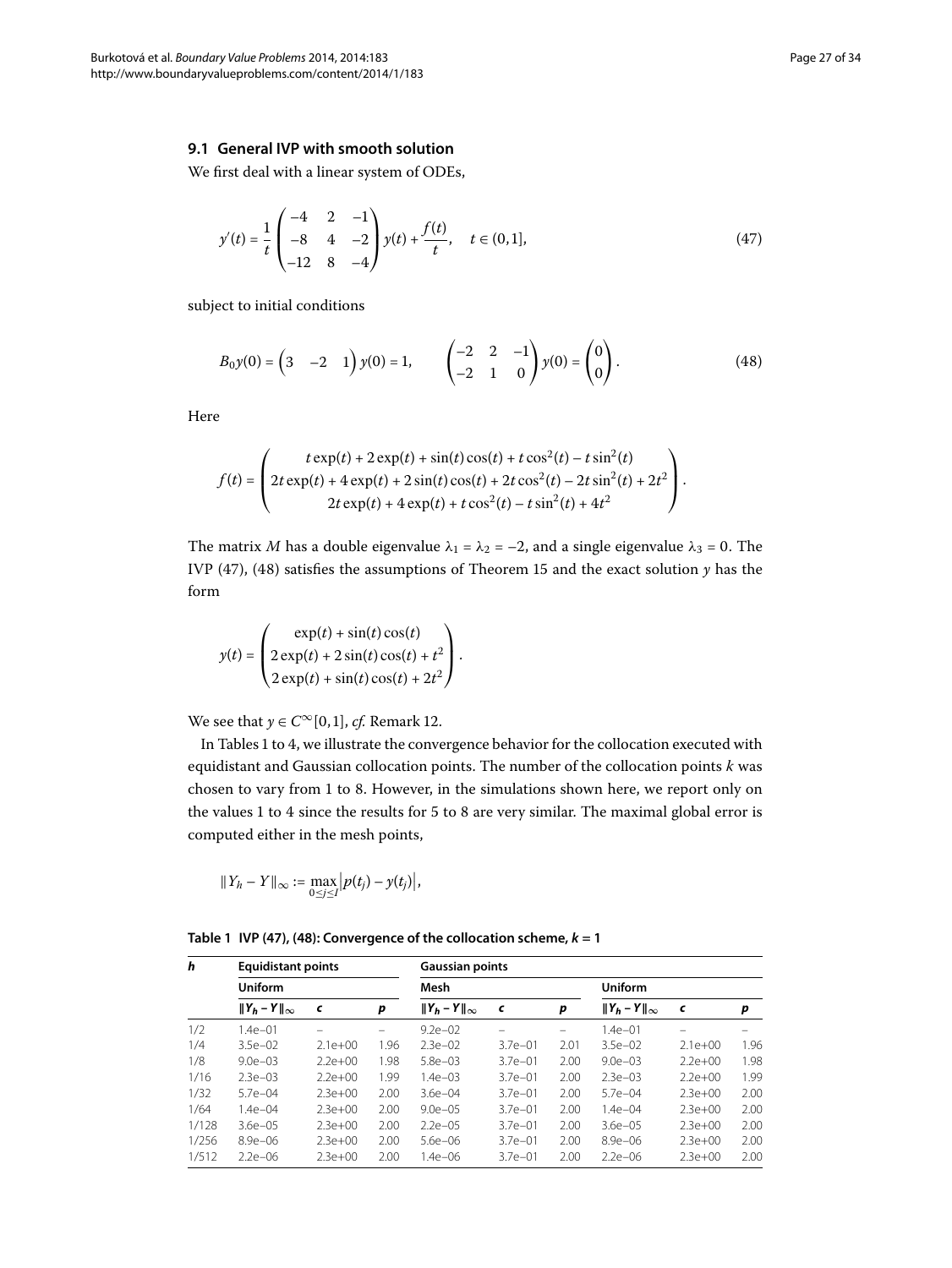### 9.1 General IVP with smooth solution

We first deal with a linear system of ODEs,

$$y'(t) = \frac{1}{t}\begin{pmatrix} -4 & 2 & -1 \\ -8 & 4 & -2 \\ -12 & 8 & -4 \end{pmatrix} y(t) + \frac{f(t)}{t}, \quad t \in (0,1], \tag{47}$$

subject to initial conditions

$$B_0 y(0) = \begin{pmatrix} 3 & -2 & 1 \end{pmatrix} y(0) = 1, \qquad \begin{pmatrix} -2 & 2 & -1 \\ -2 & 1 & 0 \end{pmatrix} y(0) = \begin{pmatrix} 0 \\ 0 \end{pmatrix}. \tag{48}$$

Here

$$f(t) = \begin{pmatrix} t\exp(t) + 2\exp(t) + \sin(t)\cos(t) + t\cos^2(t) - t\sin^2(t) \\ 2t\exp(t) + 4\exp(t) + 2\sin(t)\cos(t) + 2t\cos^2(t) - 2t\sin^2(t) + 2t^2 \\ 2t\exp(t) + 4\exp(t) + t\cos^2(t) - t\sin^2(t) + 4t^2 \end{pmatrix}.$$

The matrix $M$ has a double eigenvalue $\lambda_1 = \lambda_2 = -2$, and a single eigenvalue $\lambda_3 = 0$. The IVP (47), (48) satisfies the assumptions of Theorem 15 and the exact solution $y$ has the form

$$y(t) = \begin{pmatrix} \exp(t) + \sin(t)\cos(t) \\ 2\exp(t) + 2\sin(t)\cos(t) + t^2 \\ 2\exp(t) + \sin(t)\cos(t) + 2t^2 \end{pmatrix}.$$

We see that $y \in C^\infty[0,1]$, *cf.* Remark 12.

In Tables 1 to 4, we illustrate the convergence behavior for the collocation executed with equidistant and Gaussian collocation points. The number of the collocation points $k$ was chosen to vary from 1 to 8. However, in the simulations shown here, we report only on the values 1 to 4 since the results for 5 to 8 are very similar. The maximal global error is computed either in the mesh points,

$$\|Y_h - Y\|_\infty := \max_{0\le j\le I} \bigl|p(t_j) - y(t_j)\bigr|,$$

**Table 1 IVP (47), (48): Convergence of the collocation scheme, $k = 1$**

| $h$ | Equidistant points | | | Gaussian points | | | | | |
|---|---|---|---|---|---|---|---|---|---|
| | Uniform | | | Mesh | | | Uniform | | |
| | $\|Y_h - Y\|_\infty$ | $c$ | $p$ | $\|Y_h - Y\|_\infty$ | $c$ | $p$ | $\|Y_h - Y\|_\infty$ | $c$ | $p$ |
| 1/2 | 1.4e–01 | – | – | 9.2e–02 | – | – | 1.4e–01 | – | – |
| 1/4 | 3.5e–02 | 2.1e+00 | 1.96 | 2.3e–02 | 3.7e–01 | 2.01 | 3.5e–02 | 2.1e+00 | 1.96 |
| 1/8 | 9.0e–03 | 2.2e+00 | 1.98 | 5.8e–03 | 3.7e–01 | 2.00 | 9.0e–03 | 2.2e+00 | 1.98 |
| 1/16 | 2.3e–03 | 2.2e+00 | 1.99 | 1.4e–03 | 3.7e–01 | 2.00 | 2.3e–03 | 2.2e+00 | 1.99 |
| 1/32 | 5.7e–04 | 2.3e+00 | 2.00 | 3.6e–04 | 3.7e–01 | 2.00 | 5.7e–04 | 2.3e+00 | 2.00 |
| 1/64 | 1.4e–04 | 2.3e+00 | 2.00 | 9.0e–05 | 3.7e–01 | 2.00 | 1.4e–04 | 2.3e+00 | 2.00 |
| 1/128 | 3.6e–05 | 2.3e+00 | 2.00 | 2.2e–05 | 3.7e–01 | 2.00 | 3.6e–05 | 2.3e+00 | 2.00 |
| 1/256 | 8.9e–06 | 2.3e+00 | 2.00 | 5.6e–06 | 3.7e–01 | 2.00 | 8.9e–06 | 2.3e+00 | 2.00 |
| 1/512 | 2.2e–06 | 2.3e+00 | 2.00 | 1.4e–06 | 3.7e–01 | 2.00 | 2.2e–06 | 2.3e+00 | 2.00 |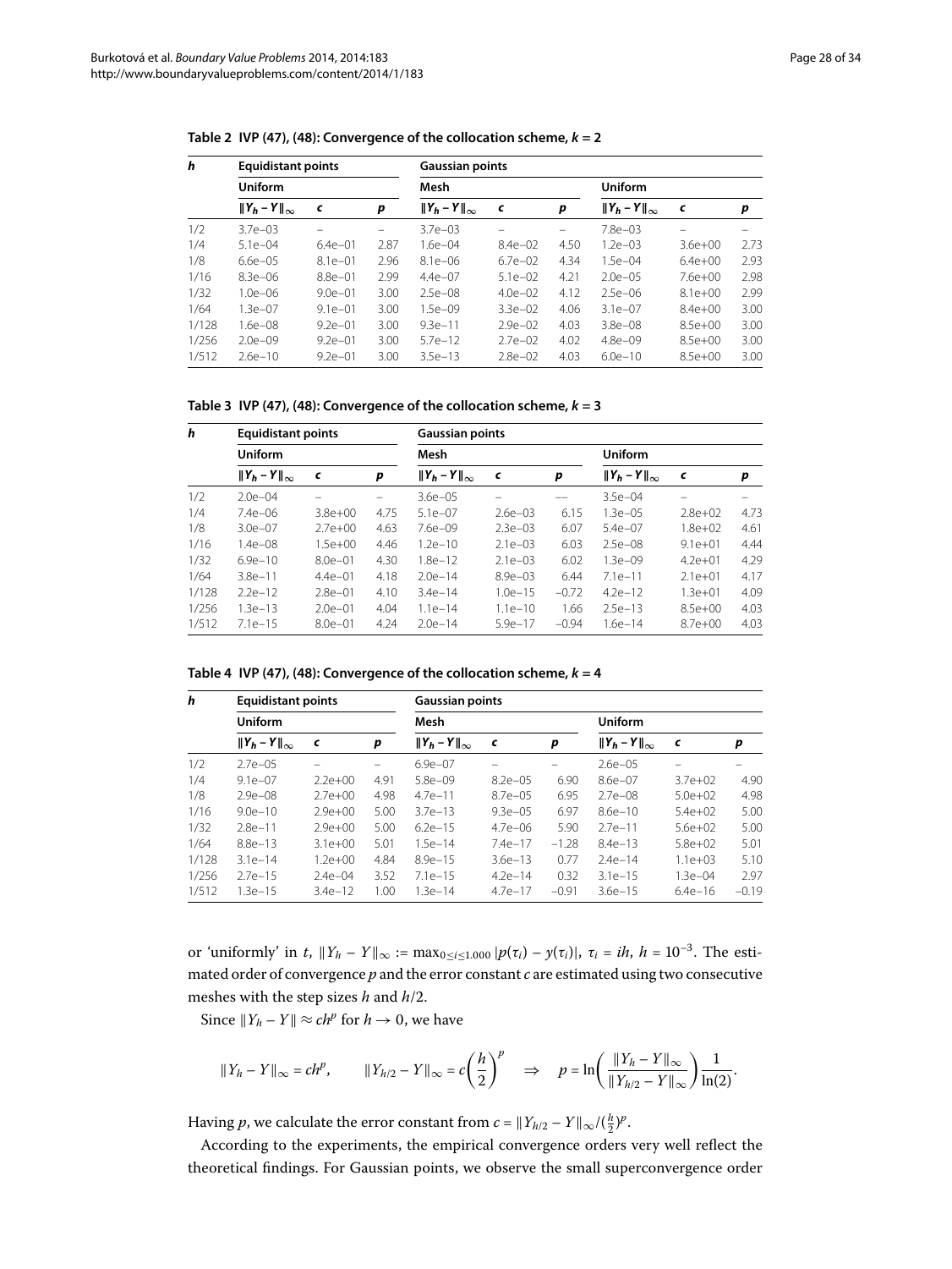**Table 2 IVP (47), (48): Convergence of the collocation scheme, $k = 2$**

| $h$ | Equidistant points | | | Gaussian points | | | | | |
|---|---|---|---|---|---|---|---|---|---|
| | Uniform | | | Mesh | | | Uniform | | |
| | $\|Y_h - Y\|_\infty$ | $c$ | $p$ | $\|Y_h - Y\|_\infty$ | $c$ | $p$ | $\|Y_h - Y\|_\infty$ | $c$ | $p$ |
| 1/2 | 3.7e−03 | – | – | 3.7e−03 | – | – | 7.8e−03 | – | – |
| 1/4 | 5.1e−04 | 6.4e−01 | 2.87 | 1.6e−04 | 8.4e−02 | 4.50 | 1.2e−03 | 3.6e+00 | 2.73 |
| 1/8 | 6.6e−05 | 8.1e−01 | 2.96 | 8.1e−06 | 6.7e−02 | 4.34 | 1.5e−04 | 6.4e+00 | 2.93 |
| 1/16 | 8.3e−06 | 8.8e−01 | 2.99 | 4.4e−07 | 5.1e−02 | 4.21 | 2.0e−05 | 7.6e+00 | 2.98 |
| 1/32 | 1.0e−06 | 9.0e−01 | 3.00 | 2.5e−08 | 4.0e−02 | 4.12 | 2.5e−06 | 8.1e+00 | 2.99 |
| 1/64 | 1.3e−07 | 9.1e−01 | 3.00 | 1.5e−09 | 3.3e−02 | 4.06 | 3.1e−07 | 8.4e+00 | 3.00 |
| 1/128 | 1.6e−08 | 9.2e−01 | 3.00 | 9.3e−11 | 2.9e−02 | 4.03 | 3.8e−08 | 8.5e+00 | 3.00 |
| 1/256 | 2.0e−09 | 9.2e−01 | 3.00 | 5.7e−12 | 2.7e−02 | 4.02 | 4.8e−09 | 8.5e+00 | 3.00 |
| 1/512 | 2.6e−10 | 9.2e−01 | 3.00 | 3.5e−13 | 2.8e−02 | 4.03 | 6.0e−10 | 8.5e+00 | 3.00 |

**Table 3 IVP (47), (48): Convergence of the collocation scheme, $k = 3$**

| $h$ | Equidistant points | | | Gaussian points | | | | | |
|---|---|---|---|---|---|---|---|---|---|
| | Uniform | | | Mesh | | | Uniform | | |
| | $\|Y_h - Y\|_\infty$ | $c$ | $p$ | $\|Y_h - Y\|_\infty$ | $c$ | $p$ | $\|Y_h - Y\|_\infty$ | $c$ | $p$ |
| 1/2 | 2.0e−04 | – | – | 3.6e−05 | – | –– | 3.5e−04 | – | – |
| 1/4 | 7.4e−06 | 3.8e+00 | 4.75 | 5.1e−07 | 2.6e−03 | 6.15 | 1.3e−05 | 2.8e+02 | 4.73 |
| 1/8 | 3.0e−07 | 2.7e+00 | 4.63 | 7.6e−09 | 2.3e−03 | 6.07 | 5.4e−07 | 1.8e+02 | 4.61 |
| 1/16 | 1.4e−08 | 1.5e+00 | 4.46 | 1.2e−10 | 2.1e−03 | 6.03 | 2.5e−08 | 9.1e+01 | 4.44 |
| 1/32 | 6.9e−10 | 8.0e−01 | 4.30 | 1.8e−12 | 2.1e−03 | 6.02 | 1.3e−09 | 4.2e+01 | 4.29 |
| 1/64 | 3.8e−11 | 4.4e−01 | 4.18 | 2.0e−14 | 8.9e−03 | 6.44 | 7.1e−11 | 2.1e+01 | 4.17 |
| 1/128 | 2.2e−12 | 2.8e−01 | 4.10 | 3.4e−14 | 1.0e−15 | −0.72 | 4.2e−12 | 1.3e+01 | 4.09 |
| 1/256 | 1.3e−13 | 2.0e−01 | 4.04 | 1.1e−14 | 1.1e−10 | 1.66 | 2.5e−13 | 8.5e+00 | 4.03 |
| 1/512 | 7.1e−15 | 8.0e−01 | 4.24 | 2.0e−14 | 5.9e−17 | −0.94 | 1.6e−14 | 8.7e+00 | 4.03 |

**Table 4 IVP (47), (48): Convergence of the collocation scheme, $k = 4$**

| $h$ | Equidistant points | | | Gaussian points | | | | | |
|---|---|---|---|---|---|---|---|---|---|
| | Uniform | | | Mesh | | | Uniform | | |
| | $\|Y_h - Y\|_\infty$ | $c$ | $p$ | $\|Y_h - Y\|_\infty$ | $c$ | $p$ | $\|Y_h - Y\|_\infty$ | $c$ | $p$ |
| 1/2 | 2.7e−05 | – | – | 6.9e−07 | – | – | 2.6e−05 | – | – |
| 1/4 | 9.1e−07 | 2.2e+00 | 4.91 | 5.8e−09 | 8.2e−05 | 6.90 | 8.6e−07 | 3.7e+02 | 4.90 |
| 1/8 | 2.9e−08 | 2.7e+00 | 4.98 | 4.7e−11 | 8.7e−05 | 6.95 | 2.7e−08 | 5.0e+02 | 4.98 |
| 1/16 | 9.0e−10 | 2.9e+00 | 5.00 | 3.7e−13 | 9.3e−05 | 6.97 | 8.6e−10 | 5.4e+02 | 5.00 |
| 1/32 | 2.8e−11 | 2.9e+00 | 5.00 | 6.2e−15 | 4.7e−06 | 5.90 | 2.7e−11 | 5.6e+02 | 5.00 |
| 1/64 | 8.8e−13 | 3.1e+00 | 5.01 | 1.5e−14 | 7.4e−17 | −1.28 | 8.4e−13 | 5.8e+02 | 5.01 |
| 1/128 | 3.1e−14 | 1.2e+00 | 4.84 | 8.9e−15 | 3.6e−13 | 0.77 | 2.4e−14 | 1.1e+03 | 5.10 |
| 1/256 | 2.7e−15 | 2.4e−04 | 3.52 | 7.1e−15 | 4.2e−14 | 0.32 | 3.1e−15 | 1.3e−04 | 2.97 |
| 1/512 | 1.3e−15 | 3.4e−12 | 1.00 | 1.3e−14 | 4.7e−17 | −0.91 | 3.6e−15 | 6.4e−16 | −0.19 |

or 'uniformly' in $t$, $\|Y_h - Y\|_\infty := \max_{0\le i\le 1.000} |p(\tau_i) - y(\tau_i)|$, $\tau_i = ih$, $h = 10^{-3}$. The estimated order of convergence $p$ and the error constant $c$ are estimated using two consecutive meshes with the step sizes $h$ and $h/2$.

Since $\|Y_h - Y\| \approx ch^p$ for $h \to 0$, we have

$$\|Y_h - Y\|_\infty = ch^p, \qquad \|Y_{h/2} - Y\|_\infty = c\left(\frac{h}{2}\right)^p \quad \Rightarrow \quad p = \ln\left(\frac{\|Y_h - Y\|_\infty}{\|Y_{h/2} - Y\|_\infty}\right)\frac{1}{\ln(2)}.$$

Having $p$, we calculate the error constant from $c = \|Y_{h/2} - Y\|_\infty/(\frac{h}{2})^p$.

According to the experiments, the empirical convergence orders very well reflect the theoretical findings. For Gaussian points, we observe the small superconvergence order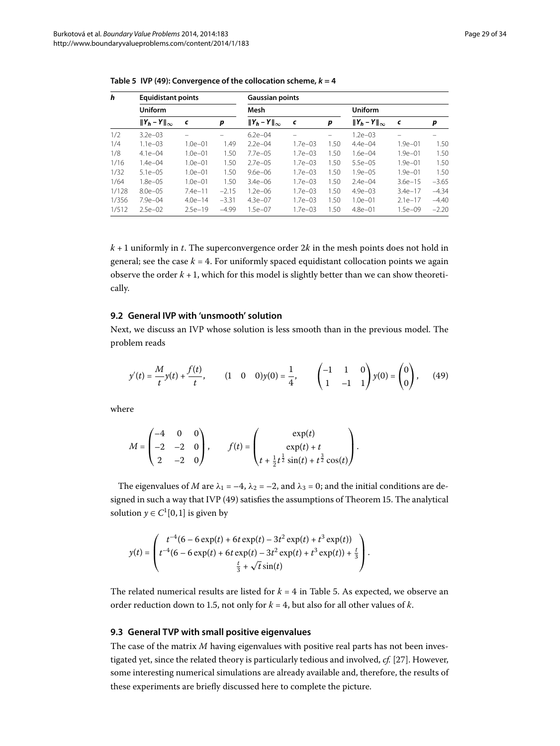**Table 5 IVP (49): Convergence of the collocation scheme, $k = 4$**

| $h$ | Equidistant points | | | Gaussian points | | | | | |
|---|---|---|---|---|---|---|---|---|---|
| | Uniform | | | Mesh | | | Uniform | | |
| | $\Vert Y_h - Y\Vert_\infty$ | $c$ | $p$ | $\Vert Y_h - Y\Vert_\infty$ | $c$ | $p$ | $\Vert Y_h - Y\Vert_\infty$ | $c$ | $p$ |
| 1/2 | 3.2e–03 | – | – | 6.2e–04 | – | – | 1.2e–03 | – | – |
| 1/4 | 1.1e–03 | 1.0e–01 | 1.49 | 2.2e–04 | 1.7e–03 | 1.50 | 4.4e–04 | 1.9e–01 | 1.50 |
| 1/8 | 4.1e–04 | 1.0e–01 | 1.50 | 7.7e–05 | 1.7e–03 | 1.50 | 1.6e–04 | 1.9e–01 | 1.50 |
| 1/16 | 1.4e–04 | 1.0e–01 | 1.50 | 2.7e–05 | 1.7e–03 | 1.50 | 5.5e–05 | 1.9e–01 | 1.50 |
| 1/32 | 5.1e–05 | 1.0e–01 | 1.50 | 9.6e–06 | 1.7e–03 | 1.50 | 1.9e–05 | 1.9e–01 | 1.50 |
| 1/64 | 1.8e–05 | 1.0e–01 | 1.50 | 3.4e–06 | 1.7e–03 | 1.50 | 2.4e–04 | 3.6e–15 | −3.65 |
| 1/128 | 8.0e–05 | 7.4e–11 | −2.15 | 1.2e–06 | 1.7e–03 | 1.50 | 4.9e–03 | 3.4e–17 | −4.34 |
| 1/356 | 7.9e–04 | 4.0e–14 | −3.31 | 4.3e–07 | 1.7e–03 | 1.50 | 1.0e–01 | 2.1e–17 | −4.40 |
| 1/512 | 2.5e–02 | 2.5e–19 | −4.99 | 1.5e–07 | 1.7e–03 | 1.50 | 4.8e–01 | 1.5e–09 | −2.20 |

$k + 1$ uniformly in $t$. The superconvergence order $2k$ in the mesh points does not hold in general; see the case $k = 4$. For uniformly spaced equidistant collocation points we again observe the order $k + 1$, which for this model is slightly better than we can show theoretically.

## 9.2 General IVP with 'unsmooth' solution

Next, we discuss an IVP whose solution is less smooth than in the previous model. The problem reads

$$y'(t) = \frac{M}{t}y(t) + \frac{f(t)}{t}, \qquad \begin{pmatrix} 1 & 0 & 0 \end{pmatrix} y(0) = \frac{1}{4}, \qquad \begin{pmatrix} -1 & 1 & 0 \\ 1 & -1 & 1 \end{pmatrix} y(0) = \begin{pmatrix} 0 \\ 0 \end{pmatrix}, \tag{49}$$

where

$$M = \begin{pmatrix} -4 & 0 & 0 \\ -2 & -2 & 0 \\ 2 & -2 & 0 \end{pmatrix}, \qquad f(t) = \begin{pmatrix} \exp(t) \\ \exp(t) + t \\ t + \frac{1}{2}t^{\frac{1}{2}}\sin(t) + t^{\frac{3}{2}}\cos(t) \end{pmatrix}.$$

The eigenvalues of $M$ are $\lambda_1 = -4$, $\lambda_2 = -2$, and $\lambda_3 = 0$; and the initial conditions are designed in such a way that IVP (49) satisfies the assumptions of Theorem 15. The analytical solution $y \in C^1[0,1]$ is given by

$$y(t) = \begin{pmatrix} t^{-4}(6 - 6\exp(t) + 6t\exp(t) - 3t^2\exp(t) + t^3\exp(t)) \\ t^{-4}(6 - 6\exp(t) + 6t\exp(t) - 3t^2\exp(t) + t^3\exp(t)) + \frac{t}{3} \\ \frac{t}{3} + \sqrt{t}\sin(t) \end{pmatrix}.$$

The related numerical results are listed for $k = 4$ in Table 5. As expected, we observe an order reduction down to 1.5, not only for $k = 4$, but also for all other values of $k$.

## 9.3 General TVP with small positive eigenvalues

The case of the matrix $M$ having eigenvalues with positive real parts has not been investigated yet, since the related theory is particularly tedious and involved, *cf.* [27]. However, some interesting numerical simulations are already available and, therefore, the results of these experiments are briefly discussed here to complete the picture.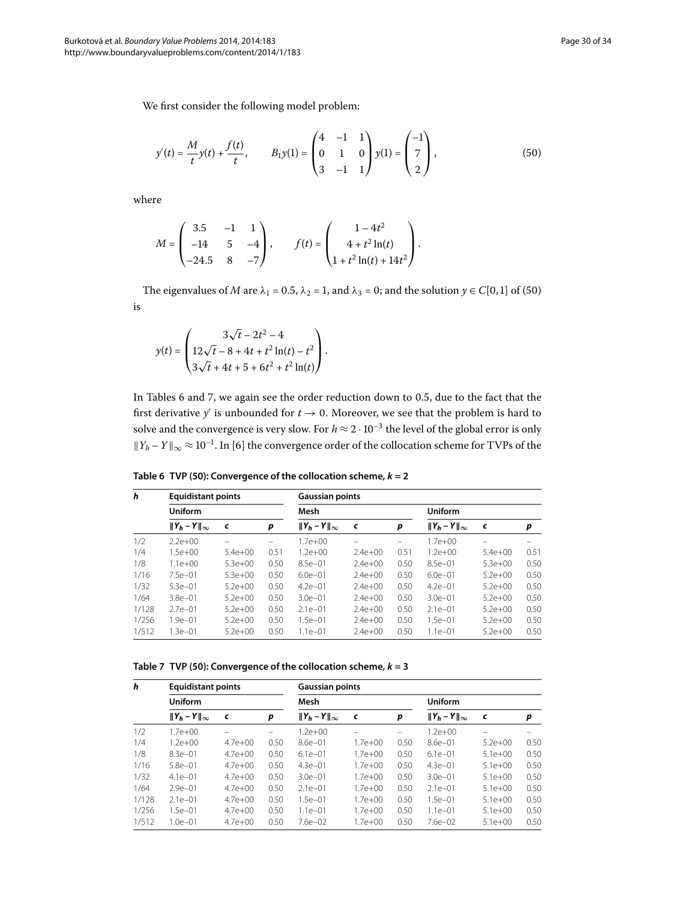We first consider the following model problem:

$$y'(t) = \frac{M}{t}y(t) + \frac{f(t)}{t}, \qquad B_1 y(1) = \begin{pmatrix} 4 & -1 & 1 \\ 0 & 1 & 0 \\ 3 & -1 & 1 \end{pmatrix} y(1) = \begin{pmatrix} -1 \\ 7 \\ 2 \end{pmatrix}, \tag{50}$$

where

$$M = \begin{pmatrix} 3.5 & -1 & 1 \\ -14 & 5 & -4 \\ -24.5 & 8 & -7 \end{pmatrix}, \qquad f(t) = \begin{pmatrix} 1 - 4t^2 \\ 4 + t^2 \ln(t) \\ 1 + t^2 \ln(t) + 14t^2 \end{pmatrix}.$$

The eigenvalues of $M$ are $\lambda_1 = 0.5$, $\lambda_2 = 1$, and $\lambda_3 = 0$; and the solution $y \in C[0,1]$ of (50) is

$$y(t) = \begin{pmatrix} 3\sqrt{t} - 2t^2 - 4 \\ 12\sqrt{t} - 8 + 4t + t^2 \ln(t) - t^2 \\ 3\sqrt{t} + 4t + 5 + 6t^2 + t^2 \ln(t) \end{pmatrix}.$$

In Tables 6 and 7, we again see the order reduction down to 0.5, due to the fact that the first derivative $y'$ is unbounded for $t \to 0$. Moreover, we see that the problem is hard to solve and the convergence is very slow. For $h \approx 2 \cdot 10^{-3}$ the level of the global error is only $\|Y_h - Y\|_\infty \approx 10^{-1}$. In [6] the convergence order of the collocation scheme for TVPs of the

**Table 6 TVP (50): Convergence of the collocation scheme, $k = 2$**

| $h$ | Equidistant points | | | Gaussian points | | | | | |
|---|---|---|---|---|---|---|---|---|---|
| | Uniform | | | Mesh | | | Uniform | | |
| | $\|Y_h - Y\|_\infty$ | $c$ | $p$ | $\|Y_h - Y\|_\infty$ | $c$ | $p$ | $\|Y_h - Y\|_\infty$ | $c$ | $p$ |
| 1/2 | 2.2e+00 | – | – | 1.7e+00 | – | – | 1.7e+00 | – | – |
| 1/4 | 1.5e+00 | 5.4e+00 | 0.51 | 1.2e+00 | 2.4e+00 | 0.51 | 1.2e+00 | 5.4e+00 | 0.51 |
| 1/8 | 1.1e+00 | 5.3e+00 | 0.50 | 8.5e–01 | 2.4e+00 | 0.50 | 8.5e–01 | 5.3e+00 | 0.50 |
| 1/16 | 7.5e–01 | 5.3e+00 | 0.50 | 6.0e–01 | 2.4e+00 | 0.50 | 6.0e–01 | 5.2e+00 | 0.50 |
| 1/32 | 5.3e–01 | 5.2e+00 | 0.50 | 4.2e–01 | 2.4e+00 | 0.50 | 4.2e–01 | 5.2e+00 | 0.50 |
| 1/64 | 3.8e–01 | 5.2e+00 | 0.50 | 3.0e–01 | 2.4e+00 | 0.50 | 3.0e–01 | 5.2e+00 | 0.50 |
| 1/128 | 2.7e–01 | 5.2e+00 | 0.50 | 2.1e–01 | 2.4e+00 | 0.50 | 2.1e–01 | 5.2e+00 | 0.50 |
| 1/256 | 1.9e–01 | 5.2e+00 | 0.50 | 1.5e–01 | 2.4e+00 | 0.50 | 1.5e–01 | 5.2e+00 | 0.50 |
| 1/512 | 1.3e–01 | 5.2e+00 | 0.50 | 1.1e–01 | 2.4e+00 | 0.50 | 1.1e–01 | 5.2e+00 | 0.50 |

**Table 7 TVP (50): Convergence of the collocation scheme, $k = 3$**

| $h$ | Equidistant points | | | Gaussian points | | | | | |
|---|---|---|---|---|---|---|---|---|---|
| | Uniform | | | Mesh | | | Uniform | | |
| | $\|Y_h - Y\|_\infty$ | $c$ | $p$ | $\|Y_h - Y\|_\infty$ | $c$ | $p$ | $\|Y_h - Y\|_\infty$ | $c$ | $p$ |
| 1/2 | 1.7e+00 | – | – | 1.2e+00 | – | – | 1.2e+00 | – | – |
| 1/4 | 1.2e+00 | 4.7e+00 | 0.50 | 8.6e–01 | 1.7e+00 | 0.50 | 8.6e–01 | 5.2e+00 | 0.50 |
| 1/8 | 8.3e–01 | 4.7e+00 | 0.50 | 6.1e–01 | 1.7e+00 | 0.50 | 6.1e–01 | 5.1e+00 | 0.50 |
| 1/16 | 5.8e–01 | 4.7e+00 | 0.50 | 4.3e–01 | 1.7e+00 | 0.50 | 4.3e–01 | 5.1e+00 | 0.50 |
| 1/32 | 4.1e–01 | 4.7e+00 | 0.50 | 3.0e–01 | 1.7e+00 | 0.50 | 3.0e–01 | 5.1e+00 | 0.50 |
| 1/64 | 2.9e–01 | 4.7e+00 | 0.50 | 2.1e–01 | 1.7e+00 | 0.50 | 2.1e–01 | 5.1e+00 | 0.50 |
| 1/128 | 2.1e–01 | 4.7e+00 | 0.50 | 1.5e–01 | 1.7e+00 | 0.50 | 1.5e–01 | 5.1e+00 | 0.50 |
| 1/256 | 1.5e–01 | 4.7e+00 | 0.50 | 1.1e–01 | 1.7e+00 | 0.50 | 1.1e–01 | 5.1e+00 | 0.50 |
| 1/512 | 1.0e–01 | 4.7e+00 | 0.50 | 7.6e–02 | 1.7e+00 | 0.50 | 7.6e–02 | 5.1e+00 | 0.50 |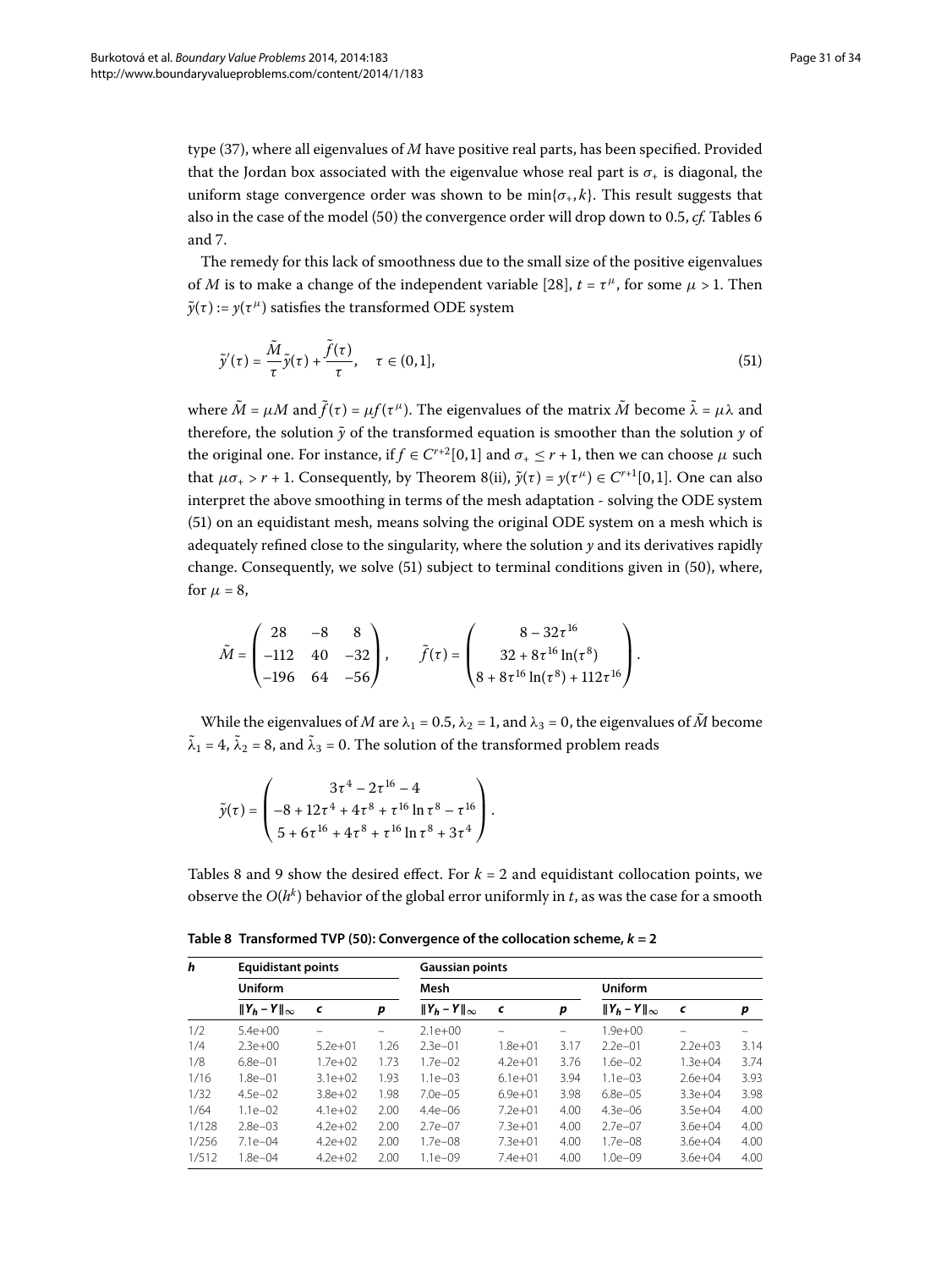type (37), where all eigenvalues of $M$ have positive real parts, has been specified. Provided that the Jordan box associated with the eigenvalue whose real part is $\sigma_+$ is diagonal, the uniform stage convergence order was shown to be $\min\{\sigma_+, k\}$. This result suggests that also in the case of the model (50) the convergence order will drop down to 0.5, *cf.* Tables 6 and 7.

The remedy for this lack of smoothness due to the small size of the positive eigenvalues of $M$ is to make a change of the independent variable [28], $t = \tau^\mu$, for some $\mu > 1$. Then $\tilde{y}(\tau) := y(\tau^\mu)$ satisfies the transformed ODE system

$$\tilde{y}'(\tau) = \frac{\tilde{M}}{\tau}\tilde{y}(\tau) + \frac{\tilde{f}(\tau)}{\tau}, \quad \tau \in (0,1], \tag{51}$$

where $\tilde{M} = \mu M$ and $\tilde{f}(\tau) = \mu f(\tau^\mu)$. The eigenvalues of the matrix $\tilde{M}$ become $\tilde{\lambda} = \mu\lambda$ and therefore, the solution $\tilde{y}$ of the transformed equation is smoother than the solution $y$ of the original one. For instance, if $f \in C^{r+2}[0,1]$ and $\sigma_+ \le r+1$, then we can choose $\mu$ such that $\mu\sigma_+ > r+1$. Consequently, by Theorem 8(ii), $\tilde{y}(\tau) = y(\tau^\mu) \in C^{r+1}[0,1]$. One can also interpret the above smoothing in terms of the mesh adaptation - solving the ODE system (51) on an equidistant mesh, means solving the original ODE system on a mesh which is adequately refined close to the singularity, where the solution $y$ and its derivatives rapidly change. Consequently, we solve (51) subject to terminal conditions given in (50), where, for $\mu = 8$,

$$\tilde{M} = \begin{pmatrix} 28 & -8 & 8 \\ -112 & 40 & -32 \\ -196 & 64 & -56 \end{pmatrix}, \qquad \tilde{f}(\tau) = \begin{pmatrix} 8 - 32\tau^{16} \\ 32 + 8\tau^{16}\ln(\tau^8) \\ 8 + 8\tau^{16}\ln(\tau^8) + 112\tau^{16} \end{pmatrix}.$$

While the eigenvalues of $M$ are $\lambda_1 = 0.5$, $\lambda_2 = 1$, and $\lambda_3 = 0$, the eigenvalues of $\tilde{M}$ become $\tilde{\lambda}_1 = 4$, $\tilde{\lambda}_2 = 8$, and $\tilde{\lambda}_3 = 0$. The solution of the transformed problem reads

$$\tilde{y}(\tau) = \begin{pmatrix} 3\tau^4 - 2\tau^{16} - 4 \\ -8 + 12\tau^4 + 4\tau^8 + \tau^{16}\ln\tau^8 - \tau^{16} \\ 5 + 6\tau^{16} + 4\tau^8 + \tau^{16}\ln\tau^8 + 3\tau^4 \end{pmatrix}.$$

Tables 8 and 9 show the desired effect. For $k = 2$ and equidistant collocation points, we observe the $O(h^k)$ behavior of the global error uniformly in $t$, as was the case for a smooth

**Table 8 Transformed TVP (50): Convergence of the collocation scheme, $k = 2$**

| $h$ | Equidistant points | | | Gaussian points | | | | | |
|---|---|---|---|---|---|---|---|---|---|
| | Uniform | | | Mesh | | | Uniform | | |
| | $\|Y_h - Y\|_\infty$ | $c$ | $p$ | $\|Y_h - Y\|_\infty$ | $c$ | $p$ | $\|Y_h - Y\|_\infty$ | $c$ | $p$ |
| 1/2 | 5.4e+00 | – | – | 2.1e+00 | – | – | 1.9e+00 | – | – |
| 1/4 | 2.3e+00 | 5.2e+01 | 1.26 | 2.3e–01 | 1.8e+01 | 3.17 | 2.2e–01 | 2.2e+03 | 3.14 |
| 1/8 | 6.8e–01 | 1.7e+02 | 1.73 | 1.7e–02 | 4.2e+01 | 3.76 | 1.6e–02 | 1.3e+04 | 3.74 |
| 1/16 | 1.8e–01 | 3.1e+02 | 1.93 | 1.1e–03 | 6.1e+01 | 3.94 | 1.1e–03 | 2.6e+04 | 3.93 |
| 1/32 | 4.5e–02 | 3.8e+02 | 1.98 | 7.0e–05 | 6.9e+01 | 3.98 | 6.8e–05 | 3.3e+04 | 3.98 |
| 1/64 | 1.1e–02 | 4.1e+02 | 2.00 | 4.4e–06 | 7.2e+01 | 4.00 | 4.3e–06 | 3.5e+04 | 4.00 |
| 1/128 | 2.8e–03 | 4.2e+02 | 2.00 | 2.7e–07 | 7.3e+01 | 4.00 | 2.7e–07 | 3.6e+04 | 4.00 |
| 1/256 | 7.1e–04 | 4.2e+02 | 2.00 | 1.7e–08 | 7.3e+01 | 4.00 | 1.7e–08 | 3.6e+04 | 4.00 |
| 1/512 | 1.8e–04 | 4.2e+02 | 2.00 | 1.1e–09 | 7.4e+01 | 4.00 | 1.0e–09 | 3.6e+04 | 4.00 |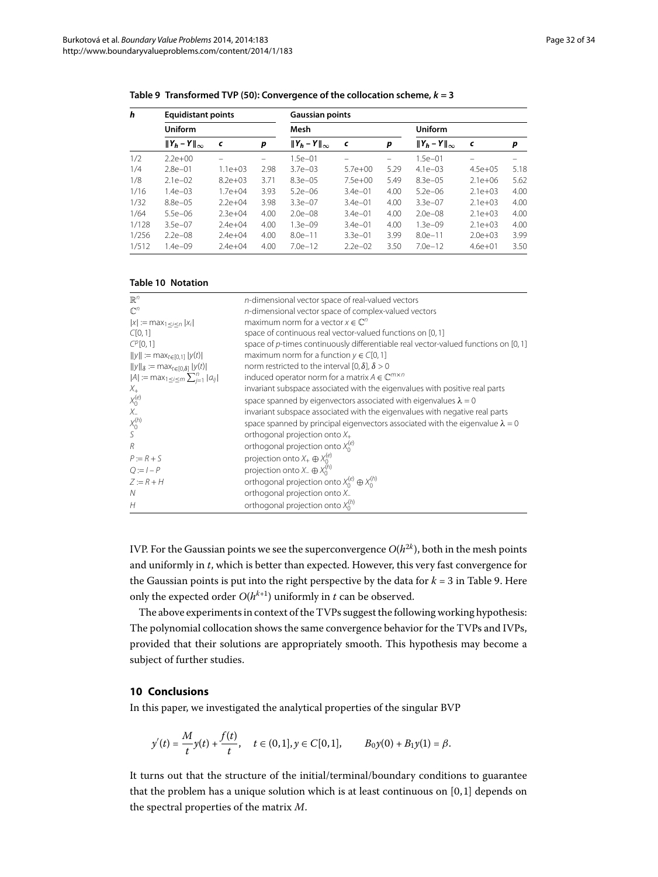**Table 9 Transformed TVP (50): Convergence of the collocation scheme, $k = 3$**

| $h$ | Equidistant points | | | Gaussian points | | | | | |
|---|---|---|---|---|---|---|---|---|---|
| | Uniform | | | Mesh | | | Uniform | | |
| | $\|Y_h - Y\|_\infty$ | $c$ | $p$ | $\|Y_h - Y\|_\infty$ | $c$ | $p$ | $\|Y_h - Y\|_\infty$ | $c$ | $p$ |
| 1/2 | 2.2e+00 | – | – | 1.5e–01 | – | – | 1.5e–01 | – | – |
| 1/4 | 2.8e–01 | 1.1e+03 | 2.98 | 3.7e–03 | 5.7e+00 | 5.29 | 4.1e–03 | 4.5e+05 | 5.18 |
| 1/8 | 2.1e–02 | 8.2e+03 | 3.71 | 8.3e–05 | 7.5e+00 | 5.49 | 8.3e–05 | 2.1e+06 | 5.62 |
| 1/16 | 1.4e–03 | 1.7e+04 | 3.93 | 5.2e–06 | 3.4e–01 | 4.00 | 5.2e–06 | 2.1e+03 | 4.00 |
| 1/32 | 8.8e–05 | 2.2e+04 | 3.98 | 3.3e–07 | 3.4e–01 | 4.00 | 3.3e–07 | 2.1e+03 | 4.00 |
| 1/64 | 5.5e–06 | 2.3e+04 | 4.00 | 2.0e–08 | 3.4e–01 | 4.00 | 2.0e–08 | 2.1e+03 | 4.00 |
| 1/128 | 3.5e–07 | 2.4e+04 | 4.00 | 1.3e–09 | 3.4e–01 | 4.00 | 1.3e–09 | 2.1e+03 | 4.00 |
| 1/256 | 2.2e–08 | 2.4e+04 | 4.00 | 8.0e–11 | 3.3e–01 | 3.99 | 8.0e–11 | 2.0e+03 | 3.99 |
| 1/512 | 1.4e–09 | 2.4e+04 | 4.00 | 7.0e–12 | 2.2e–02 | 3.50 | 7.0e–12 | 4.6e+01 | 3.50 |

**Table 10 Notation**

| | |
|---|---|
| $\mathbb{R}^n$ | $n$-dimensional vector space of real-valued vectors |
| $\mathbb{C}^n$ | $n$-dimensional vector space of complex-valued vectors |
| $\|x\| := \max_{1\le i\le n} \|x_i\|$ | maximum norm for a vector $x \in \mathbb{C}^n$ |
| $C[0,1]$ | space of continuous real vector-valued functions on $[0,1]$ |
| $C^p[0,1]$ | space of $p$-times continuously differentiable real vector-valued functions on $[0,1]$ |
| $\|y\| := \max_{t\in[0,1]} \|y(t)\|$ | maximum norm for a function $y \in C[0,1]$ |
| $\|y\|_\delta := \max_{t\in[0,\delta]} \|y(t)\|$ | norm restricted to the interval $[0,\delta]$, $\delta > 0$ |
| $\|A\| := \max_{1\le i\le m} \sum_{j=1}^{n} \|a_{ij}\|$ | induced operator norm for a matrix $A \in \mathbb{C}^{m\times n}$ |
| $X_+$ | invariant subspace associated with the eigenvalues with positive real parts |
| $X_0^{(e)}$ | space spanned by eigenvectors associated with eigenvalues $\lambda = 0$ |
| $X_-$ | invariant subspace associated with the eigenvalues with negative real parts |
| $X_0^{(h)}$ | space spanned by principal eigenvectors associated with the eigenvalue $\lambda = 0$ |
| $S$ | orthogonal projection onto $X_+$ |
| $R$ | orthogonal projection onto $X_0^{(e)}$ |
| $P := R + S$ | projection onto $X_+ \oplus X_0^{(e)}$ |
| $Q := I - P$ | projection onto $X_- \oplus X_0^{(h)}$ |
| $Z := R + H$ | orthogonal projection onto $X_0^{(e)} \oplus X_0^{(h)}$ |
| $N$ | orthogonal projection onto $X_-$ |
| $H$ | orthogonal projection onto $X_0^{(h)}$ |

IVP. For the Gaussian points we see the superconvergence $O(h^{2k})$, both in the mesh points and uniformly in $t$, which is better than expected. However, this very fast convergence for the Gaussian points is put into the right perspective by the data for $k = 3$ in Table 9. Here only the expected order $O(h^{k+1})$ uniformly in $t$ can be observed.

The above experiments in context of the TVPs suggest the following working hypothesis: The polynomial collocation shows the same convergence behavior for the TVPs and IVPs, provided that their solutions are appropriately smooth. This hypothesis may become a subject of further studies.

## 10 Conclusions

In this paper, we investigated the analytical properties of the singular BVP

$$y'(t) = \frac{M}{t}y(t) + \frac{f(t)}{t}, \quad t \in (0,1], y \in C[0,1], \qquad B_0 y(0) + B_1 y(1) = \beta.$$

It turns out that the structure of the initial/terminal/boundary conditions to guarantee that the problem has a unique solution which is at least continuous on $[0,1]$ depends on the spectral properties of the matrix $M$.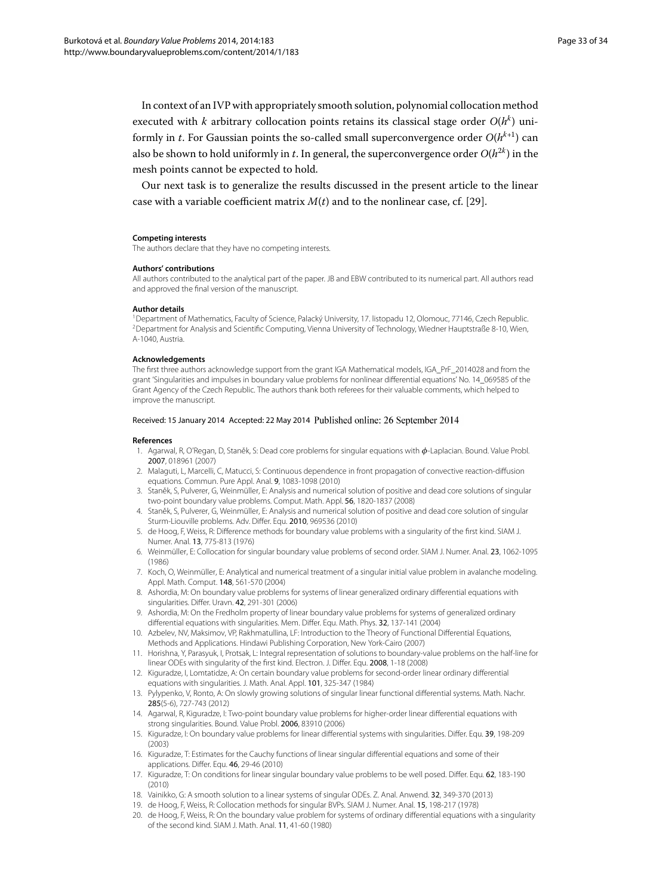In context of an IVP with appropriately smooth solution, polynomial collocation method executed with $k$ arbitrary collocation points retains its classical stage order $O(h^k)$ uniformly in $t$. For Gaussian points the so-called small superconvergence order $O(h^{k+1})$ can also be shown to hold uniformly in $t$. In general, the superconvergence order $O(h^{2k})$ in the mesh points cannot be expected to hold.

Our next task is to generalize the results discussed in the present article to the linear case with a variable coefficient matrix $M(t)$ and to the nonlinear case, cf. [29].

#### Competing interests

The authors declare that they have no competing interests.

#### Authors' contributions

All authors contributed to the analytical part of the paper. JB and EBW contributed to its numerical part. All authors read and approved the final version of the manuscript.

#### Author details

[1]Department of Mathematics, Faculty of Science, Palacký University, 17. listopadu 12, Olomouc, 77146, Czech Republic. [2]Department for Analysis and Scientific Computing, Vienna University of Technology, Wiedner Hauptstraße 8-10, Wien, A-1040, Austria.

#### Acknowledgements

The first three authors acknowledge support from the grant IGA Mathematical models, IGA_PrF_2014028 and from the grant 'Singularities and impulses in boundary value problems for nonlinear differential equations' No. 14_069585 of the Grant Agency of the Czech Republic. The authors thank both referees for their valuable comments, which helped to improve the manuscript.

Received: 15 January 2014 Accepted: 22 May 2014 Published online: 26 September 2014

#### References

1. Agarwal, R, O'Regan, D, Staněk, S: Dead core problems for singular equations with $\phi$-Laplacian. Bound. Value Probl. **2007**, 018961 (2007)
2. Malaguti, L, Marcelli, C, Matucci, S: Continuous dependence in front propagation of convective reaction-diffusion equations. Commun. Pure Appl. Anal. **9**, 1083-1098 (2010)
3. Staněk, S, Pulverer, G, Weinmüller, E: Analysis and numerical solution of positive and dead core solutions of singular two-point boundary value problems. Comput. Math. Appl. **56**, 1820-1837 (2008)
4. Staněk, S, Pulverer, G, Weinmüller, E: Analysis and numerical solution of positive and dead core solution of singular Sturm-Liouville problems. Adv. Differ. Equ. **2010**, 969536 (2010)
5. de Hoog, F, Weiss, R: Difference methods for boundary value problems with a singularity of the first kind. SIAM J. Numer. Anal. **13**, 775-813 (1976)
6. Weinmüller, E: Collocation for singular boundary value problems of second order. SIAM J. Numer. Anal. **23**, 1062-1095 (1986)
7. Koch, O, Weinmüller, E: Analytical and numerical treatment of a singular initial value problem in avalanche modeling. Appl. Math. Comput. **148**, 561-570 (2004)
8. Ashordia, M: On boundary value problems for systems of linear generalized ordinary differential equations with singularities. Differ. Uravn. **42**, 291-301 (2006)
9. Ashordia, M: On the Fredholm property of linear boundary value problems for systems of generalized ordinary differential equations with singularities. Mem. Differ. Equ. Math. Phys. **32**, 137-141 (2004)
10. Azbelev, NV, Maksimov, VP, Rakhmatullina, LF: Introduction to the Theory of Functional Differential Equations, Methods and Applications. Hindawi Publishing Corporation, New York-Cairo (2007)
11. Horishna, Y, Parasyuk, I, Protsak, L: Integral representation of solutions to boundary-value problems on the half-line for linear ODEs with singularity of the first kind. Electron. J. Differ. Equ. **2008**, 1-18 (2008)
12. Kiguradze, I, Lomtatidze, A: On certain boundary value problems for second-order linear ordinary differential equations with singularities. J. Math. Anal. Appl. **101**, 325-347 (1984)
13. Pylypenko, V, Ronto, A: On slowly growing solutions of singular linear functional differential systems. Math. Nachr. **285**(5-6), 727-743 (2012)
14. Agarwal, R, Kiguradze, I: Two-point boundary value problems for higher-order linear differential equations with strong singularities. Bound. Value Probl. **2006**, 83910 (2006)
15. Kiguradze, I: On boundary value problems for linear differential systems with singularities. Differ. Equ. **39**, 198-209 (2003)
16. Kiguradze, T: Estimates for the Cauchy functions of linear singular differential equations and some of their applications. Differ. Equ. **46**, 29-46 (2010)
17. Kiguradze, T: On conditions for linear singular boundary value problems to be well posed. Differ. Equ. **62**, 183-190 (2010)
18. Vainikko, G: A smooth solution to a linear systems of singular ODEs. Z. Anal. Anwend. **32**, 349-370 (2013)
19. de Hoog, F, Weiss, R: Collocation methods for singular BVPs. SIAM J. Numer. Anal. **15**, 198-217 (1978)
20. de Hoog, F, Weiss, R: On the boundary value problem for systems of ordinary differential equations with a singularity of the second kind. SIAM J. Math. Anal. **11**, 41-60 (1980)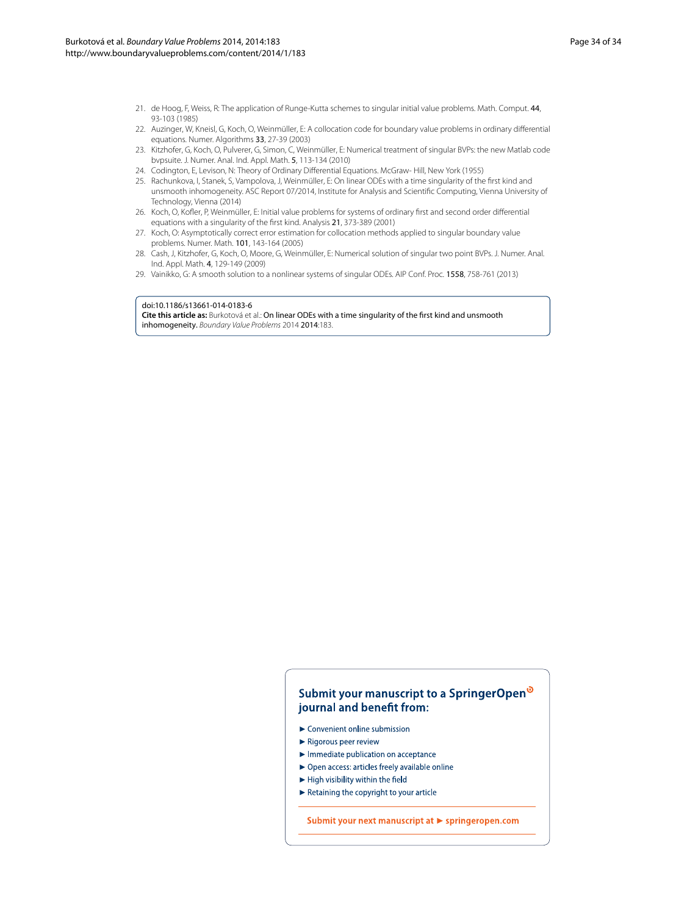21. de Hoog, F, Weiss, R: The application of Runge-Kutta schemes to singular initial value problems. Math. Comput. **44**, 93-103 (1985)
22. Auzinger, W, Kneisl, G, Koch, O, Weinmüller, E: A collocation code for boundary value problems in ordinary differential equations. Numer. Algorithms **33**, 27-39 (2003)
23. Kitzhofer, G, Koch, O, Pulverer, G, Simon, C, Weinmüller, E: Numerical treatment of singular BVPs: the new Matlab code bvpsuite. J. Numer. Anal. Ind. Appl. Math. **5**, 113-134 (2010)
24. Codington, E, Levison, N: Theory of Ordinary Differential Equations. McGraw- Hill, New York (1955)
25. Rachunkova, I, Stanek, S, Vampolova, J, Weinmüller, E: On linear ODEs with a time singularity of the first kind and unsmooth inhomogeneity. ASC Report 07/2014, Institute for Analysis and Scientific Computing, Vienna University of Technology, Vienna (2014)
26. Koch, O, Kofler, P, Weinmüller, E: Initial value problems for systems of ordinary first and second order differential equations with a singularity of the first kind. Analysis **21**, 373-389 (2001)
27. Koch, O: Asymptotically correct error estimation for collocation methods applied to singular boundary value problems. Numer. Math. **101**, 143-164 (2005)
28. Cash, J, Kitzhofer, G, Koch, O, Moore, G, Weinmüller, E: Numerical solution of singular two point BVPs. J. Numer. Anal. Ind. Appl. Math. **4**, 129-149 (2009)
29. Vainikko, G: A smooth solution to a nonlinear systems of singular ODEs. AIP Conf. Proc. **1558**, 758-761 (2013)

doi:10.1186/s13661-014-0183-6

**Cite this article as:** Burkotová et al.: On linear ODEs with a time singularity of the first kind and unsmooth inhomogeneity. *Boundary Value Problems* 2014 **2014**:183.

**Submit your manuscript to a SpringerOpen journal and benefit from:**

- ► Convenient online submission
- ► Rigorous peer review
- ► Immediate publication on acceptance
- ► Open access: articles freely available online
- ► High visibility within the field
- ► Retaining the copyright to your article

**Submit your next manuscript at ► springeropen.com**